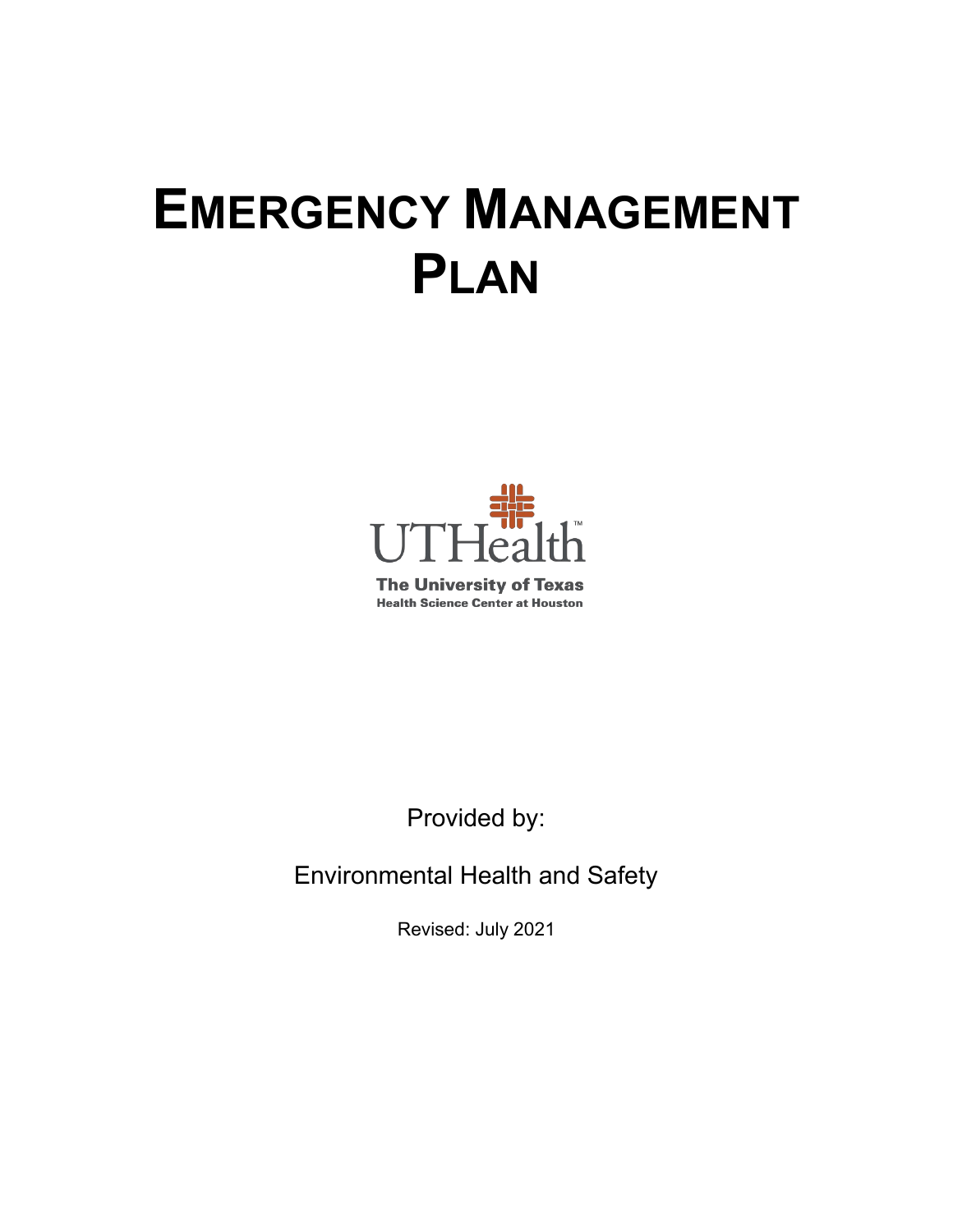# EMERGENCY MANAGEMENT PLAN

UTHealth

The University of Texas
Health Science Center at Houston

Provided by:

Environmental Health and Safety

Revised: July 2021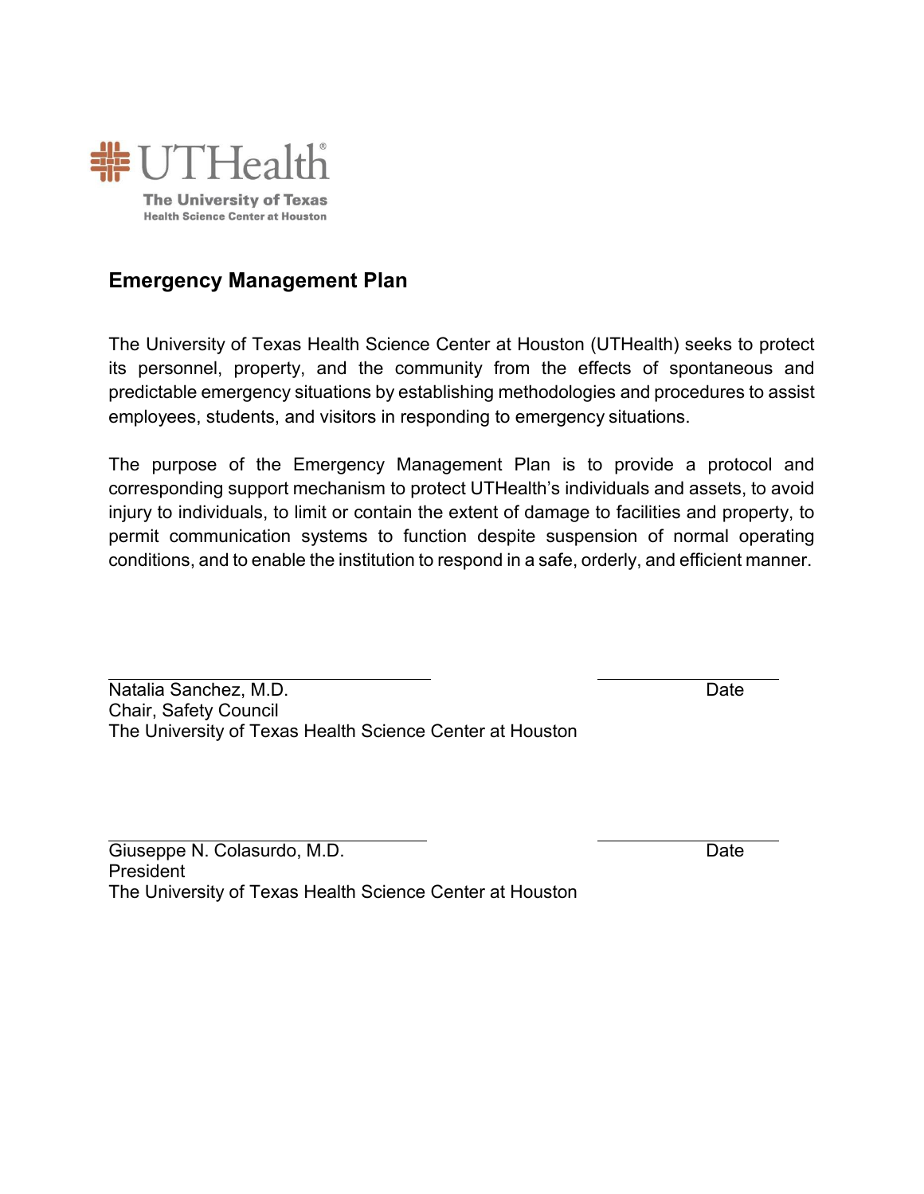UTHealth

The University of Texas
Health Science Center at Houston

## Emergency Management Plan

The University of Texas Health Science Center at Houston (UTHealth) seeks to protect its personnel, property, and the community from the effects of spontaneous and predictable emergency situations by establishing methodologies and procedures to assist employees, students, and visitors in responding to emergency situations.

The purpose of the Emergency Management Plan is to provide a protocol and corresponding support mechanism to protect UTHealth's individuals and assets, to avoid injury to individuals, to limit or contain the extent of damage to facilities and property, to permit communication systems to function despite suspension of normal operating conditions, and to enable the institution to respond in a safe, orderly, and efficient manner.

\_\_\_\_\_\_\_\_\_\_\_\_\_\_\_\_\_\_\_\_\_\_\_\_\_\_\_\_\_\_\_\_ \_\_\_\_\_\_\_\_\_\_\_\_\_\_\_\_\_\_
Natalia Sanchez, M.D. Date
Chair, Safety Council
The University of Texas Health Science Center at Houston

\_\_\_\_\_\_\_\_\_\_\_\_\_\_\_\_\_\_\_\_\_\_\_\_\_\_\_\_\_\_\_\_ \_\_\_\_\_\_\_\_\_\_\_\_\_\_\_\_\_\_
Giuseppe N. Colasurdo, M.D. Date
President
The University of Texas Health Science Center at Houston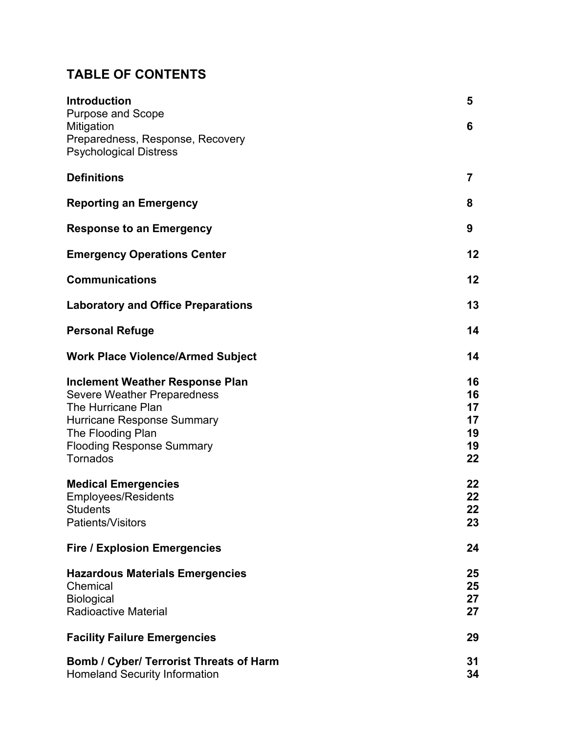## TABLE OF CONTENTS

| | |
|---|---|
| **Introduction** | **5** |
| Purpose and Scope | |
| Mitigation | **6** |
| Preparedness, Response, Recovery | |
| Psychological Distress | |
| **Definitions** | **7** |
| **Reporting an Emergency** | **8** |
| **Response to an Emergency** | **9** |
| **Emergency Operations Center** | **12** |
| **Communications** | **12** |
| **Laboratory and Office Preparations** | **13** |
| **Personal Refuge** | **14** |
| **Work Place Violence/Armed Subject** | **14** |
| **Inclement Weather Response Plan** | **16** |
| Severe Weather Preparedness | **16** |
| The Hurricane Plan | **17** |
| Hurricane Response Summary | **17** |
| The Flooding Plan | **19** |
| Flooding Response Summary | **19** |
| Tornados | **22** |
| **Medical Emergencies** | **22** |
| Employees/Residents | **22** |
| Students | **22** |
| Patients/Visitors | **23** |
| **Fire / Explosion Emergencies** | **24** |
| **Hazardous Materials Emergencies** | **25** |
| Chemical | **25** |
| Biological | **27** |
| Radioactive Material | **27** |
| **Facility Failure Emergencies** | **29** |
| **Bomb / Cyber/ Terrorist Threats of Harm** | **31** |
| Homeland Security Information | **34** |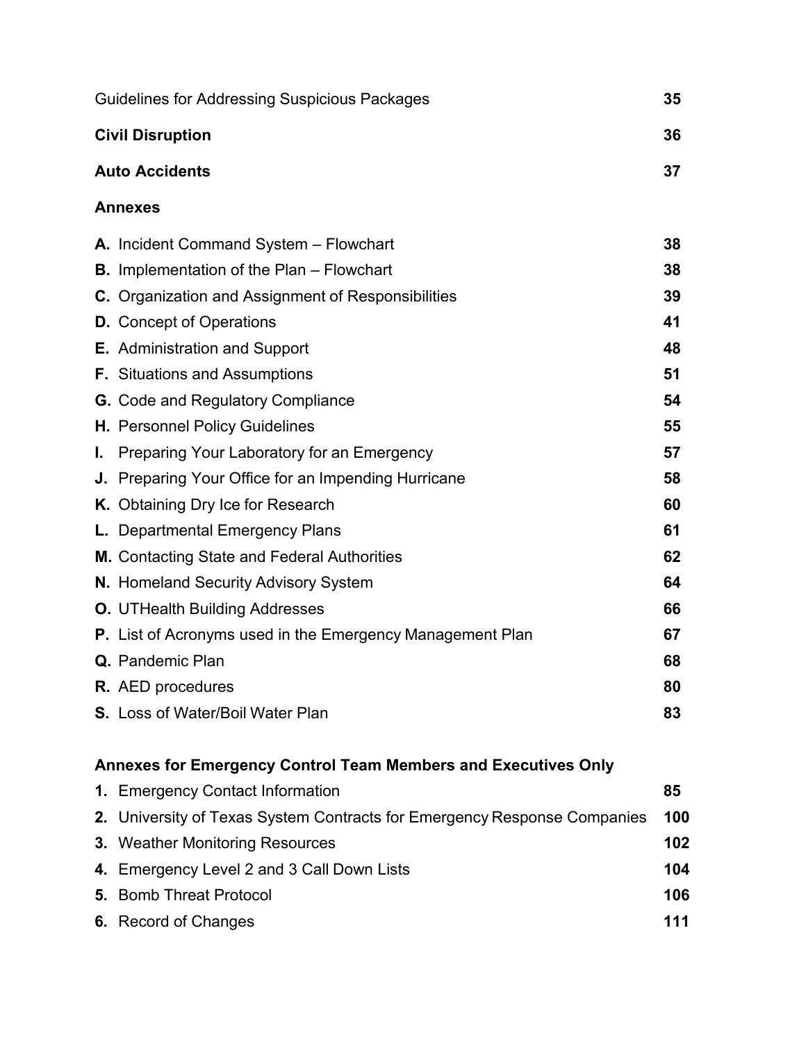| | |
|---|---|
| Guidelines for Addressing Suspicious Packages | **35** |
| **Civil Disruption** | **36** |
| **Auto Accidents** | **37** |
| **Annexes** | |
| **A.** Incident Command System – Flowchart | **38** |
| **B.** Implementation of the Plan – Flowchart | **38** |
| **C.** Organization and Assignment of Responsibilities | **39** |
| **D.** Concept of Operations | **41** |
| **E.** Administration and Support | **48** |
| **F.** Situations and Assumptions | **51** |
| **G.** Code and Regulatory Compliance | **54** |
| **H.** Personnel Policy Guidelines | **55** |
| **I.** Preparing Your Laboratory for an Emergency | **57** |
| **J.** Preparing Your Office for an Impending Hurricane | **58** |
| **K.** Obtaining Dry Ice for Research | **60** |
| **L.** Departmental Emergency Plans | **61** |
| **M.** Contacting State and Federal Authorities | **62** |
| **N.** Homeland Security Advisory System | **64** |
| **O.** UTHealth Building Addresses | **66** |
| **P.** List of Acronyms used in the Emergency Management Plan | **67** |
| **Q.** Pandemic Plan | **68** |
| **R.** AED procedures | **80** |
| **S.** Loss of Water/Boil Water Plan | **83** |

**Annexes for Emergency Control Team Members and Executives Only**

| | |
|---|---|
| **1.** Emergency Contact Information | **85** |
| **2.** University of Texas System Contracts for Emergency Response Companies | **100** |
| **3.** Weather Monitoring Resources | **102** |
| **4.** Emergency Level 2 and 3 Call Down Lists | **104** |
| **5.** Bomb Threat Protocol | **106** |
| **6.** Record of Changes | **111** |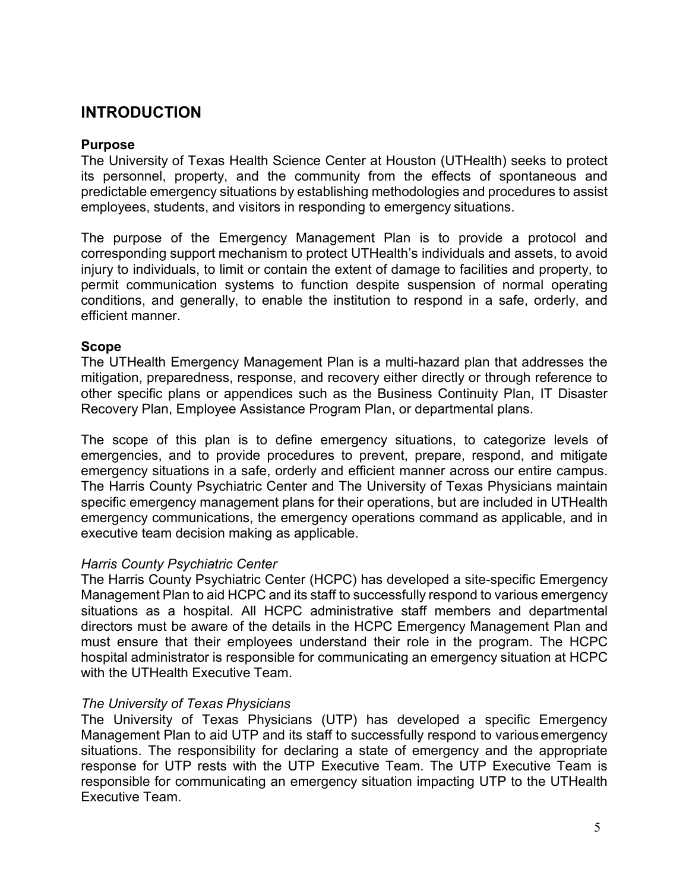# INTRODUCTION

### Purpose

The University of Texas Health Science Center at Houston (UTHealth) seeks to protect its personnel, property, and the community from the effects of spontaneous and predictable emergency situations by establishing methodologies and procedures to assist employees, students, and visitors in responding to emergency situations.

The purpose of the Emergency Management Plan is to provide a protocol and corresponding support mechanism to protect UTHealth's individuals and assets, to avoid injury to individuals, to limit or contain the extent of damage to facilities and property, to permit communication systems to function despite suspension of normal operating conditions, and generally, to enable the institution to respond in a safe, orderly, and efficient manner.

### Scope

The UTHealth Emergency Management Plan is a multi-hazard plan that addresses the mitigation, preparedness, response, and recovery either directly or through reference to other specific plans or appendices such as the Business Continuity Plan, IT Disaster Recovery Plan, Employee Assistance Program Plan, or departmental plans.

The scope of this plan is to define emergency situations, to categorize levels of emergencies, and to provide procedures to prevent, prepare, respond, and mitigate emergency situations in a safe, orderly and efficient manner across our entire campus. The Harris County Psychiatric Center and The University of Texas Physicians maintain specific emergency management plans for their operations, but are included in UTHealth emergency communications, the emergency operations command as applicable, and in executive team decision making as applicable.

*Harris County Psychiatric Center*

The Harris County Psychiatric Center (HCPC) has developed a site-specific Emergency Management Plan to aid HCPC and its staff to successfully respond to various emergency situations as a hospital. All HCPC administrative staff members and departmental directors must be aware of the details in the HCPC Emergency Management Plan and must ensure that their employees understand their role in the program. The HCPC hospital administrator is responsible for communicating an emergency situation at HCPC with the UTHealth Executive Team.

*The University of Texas Physicians*

The University of Texas Physicians (UTP) has developed a specific Emergency Management Plan to aid UTP and its staff to successfully respond to various emergency situations. The responsibility for declaring a state of emergency and the appropriate response for UTP rests with the UTP Executive Team. The UTP Executive Team is responsible for communicating an emergency situation impacting UTP to the UTHealth Executive Team.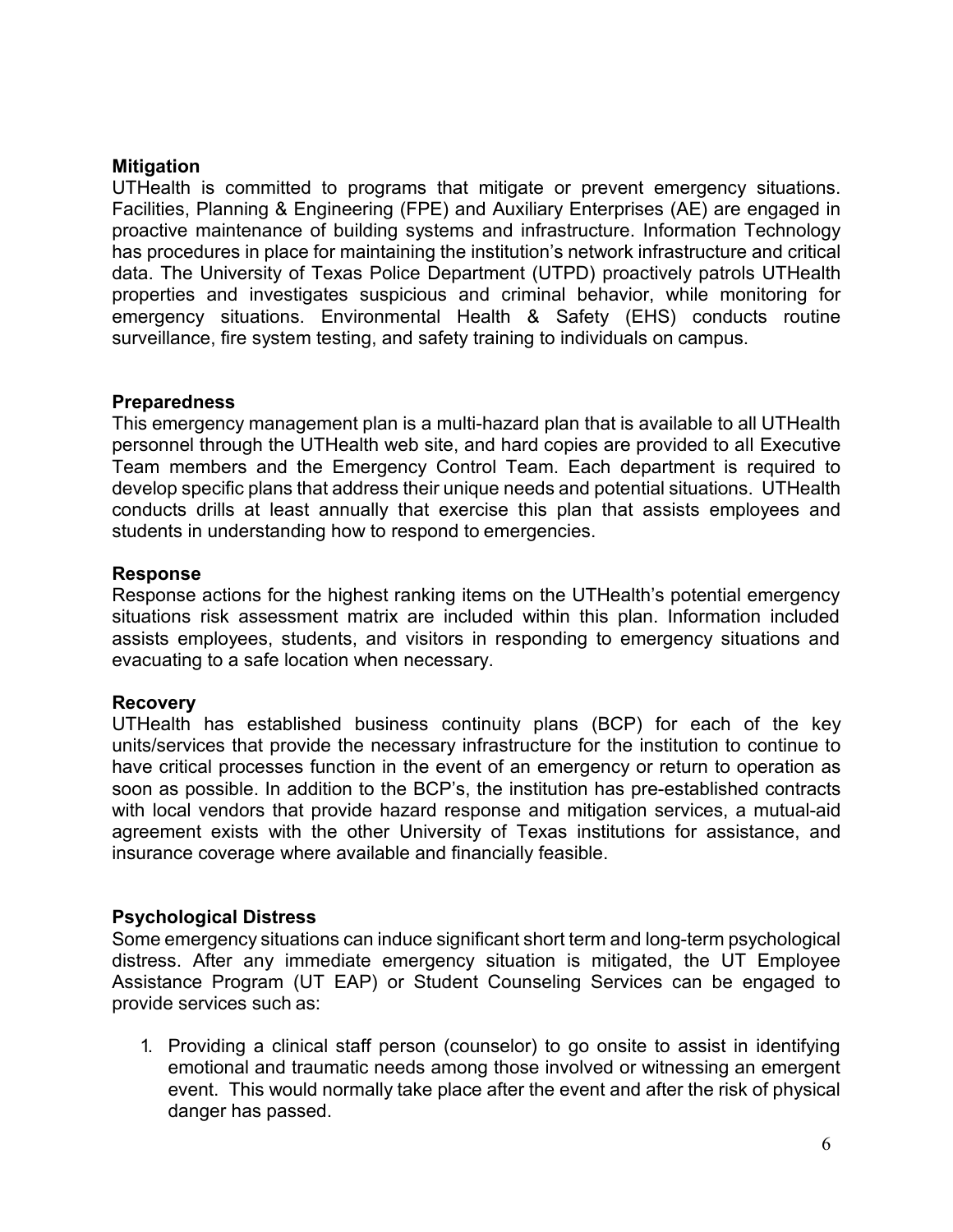**Mitigation**

UTHealth is committed to programs that mitigate or prevent emergency situations. Facilities, Planning & Engineering (FPE) and Auxiliary Enterprises (AE) are engaged in proactive maintenance of building systems and infrastructure. Information Technology has procedures in place for maintaining the institution's network infrastructure and critical data. The University of Texas Police Department (UTPD) proactively patrols UTHealth properties and investigates suspicious and criminal behavior, while monitoring for emergency situations. Environmental Health & Safety (EHS) conducts routine surveillance, fire system testing, and safety training to individuals on campus.

**Preparedness**

This emergency management plan is a multi-hazard plan that is available to all UTHealth personnel through the UTHealth web site, and hard copies are provided to all Executive Team members and the Emergency Control Team. Each department is required to develop specific plans that address their unique needs and potential situations. UTHealth conducts drills at least annually that exercise this plan that assists employees and students in understanding how to respond to emergencies.

**Response**

Response actions for the highest ranking items on the UTHealth's potential emergency situations risk assessment matrix are included within this plan. Information included assists employees, students, and visitors in responding to emergency situations and evacuating to a safe location when necessary.

**Recovery**

UTHealth has established business continuity plans (BCP) for each of the key units/services that provide the necessary infrastructure for the institution to continue to have critical processes function in the event of an emergency or return to operation as soon as possible. In addition to the BCP's, the institution has pre-established contracts with local vendors that provide hazard response and mitigation services, a mutual-aid agreement exists with the other University of Texas institutions for assistance, and insurance coverage where available and financially feasible.

**Psychological Distress**

Some emergency situations can induce significant short term and long-term psychological distress. After any immediate emergency situation is mitigated, the UT Employee Assistance Program (UT EAP) or Student Counseling Services can be engaged to provide services such as:

1. Providing a clinical staff person (counselor) to go onsite to assist in identifying emotional and traumatic needs among those involved or witnessing an emergent event. This would normally take place after the event and after the risk of physical danger has passed.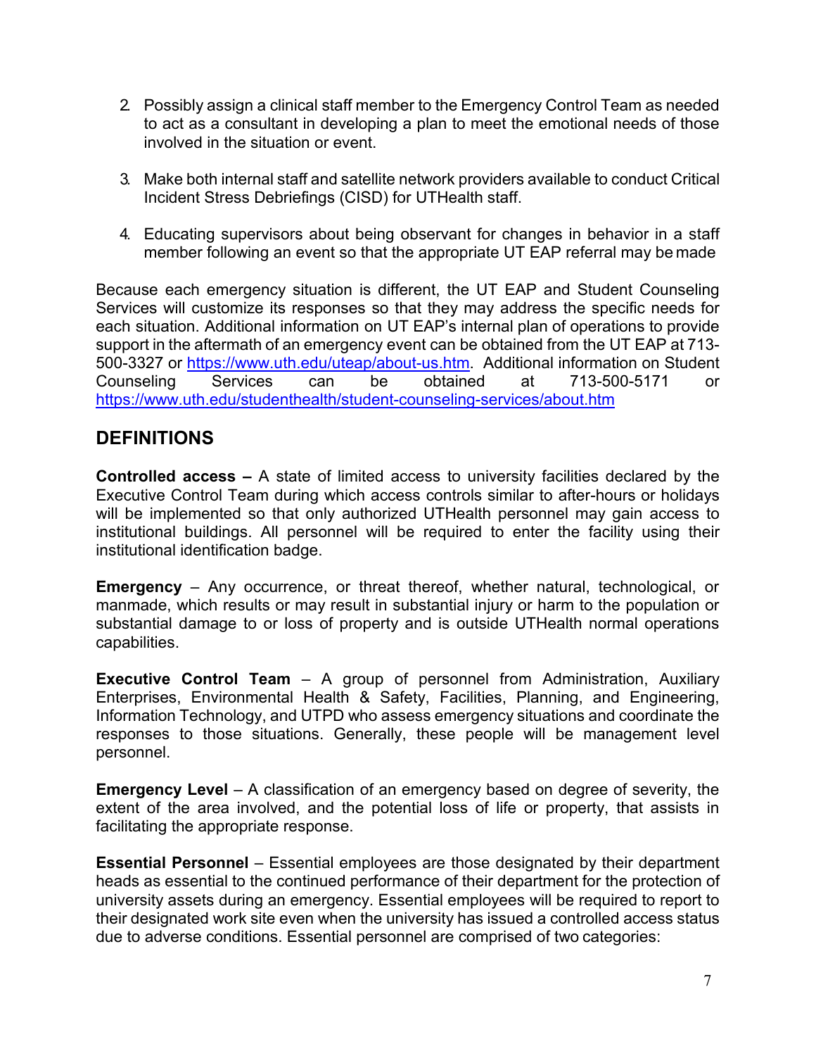2. Possibly assign a clinical staff member to the Emergency Control Team as needed to act as a consultant in developing a plan to meet the emotional needs of those involved in the situation or event.

3. Make both internal staff and satellite network providers available to conduct Critical Incident Stress Debriefings (CISD) for UTHealth staff.

4. Educating supervisors about being observant for changes in behavior in a staff member following an event so that the appropriate UT EAP referral may be made

Because each emergency situation is different, the UT EAP and Student Counseling Services will customize its responses so that they may address the specific needs for each situation. Additional information on UT EAP's internal plan of operations to provide support in the aftermath of an emergency event can be obtained from the UT EAP at 713-500-3327 or [https://www.uth.edu/uteap/about-us.htm](https://www.uth.edu/uteap/about-us.htm). Additional information on Student Counseling Services can be obtained at 713-500-5171 or [https://www.uth.edu/studenthealth/student-counseling-services/about.htm](https://www.uth.edu/studenthealth/student-counseling-services/about.htm)

## DEFINITIONS

**Controlled access –** A state of limited access to university facilities declared by the Executive Control Team during which access controls similar to after-hours or holidays will be implemented so that only authorized UTHealth personnel may gain access to institutional buildings. All personnel will be required to enter the facility using their institutional identification badge.

**Emergency** – Any occurrence, or threat thereof, whether natural, technological, or manmade, which results or may result in substantial injury or harm to the population or substantial damage to or loss of property and is outside UTHealth normal operations capabilities.

**Executive Control Team** – A group of personnel from Administration, Auxiliary Enterprises, Environmental Health & Safety, Facilities, Planning, and Engineering, Information Technology, and UTPD who assess emergency situations and coordinate the responses to those situations. Generally, these people will be management level personnel.

**Emergency Level** – A classification of an emergency based on degree of severity, the extent of the area involved, and the potential loss of life or property, that assists in facilitating the appropriate response.

**Essential Personnel** – Essential employees are those designated by their department heads as essential to the continued performance of their department for the protection of university assets during an emergency. Essential employees will be required to report to their designated work site even when the university has issued a controlled access status due to adverse conditions. Essential personnel are comprised of two categories: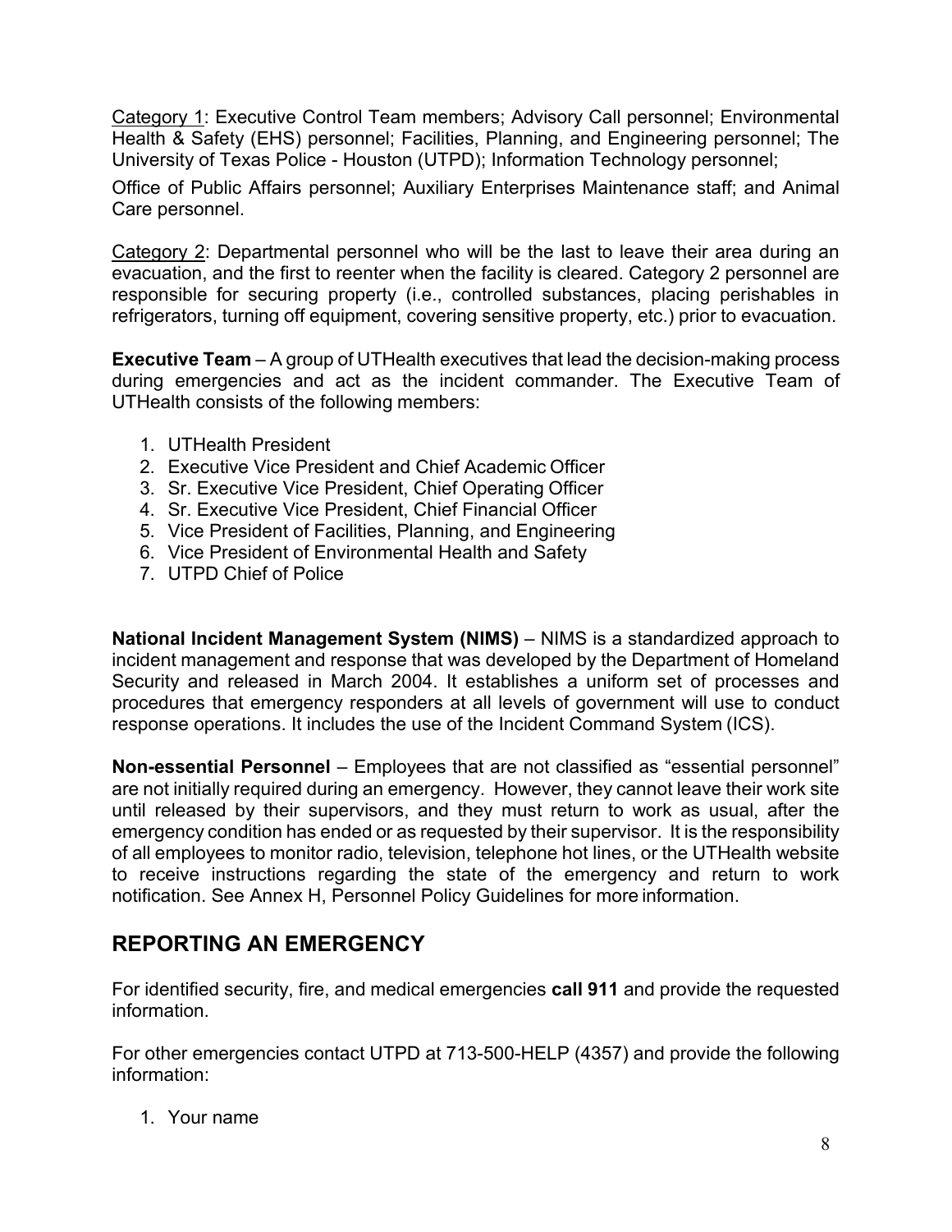Category 1: Executive Control Team members; Advisory Call personnel; Environmental Health & Safety (EHS) personnel; Facilities, Planning, and Engineering personnel; The University of Texas Police - Houston (UTPD); Information Technology personnel;

Office of Public Affairs personnel; Auxiliary Enterprises Maintenance staff; and Animal Care personnel.

Category 2: Departmental personnel who will be the last to leave their area during an evacuation, and the first to reenter when the facility is cleared. Category 2 personnel are responsible for securing property (i.e., controlled substances, placing perishables in refrigerators, turning off equipment, covering sensitive property, etc.) prior to evacuation.

**Executive Team** – A group of UTHealth executives that lead the decision-making process during emergencies and act as the incident commander. The Executive Team of UTHealth consists of the following members:

1. UTHealth President
2. Executive Vice President and Chief Academic Officer
3. Sr. Executive Vice President, Chief Operating Officer
4. Sr. Executive Vice President, Chief Financial Officer
5. Vice President of Facilities, Planning, and Engineering
6. Vice President of Environmental Health and Safety
7. UTPD Chief of Police

**National Incident Management System (NIMS)** – NIMS is a standardized approach to incident management and response that was developed by the Department of Homeland Security and released in March 2004. It establishes a uniform set of processes and procedures that emergency responders at all levels of government will use to conduct response operations. It includes the use of the Incident Command System (ICS).

**Non-essential Personnel** – Employees that are not classified as "essential personnel" are not initially required during an emergency. However, they cannot leave their work site until released by their supervisors, and they must return to work as usual, after the emergency condition has ended or as requested by their supervisor. It is the responsibility of all employees to monitor radio, television, telephone hot lines, or the UTHealth website to receive instructions regarding the state of the emergency and return to work notification. See Annex H, Personnel Policy Guidelines for more information.

## REPORTING AN EMERGENCY

For identified security, fire, and medical emergencies **call 911** and provide the requested information.

For other emergencies contact UTPD at 713-500-HELP (4357) and provide the following information:

1. Your name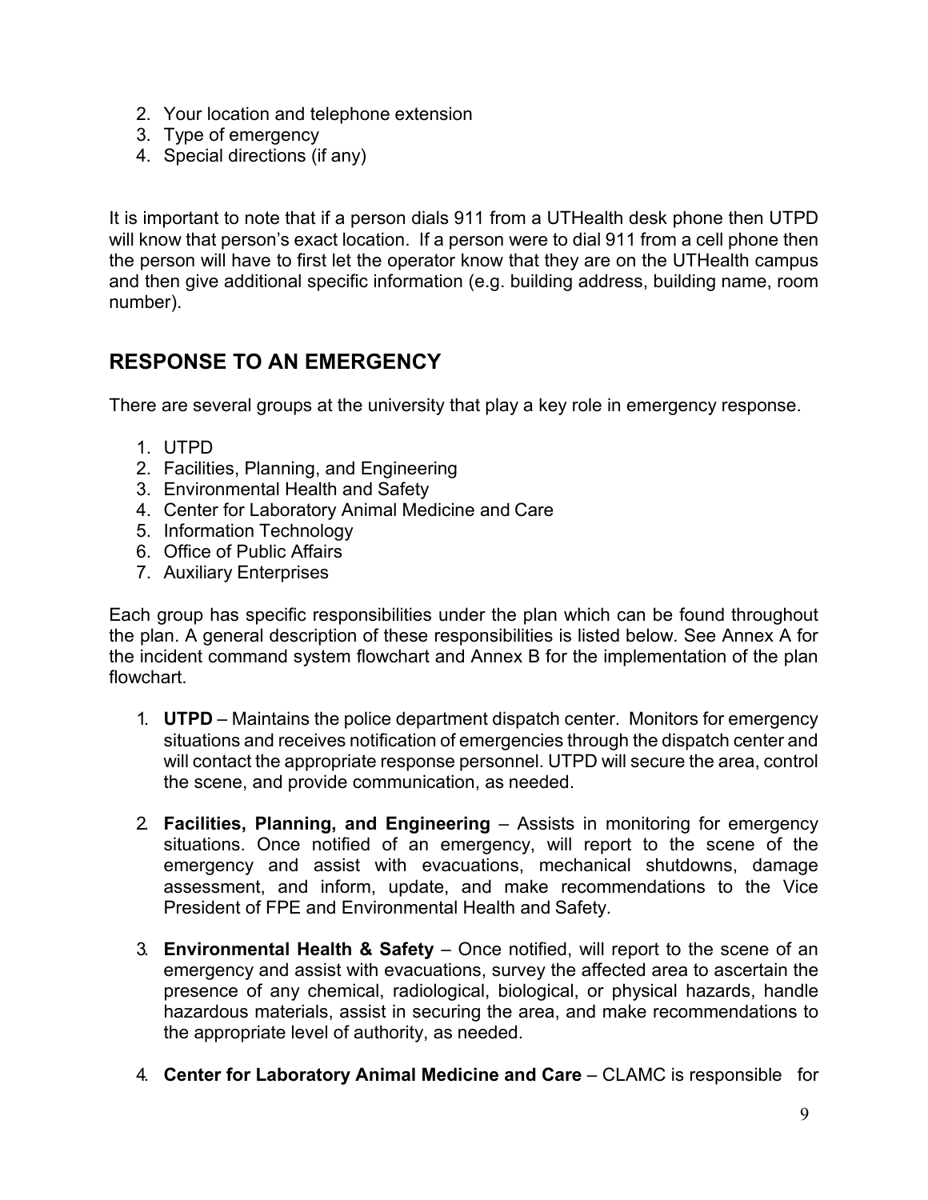2. Your location and telephone extension
3. Type of emergency
4. Special directions (if any)

It is important to note that if a person dials 911 from a UTHealth desk phone then UTPD will know that person's exact location. If a person were to dial 911 from a cell phone then the person will have to first let the operator know that they are on the UTHealth campus and then give additional specific information (e.g. building address, building name, room number).

## RESPONSE TO AN EMERGENCY

There are several groups at the university that play a key role in emergency response.

1. UTPD
2. Facilities, Planning, and Engineering
3. Environmental Health and Safety
4. Center for Laboratory Animal Medicine and Care
5. Information Technology
6. Office of Public Affairs
7. Auxiliary Enterprises

Each group has specific responsibilities under the plan which can be found throughout the plan. A general description of these responsibilities is listed below. See Annex A for the incident command system flowchart and Annex B for the implementation of the plan flowchart.

1. **UTPD** – Maintains the police department dispatch center. Monitors for emergency situations and receives notification of emergencies through the dispatch center and will contact the appropriate response personnel. UTPD will secure the area, control the scene, and provide communication, as needed.

2. **Facilities, Planning, and Engineering** – Assists in monitoring for emergency situations. Once notified of an emergency, will report to the scene of the emergency and assist with evacuations, mechanical shutdowns, damage assessment, and inform, update, and make recommendations to the Vice President of FPE and Environmental Health and Safety.

3. **Environmental Health & Safety** – Once notified, will report to the scene of an emergency and assist with evacuations, survey the affected area to ascertain the presence of any chemical, radiological, biological, or physical hazards, handle hazardous materials, assist in securing the area, and make recommendations to the appropriate level of authority, as needed.

4. **Center for Laboratory Animal Medicine and Care** – CLAMC is responsible for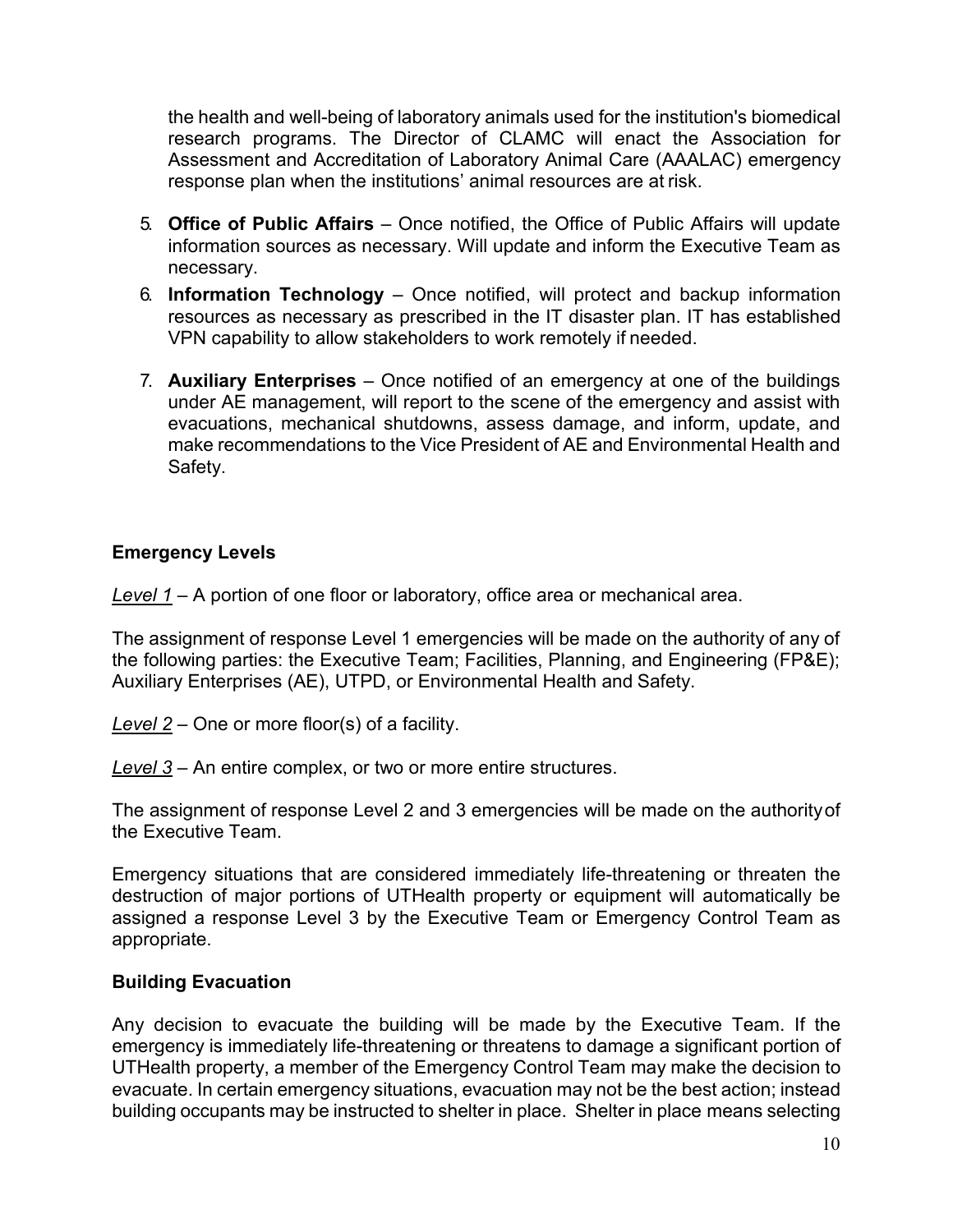the health and well-being of laboratory animals used for the institution's biomedical research programs. The Director of CLAMC will enact the Association for Assessment and Accreditation of Laboratory Animal Care (AAALAC) emergency response plan when the institutions' animal resources are at risk.

5. **Office of Public Affairs** – Once notified, the Office of Public Affairs will update information sources as necessary. Will update and inform the Executive Team as necessary.
6. **Information Technology** – Once notified, will protect and backup information resources as necessary as prescribed in the IT disaster plan. IT has established VPN capability to allow stakeholders to work remotely if needed.
7. **Auxiliary Enterprises** – Once notified of an emergency at one of the buildings under AE management, will report to the scene of the emergency and assist with evacuations, mechanical shutdowns, assess damage, and inform, update, and make recommendations to the Vice President of AE and Environmental Health and Safety.

### Emergency Levels

*Level 1* – A portion of one floor or laboratory, office area or mechanical area.

The assignment of response Level 1 emergencies will be made on the authority of any of the following parties: the Executive Team; Facilities, Planning, and Engineering (FP&E); Auxiliary Enterprises (AE), UTPD, or Environmental Health and Safety.

*Level 2* – One or more floor(s) of a facility.

*Level 3* – An entire complex, or two or more entire structures.

The assignment of response Level 2 and 3 emergencies will be made on the authority of the Executive Team.

Emergency situations that are considered immediately life-threatening or threaten the destruction of major portions of UTHealth property or equipment will automatically be assigned a response Level 3 by the Executive Team or Emergency Control Team as appropriate.

### Building Evacuation

Any decision to evacuate the building will be made by the Executive Team. If the emergency is immediately life-threatening or threatens to damage a significant portion of UTHealth property, a member of the Emergency Control Team may make the decision to evacuate. In certain emergency situations, evacuation may not be the best action; instead building occupants may be instructed to shelter in place. Shelter in place means selecting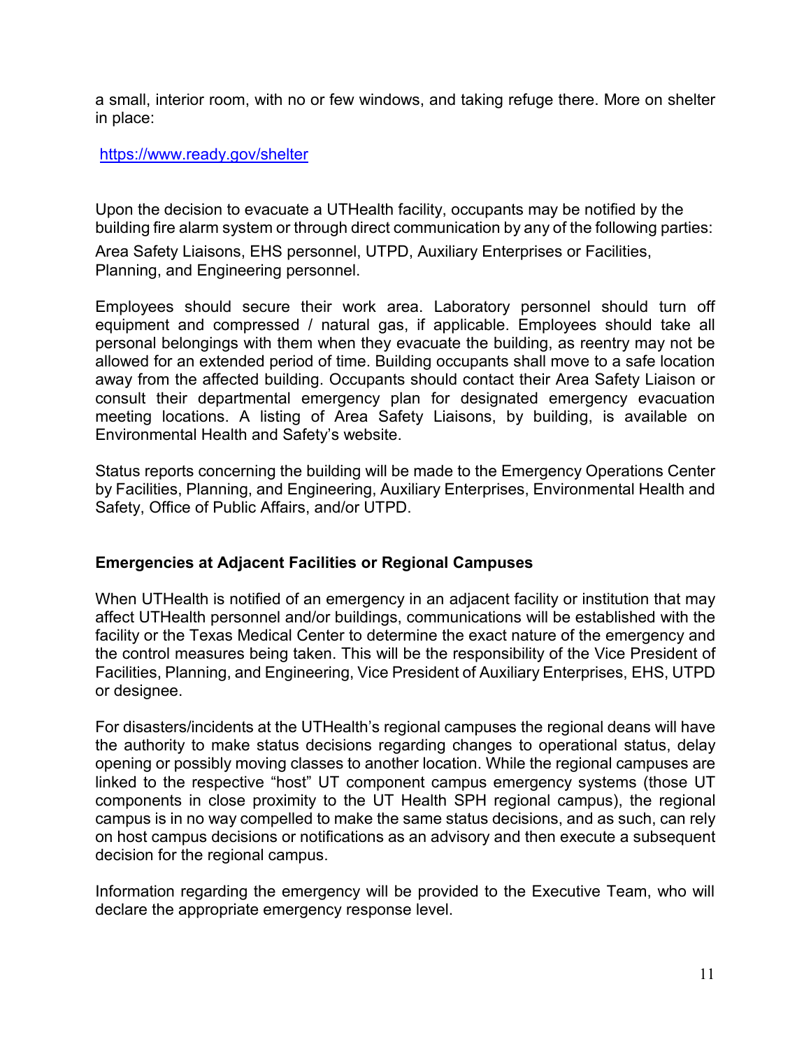a small, interior room, with no or few windows, and taking refuge there. More on shelter in place:

https://www.ready.gov/shelter

Upon the decision to evacuate a UTHealth facility, occupants may be notified by the building fire alarm system or through direct communication by any of the following parties: Area Safety Liaisons, EHS personnel, UTPD, Auxiliary Enterprises or Facilities, Planning, and Engineering personnel.

Employees should secure their work area. Laboratory personnel should turn off equipment and compressed / natural gas, if applicable. Employees should take all personal belongings with them when they evacuate the building, as reentry may not be allowed for an extended period of time. Building occupants shall move to a safe location away from the affected building. Occupants should contact their Area Safety Liaison or consult their departmental emergency plan for designated emergency evacuation meeting locations. A listing of Area Safety Liaisons, by building, is available on Environmental Health and Safety's website.

Status reports concerning the building will be made to the Emergency Operations Center by Facilities, Planning, and Engineering, Auxiliary Enterprises, Environmental Health and Safety, Office of Public Affairs, and/or UTPD.

**Emergencies at Adjacent Facilities or Regional Campuses**

When UTHealth is notified of an emergency in an adjacent facility or institution that may affect UTHealth personnel and/or buildings, communications will be established with the facility or the Texas Medical Center to determine the exact nature of the emergency and the control measures being taken. This will be the responsibility of the Vice President of Facilities, Planning, and Engineering, Vice President of Auxiliary Enterprises, EHS, UTPD or designee.

For disasters/incidents at the UTHealth's regional campuses the regional deans will have the authority to make status decisions regarding changes to operational status, delay opening or possibly moving classes to another location. While the regional campuses are linked to the respective "host" UT component campus emergency systems (those UT components in close proximity to the UT Health SPH regional campus), the regional campus is in no way compelled to make the same status decisions, and as such, can rely on host campus decisions or notifications as an advisory and then execute a subsequent decision for the regional campus.

Information regarding the emergency will be provided to the Executive Team, who will declare the appropriate emergency response level.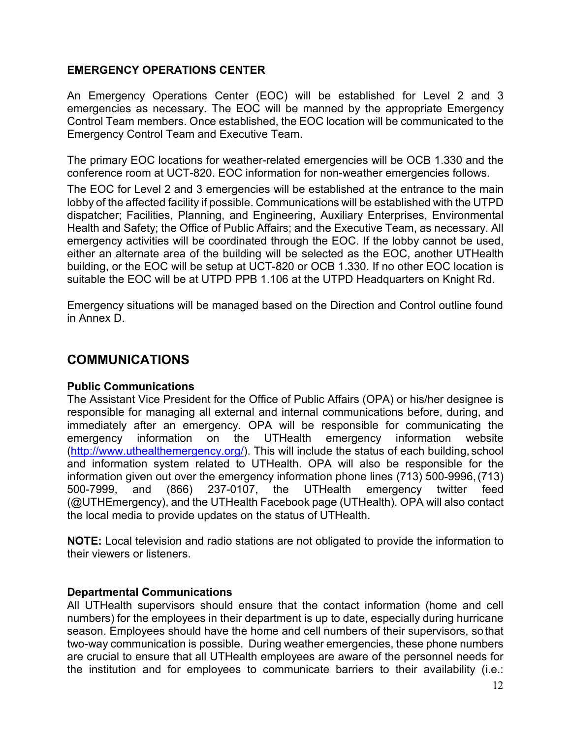**EMERGENCY OPERATIONS CENTER**

An Emergency Operations Center (EOC) will be established for Level 2 and 3 emergencies as necessary. The EOC will be manned by the appropriate Emergency Control Team members. Once established, the EOC location will be communicated to the Emergency Control Team and Executive Team.

The primary EOC locations for weather-related emergencies will be OCB 1.330 and the conference room at UCT-820. EOC information for non-weather emergencies follows.

The EOC for Level 2 and 3 emergencies will be established at the entrance to the main lobby of the affected facility if possible. Communications will be established with the UTPD dispatcher; Facilities, Planning, and Engineering, Auxiliary Enterprises, Environmental Health and Safety; the Office of Public Affairs; and the Executive Team, as necessary. All emergency activities will be coordinated through the EOC. If the lobby cannot be used, either an alternate area of the building will be selected as the EOC, another UTHealth building, or the EOC will be setup at UCT-820 or OCB 1.330. If no other EOC location is suitable the EOC will be at UTPD PPB 1.106 at the UTPD Headquarters on Knight Rd.

Emergency situations will be managed based on the Direction and Control outline found in Annex D.

## COMMUNICATIONS

**Public Communications**

The Assistant Vice President for the Office of Public Affairs (OPA) or his/her designee is responsible for managing all external and internal communications before, during, and immediately after an emergency. OPA will be responsible for communicating the emergency information on the UTHealth emergency information website (http://www.uthealthemergency.org/). This will include the status of each building, school and information system related to UTHealth. OPA will also be responsible for the information given out over the emergency information phone lines (713) 500-9996, (713) 500-7999, and (866) 237-0107, the UTHealth emergency twitter feed (@UTHEmergency), and the UTHealth Facebook page (UTHealth). OPA will also contact the local media to provide updates on the status of UTHealth.

**NOTE:** Local television and radio stations are not obligated to provide the information to their viewers or listeners.

**Departmental Communications**

All UTHealth supervisors should ensure that the contact information (home and cell numbers) for the employees in their department is up to date, especially during hurricane season. Employees should have the home and cell numbers of their supervisors, so that two-way communication is possible. During weather emergencies, these phone numbers are crucial to ensure that all UTHealth employees are aware of the personnel needs for the institution and for employees to communicate barriers to their availability (i.e.: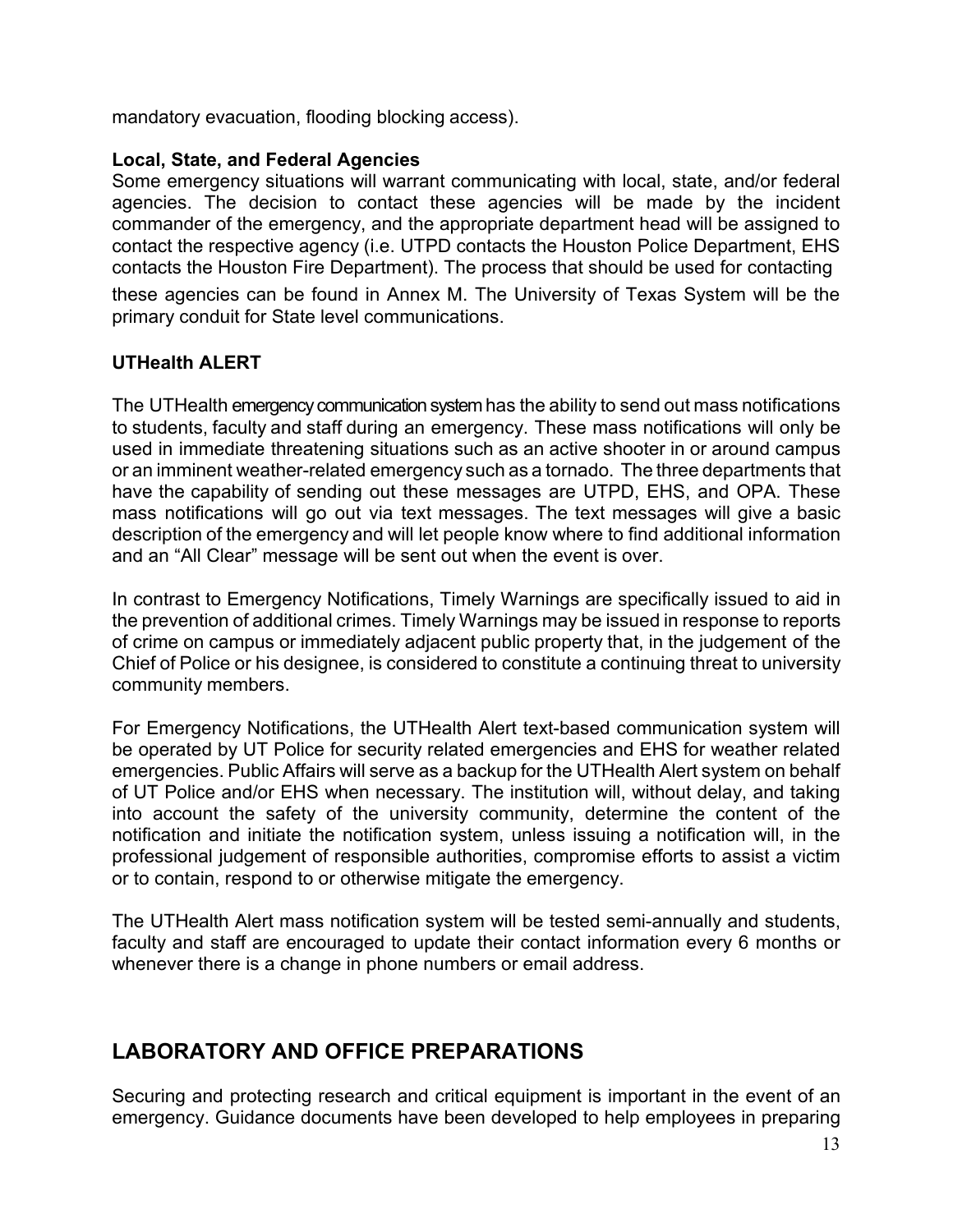mandatory evacuation, flooding blocking access).

**Local, State, and Federal Agencies**

Some emergency situations will warrant communicating with local, state, and/or federal agencies. The decision to contact these agencies will be made by the incident commander of the emergency, and the appropriate department head will be assigned to contact the respective agency (i.e. UTPD contacts the Houston Police Department, EHS contacts the Houston Fire Department). The process that should be used for contacting these agencies can be found in Annex M. The University of Texas System will be the primary conduit for State level communications.

**UTHealth ALERT**

The UTHealth emergency communication system has the ability to send out mass notifications to students, faculty and staff during an emergency. These mass notifications will only be used in immediate threatening situations such as an active shooter in or around campus or an imminent weather-related emergency such as a tornado. The three departments that have the capability of sending out these messages are UTPD, EHS, and OPA. These mass notifications will go out via text messages. The text messages will give a basic description of the emergency and will let people know where to find additional information and an "All Clear" message will be sent out when the event is over.

In contrast to Emergency Notifications, Timely Warnings are specifically issued to aid in the prevention of additional crimes. Timely Warnings may be issued in response to reports of crime on campus or immediately adjacent public property that, in the judgement of the Chief of Police or his designee, is considered to constitute a continuing threat to university community members.

For Emergency Notifications, the UTHealth Alert text-based communication system will be operated by UT Police for security related emergencies and EHS for weather related emergencies. Public Affairs will serve as a backup for the UTHealth Alert system on behalf of UT Police and/or EHS when necessary. The institution will, without delay, and taking into account the safety of the university community, determine the content of the notification and initiate the notification system, unless issuing a notification will, in the professional judgement of responsible authorities, compromise efforts to assist a victim or to contain, respond to or otherwise mitigate the emergency.

The UTHealth Alert mass notification system will be tested semi-annually and students, faculty and staff are encouraged to update their contact information every 6 months or whenever there is a change in phone numbers or email address.

## LABORATORY AND OFFICE PREPARATIONS

Securing and protecting research and critical equipment is important in the event of an emergency. Guidance documents have been developed to help employees in preparing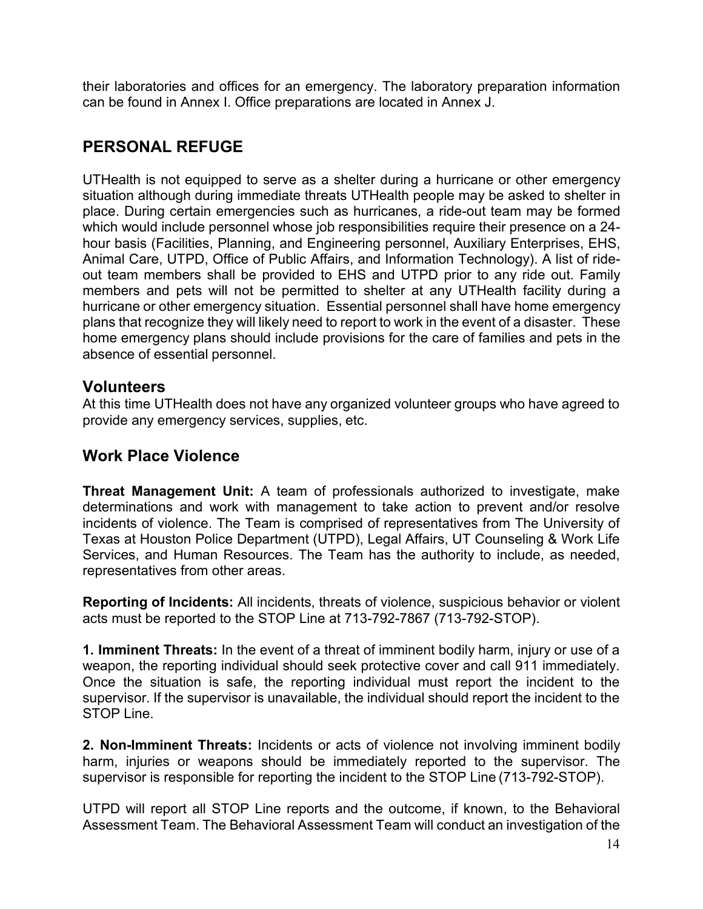their laboratories and offices for an emergency. The laboratory preparation information can be found in Annex I. Office preparations are located in Annex J.

## PERSONAL REFUGE

UTHealth is not equipped to serve as a shelter during a hurricane or other emergency situation although during immediate threats UTHealth people may be asked to shelter in place. During certain emergencies such as hurricanes, a ride-out team may be formed which would include personnel whose job responsibilities require their presence on a 24-hour basis (Facilities, Planning, and Engineering personnel, Auxiliary Enterprises, EHS, Animal Care, UTPD, Office of Public Affairs, and Information Technology). A list of ride-out team members shall be provided to EHS and UTPD prior to any ride out. Family members and pets will not be permitted to shelter at any UTHealth facility during a hurricane or other emergency situation. Essential personnel shall have home emergency plans that recognize they will likely need to report to work in the event of a disaster. These home emergency plans should include provisions for the care of families and pets in the absence of essential personnel.

### Volunteers

At this time UTHealth does not have any organized volunteer groups who have agreed to provide any emergency services, supplies, etc.

## Work Place Violence

**Threat Management Unit:** A team of professionals authorized to investigate, make determinations and work with management to take action to prevent and/or resolve incidents of violence. The Team is comprised of representatives from The University of Texas at Houston Police Department (UTPD), Legal Affairs, UT Counseling & Work Life Services, and Human Resources. The Team has the authority to include, as needed, representatives from other areas.

**Reporting of Incidents:** All incidents, threats of violence, suspicious behavior or violent acts must be reported to the STOP Line at 713-792-7867 (713-792-STOP).

**1. Imminent Threats:** In the event of a threat of imminent bodily harm, injury or use of a weapon, the reporting individual should seek protective cover and call 911 immediately. Once the situation is safe, the reporting individual must report the incident to the supervisor. If the supervisor is unavailable, the individual should report the incident to the STOP Line.

**2. Non-Imminent Threats:** Incidents or acts of violence not involving imminent bodily harm, injuries or weapons should be immediately reported to the supervisor. The supervisor is responsible for reporting the incident to the STOP Line (713-792-STOP).

UTPD will report all STOP Line reports and the outcome, if known, to the Behavioral Assessment Team. The Behavioral Assessment Team will conduct an investigation of the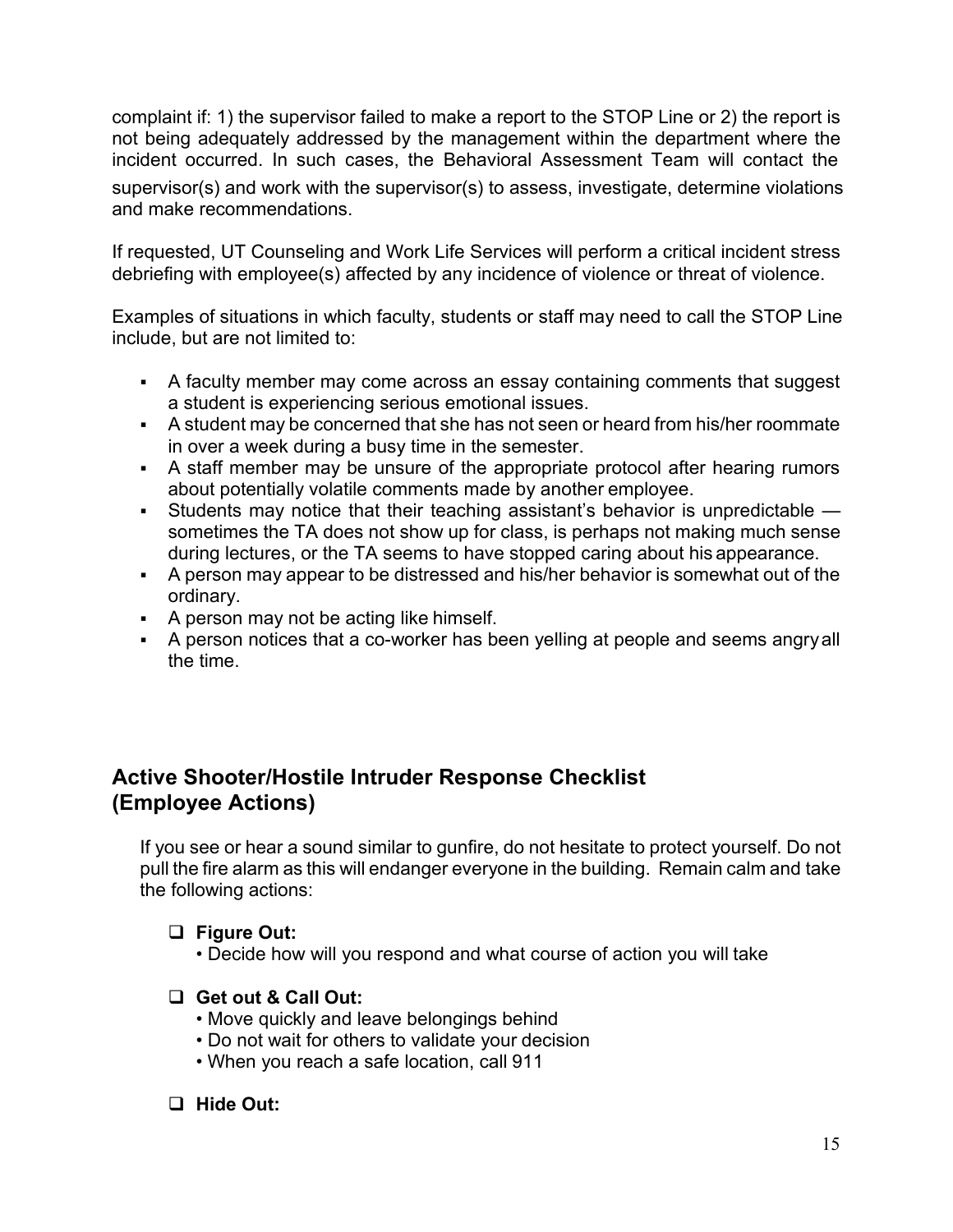complaint if: 1) the supervisor failed to make a report to the STOP Line or 2) the report is not being adequately addressed by the management within the department where the incident occurred. In such cases, the Behavioral Assessment Team will contact the supervisor(s) and work with the supervisor(s) to assess, investigate, determine violations and make recommendations.

If requested, UT Counseling and Work Life Services will perform a critical incident stress debriefing with employee(s) affected by any incidence of violence or threat of violence.

Examples of situations in which faculty, students or staff may need to call the STOP Line include, but are not limited to:

- A faculty member may come across an essay containing comments that suggest a student is experiencing serious emotional issues.
- A student may be concerned that she has not seen or heard from his/her roommate in over a week during a busy time in the semester.
- A staff member may be unsure of the appropriate protocol after hearing rumors about potentially volatile comments made by another employee.
- Students may notice that their teaching assistant's behavior is unpredictable — sometimes the TA does not show up for class, is perhaps not making much sense during lectures, or the TA seems to have stopped caring about his appearance.
- A person may appear to be distressed and his/her behavior is somewhat out of the ordinary.
- A person may not be acting like himself.
- A person notices that a co-worker has been yelling at people and seems angry all the time.

## Active Shooter/Hostile Intruder Response Checklist (Employee Actions)

If you see or hear a sound similar to gunfire, do not hesitate to protect yourself. Do not pull the fire alarm as this will endanger everyone in the building. Remain calm and take the following actions:

- ☐ **Figure Out:**
  - Decide how will you respond and what course of action you will take
- ☐ **Get out & Call Out:**
  - Move quickly and leave belongings behind
  - Do not wait for others to validate your decision
  - When you reach a safe location, call 911
- ☐ **Hide Out:**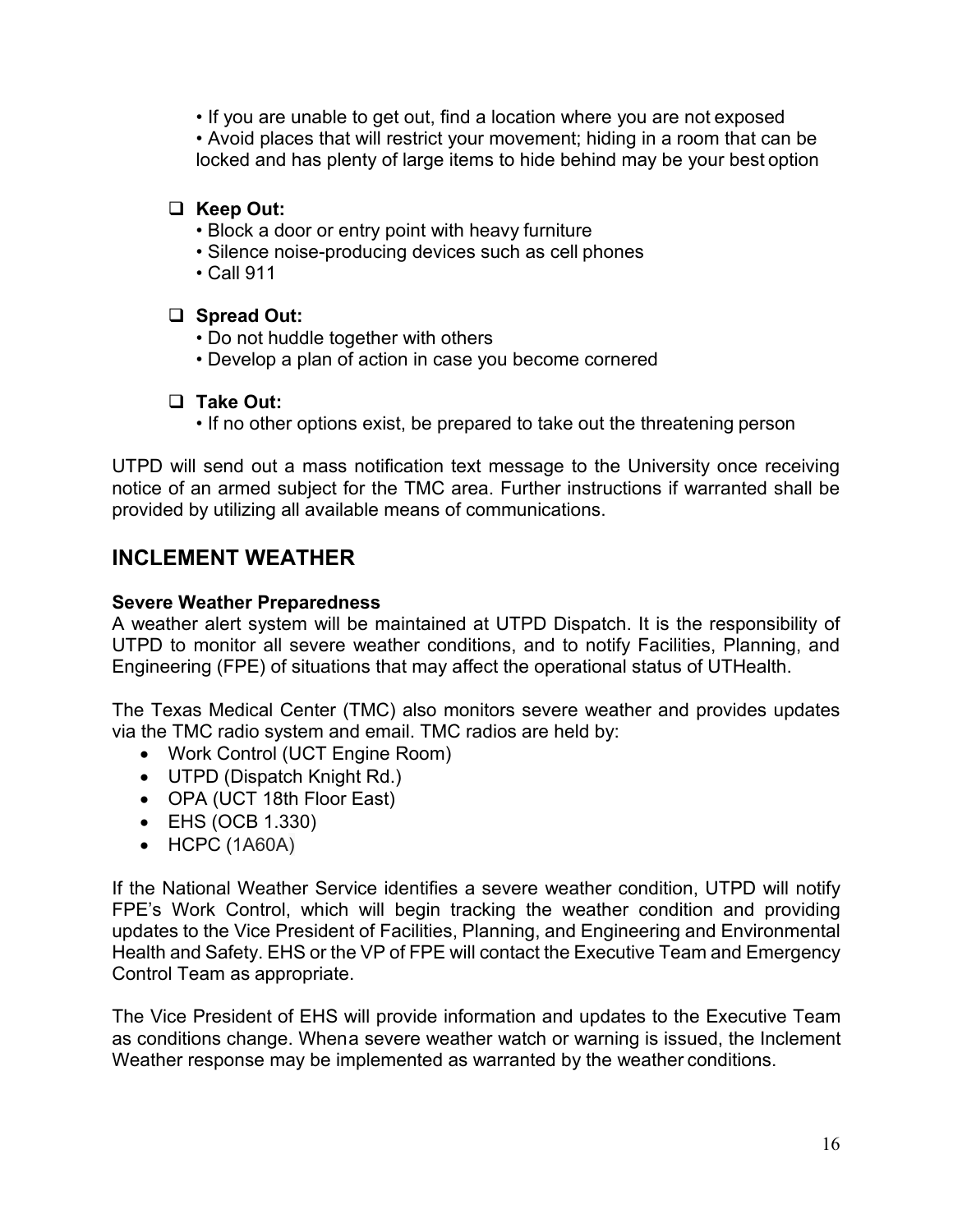• If you are unable to get out, find a location where you are not exposed
• Avoid places that will restrict your movement; hiding in a room that can be locked and has plenty of large items to hide behind may be your best option

- **Keep Out:**
  • Block a door or entry point with heavy furniture
  • Silence noise-producing devices such as cell phones
  • Call 911

- **Spread Out:**
  • Do not huddle together with others
  • Develop a plan of action in case you become cornered

- **Take Out:**
  • If no other options exist, be prepared to take out the threatening person

UTPD will send out a mass notification text message to the University once receiving notice of an armed subject for the TMC area. Further instructions if warranted shall be provided by utilizing all available means of communications.

## INCLEMENT WEATHER

**Severe Weather Preparedness**
A weather alert system will be maintained at UTPD Dispatch. It is the responsibility of UTPD to monitor all severe weather conditions, and to notify Facilities, Planning, and Engineering (FPE) of situations that may affect the operational status of UTHealth.

The Texas Medical Center (TMC) also monitors severe weather and provides updates via the TMC radio system and email. TMC radios are held by:

- Work Control (UCT Engine Room)
- UTPD (Dispatch Knight Rd.)
- OPA (UCT 18th Floor East)
- EHS (OCB 1.330)
- HCPC (1A60A)

If the National Weather Service identifies a severe weather condition, UTPD will notify FPE's Work Control, which will begin tracking the weather condition and providing updates to the Vice President of Facilities, Planning, and Engineering and Environmental Health and Safety. EHS or the VP of FPE will contact the Executive Team and Emergency Control Team as appropriate.

The Vice President of EHS will provide information and updates to the Executive Team as conditions change. Whena severe weather watch or warning is issued, the Inclement Weather response may be implemented as warranted by the weather conditions.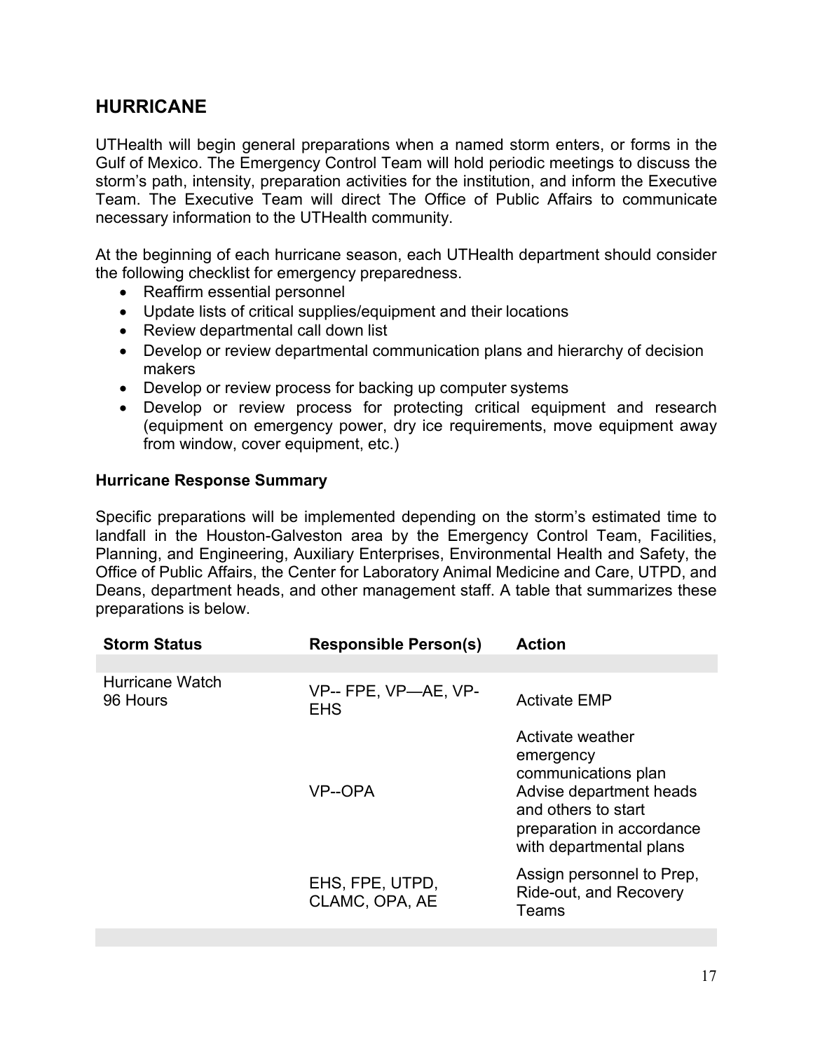## HURRICANE

UTHealth will begin general preparations when a named storm enters, or forms in the Gulf of Mexico. The Emergency Control Team will hold periodic meetings to discuss the storm's path, intensity, preparation activities for the institution, and inform the Executive Team. The Executive Team will direct The Office of Public Affairs to communicate necessary information to the UTHealth community.

At the beginning of each hurricane season, each UTHealth department should consider the following checklist for emergency preparedness.

- Reaffirm essential personnel
- Update lists of critical supplies/equipment and their locations
- Review departmental call down list
- Develop or review departmental communication plans and hierarchy of decision makers
- Develop or review process for backing up computer systems
- Develop or review process for protecting critical equipment and research (equipment on emergency power, dry ice requirements, move equipment away from window, cover equipment, etc.)

### Hurricane Response Summary

Specific preparations will be implemented depending on the storm's estimated time to landfall in the Houston-Galveston area by the Emergency Control Team, Facilities, Planning, and Engineering, Auxiliary Enterprises, Environmental Health and Safety, the Office of Public Affairs, the Center for Laboratory Animal Medicine and Care, UTPD, and Deans, department heads, and other management staff. A table that summarizes these preparations is below.

| Storm Status | Responsible Person(s) | Action |
|---|---|---|
| | | |
| Hurricane Watch 96 Hours | VP-- FPE, VP—AE, VP-EHS | Activate EMP |
| | VP--OPA | Activate weather emergency communications plan<br>Advise department heads and others to start preparation in accordance with departmental plans |
| | EHS, FPE, UTPD, CLAMC, OPA, AE | Assign personnel to Prep, Ride-out, and Recovery Teams |
| | | |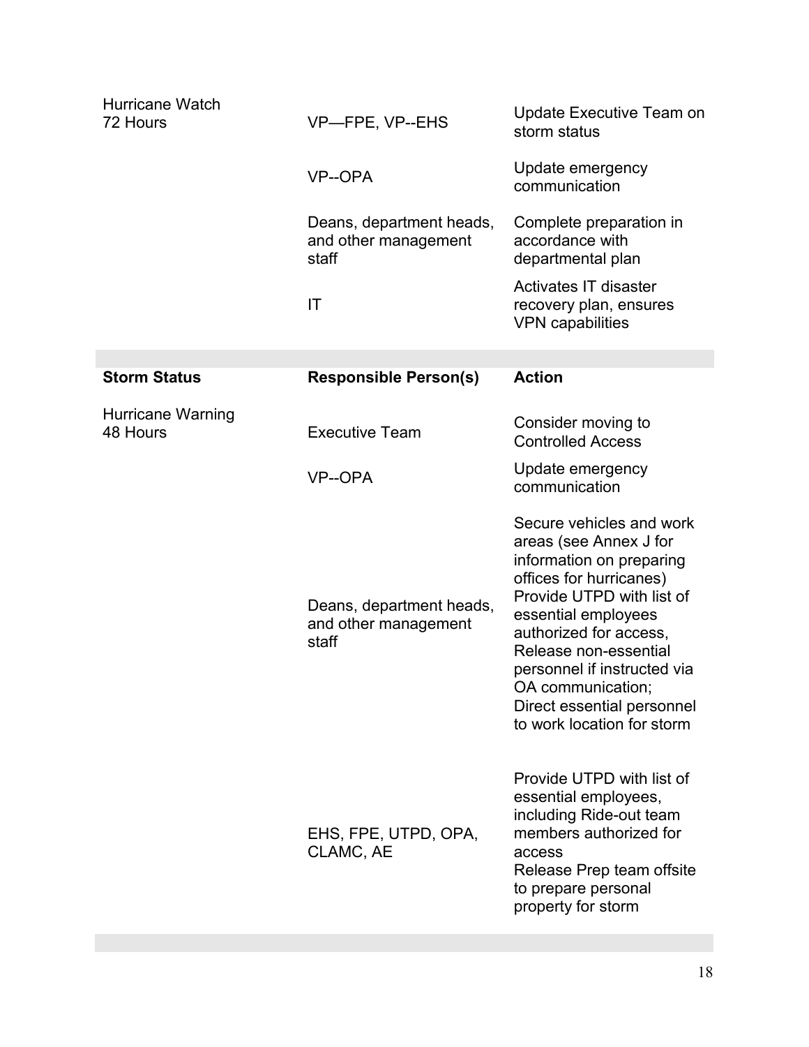| Hurricane Watch 72 Hours | VP—FPE, VP--EHS | Update Executive Team on storm status |
|---|---|---|
| | VP--OPA | Update emergency communication |
| | Deans, department heads, and other management staff | Complete preparation in accordance with departmental plan |
| | IT | Activates IT disaster recovery plan, ensures VPN capabilities |

| **Storm Status** | **Responsible Person(s)** | **Action** |
|---|---|---|
| Hurricane Warning 48 Hours | Executive Team | Consider moving to Controlled Access |
| | VP--OPA | Update emergency communication |
| | Deans, department heads, and other management staff | Secure vehicles and work areas (see Annex J for information on preparing offices for hurricanes) Provide UTPD with list of essential employees authorized for access, Release non-essential personnel if instructed via OA communication; Direct essential personnel to work location for storm |
| | EHS, FPE, UTPD, OPA, CLAMC, AE | Provide UTPD with list of essential employees, including Ride-out team members authorized for access Release Prep team offsite to prepare personal property for storm |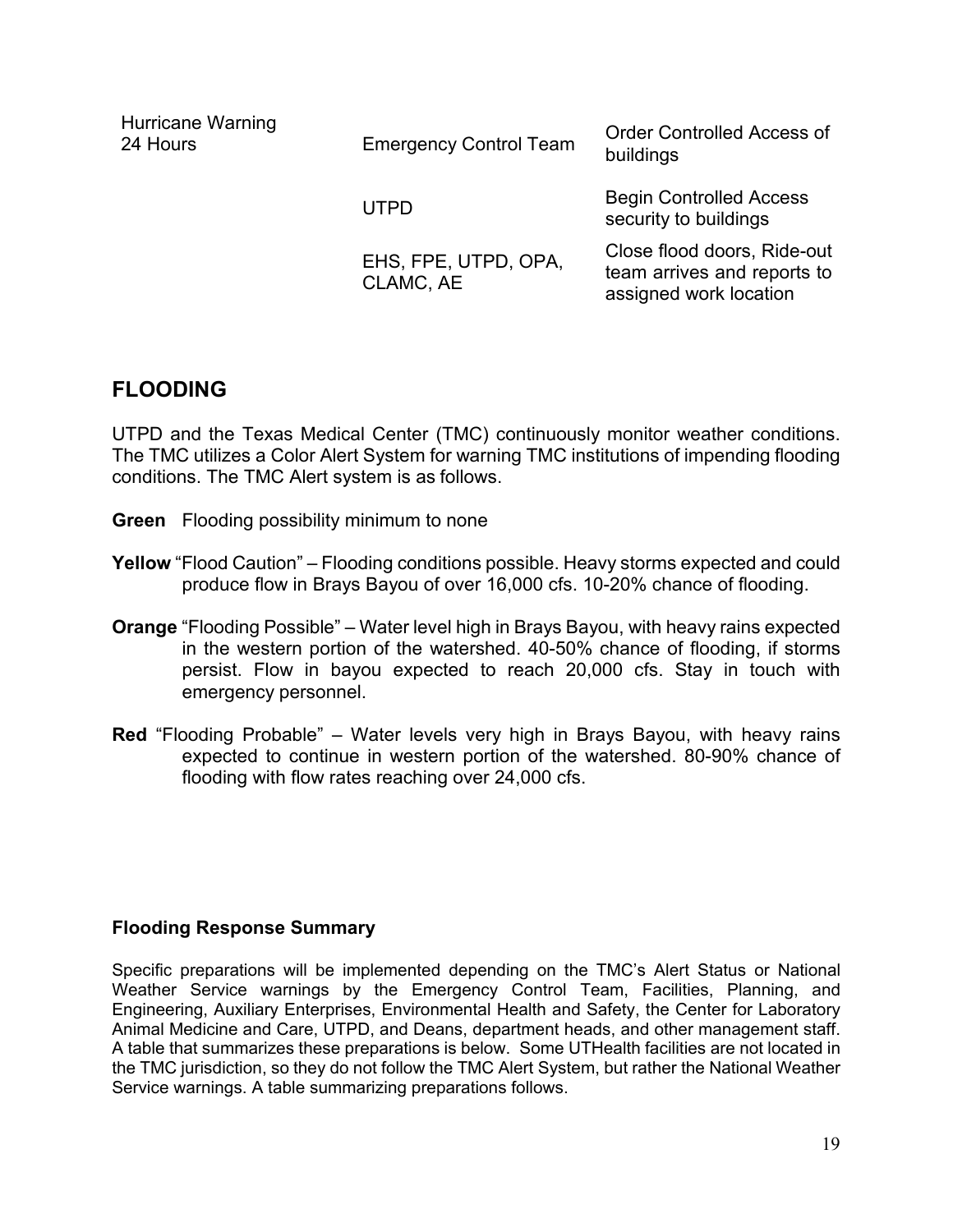| | | |
|---|---|---|
| Hurricane Warning 24 Hours | Emergency Control Team | Order Controlled Access of buildings |
| | UTPD | Begin Controlled Access security to buildings |
| | EHS, FPE, UTPD, OPA, CLAMC, AE | Close flood doors, Ride-out team arrives and reports to assigned work location |

## FLOODING

UTPD and the Texas Medical Center (TMC) continuously monitor weather conditions. The TMC utilizes a Color Alert System for warning TMC institutions of impending flooding conditions. The TMC Alert system is as follows.

**Green** Flooding possibility minimum to none

**Yellow** "Flood Caution" – Flooding conditions possible. Heavy storms expected and could produce flow in Brays Bayou of over 16,000 cfs. 10-20% chance of flooding.

**Orange** "Flooding Possible" – Water level high in Brays Bayou, with heavy rains expected in the western portion of the watershed. 40-50% chance of flooding, if storms persist. Flow in bayou expected to reach 20,000 cfs. Stay in touch with emergency personnel.

**Red** "Flooding Probable" – Water levels very high in Brays Bayou, with heavy rains expected to continue in western portion of the watershed. 80-90% chance of flooding with flow rates reaching over 24,000 cfs.

### Flooding Response Summary

Specific preparations will be implemented depending on the TMC's Alert Status or National Weather Service warnings by the Emergency Control Team, Facilities, Planning, and Engineering, Auxiliary Enterprises, Environmental Health and Safety, the Center for Laboratory Animal Medicine and Care, UTPD, and Deans, department heads, and other management staff. A table that summarizes these preparations is below. Some UTHealth facilities are not located in the TMC jurisdiction, so they do not follow the TMC Alert System, but rather the National Weather Service warnings. A table summarizing preparations follows.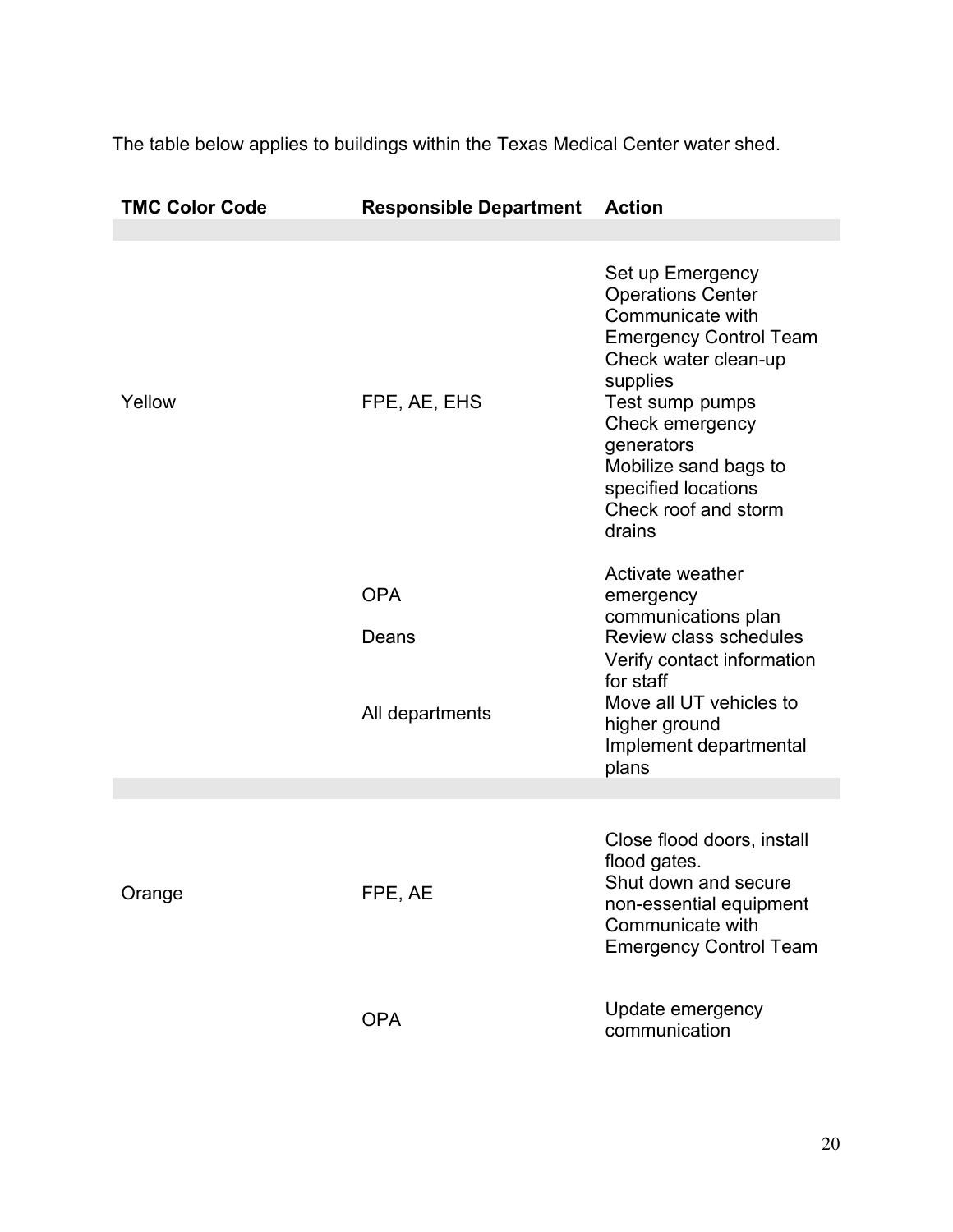The table below applies to buildings within the Texas Medical Center water shed.

| TMC Color Code | Responsible Department | Action |
|---|---|---|
| Yellow | FPE, AE, EHS | Set up Emergency Operations Center<br>Communicate with Emergency Control Team<br>Check water clean-up supplies<br>Test sump pumps<br>Check emergency generators<br>Mobilize sand bags to specified locations<br>Check roof and storm drains |
| | OPA | Activate weather emergency communications plan |
| | Deans | Review class schedules |
| | All departments | Verify contact information for staff<br>Move all UT vehicles to higher ground<br>Implement departmental plans |
| Orange | FPE, AE | Close flood doors, install flood gates.<br>Shut down and secure non-essential equipment<br>Communicate with Emergency Control Team |
| | OPA | Update emergency communication |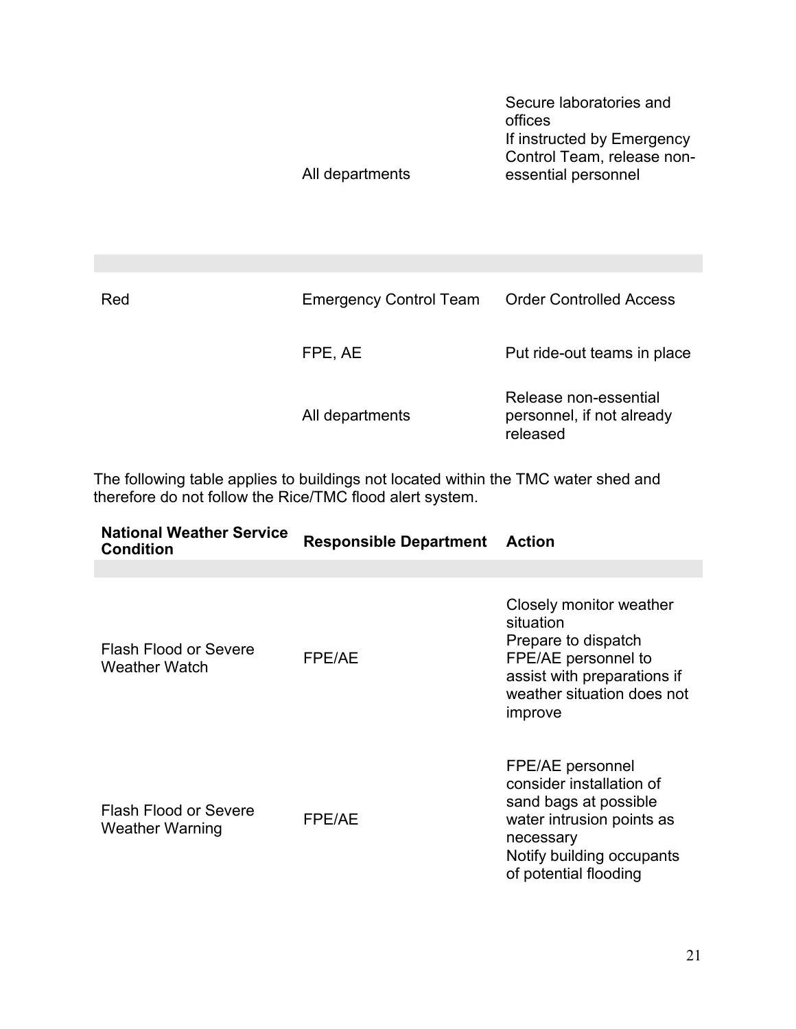| | | |
|---|---|---|
| | All departments | Secure laboratories and offices<br>If instructed by Emergency Control Team, release non-essential personnel |
| | | |
| Red | Emergency Control Team | Order Controlled Access |
| | FPE, AE | Put ride-out teams in place |
| | All departments | Release non-essential personnel, if not already released |

The following table applies to buildings not located within the TMC water shed and therefore do not follow the Rice/TMC flood alert system.

| National Weather Service Condition | Responsible Department | Action |
|---|---|---|
| | | |
| Flash Flood or Severe Weather Watch | FPE/AE | Closely monitor weather situation<br>Prepare to dispatch FPE/AE personnel to assist with preparations if weather situation does not improve |
| Flash Flood or Severe Weather Warning | FPE/AE | FPE/AE personnel consider installation of sand bags at possible water intrusion points as necessary<br>Notify building occupants of potential flooding |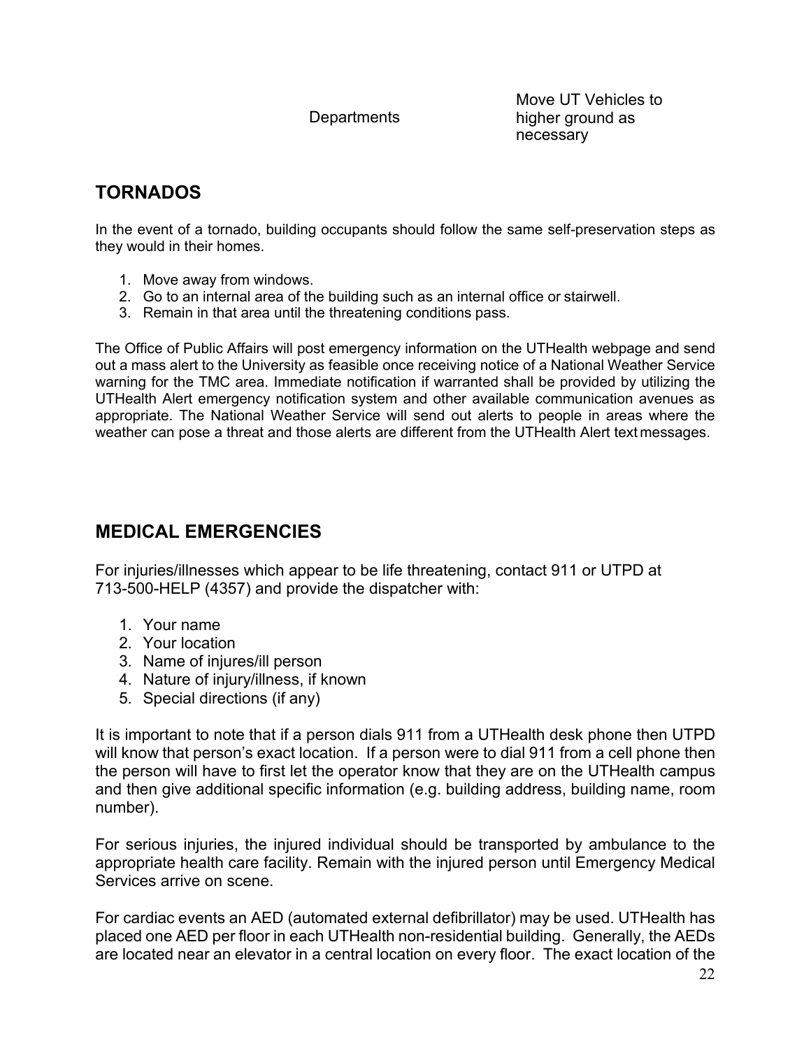| | |
|---|---|
| Departments | Move UT Vehicles to higher ground as necessary |

## TORNADOS

In the event of a tornado, building occupants should follow the same self-preservation steps as they would in their homes.

1. Move away from windows.
2. Go to an internal area of the building such as an internal office or stairwell.
3. Remain in that area until the threatening conditions pass.

The Office of Public Affairs will post emergency information on the UTHealth webpage and send out a mass alert to the University as feasible once receiving notice of a National Weather Service warning for the TMC area. Immediate notification if warranted shall be provided by utilizing the UTHealth Alert emergency notification system and other available communication avenues as appropriate. The National Weather Service will send out alerts to people in areas where the weather can pose a threat and those alerts are different from the UTHealth Alert text messages.

## MEDICAL EMERGENCIES

For injuries/illnesses which appear to be life threatening, contact 911 or UTPD at 713-500-HELP (4357) and provide the dispatcher with:

1. Your name
2. Your location
3. Name of injures/ill person
4. Nature of injury/illness, if known
5. Special directions (if any)

It is important to note that if a person dials 911 from a UTHealth desk phone then UTPD will know that person's exact location. If a person were to dial 911 from a cell phone then the person will have to first let the operator know that they are on the UTHealth campus and then give additional specific information (e.g. building address, building name, room number).

For serious injuries, the injured individual should be transported by ambulance to the appropriate health care facility. Remain with the injured person until Emergency Medical Services arrive on scene.

For cardiac events an AED (automated external defibrillator) may be used. UTHealth has placed one AED per floor in each UTHealth non-residential building. Generally, the AEDs are located near an elevator in a central location on every floor. The exact location of the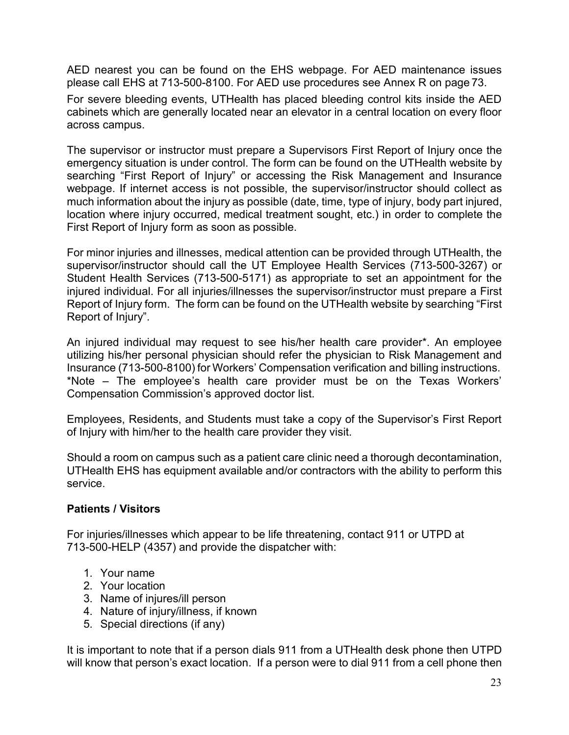AED nearest you can be found on the EHS webpage. For AED maintenance issues please call EHS at 713-500-8100. For AED use procedures see Annex R on page 73.

For severe bleeding events, UTHealth has placed bleeding control kits inside the AED cabinets which are generally located near an elevator in a central location on every floor across campus.

The supervisor or instructor must prepare a Supervisors First Report of Injury once the emergency situation is under control. The form can be found on the UTHealth website by searching "First Report of Injury" or accessing the Risk Management and Insurance webpage. If internet access is not possible, the supervisor/instructor should collect as much information about the injury as possible (date, time, type of injury, body part injured, location where injury occurred, medical treatment sought, etc.) in order to complete the First Report of Injury form as soon as possible.

For minor injuries and illnesses, medical attention can be provided through UTHealth, the supervisor/instructor should call the UT Employee Health Services (713-500-3267) or Student Health Services (713-500-5171) as appropriate to set an appointment for the injured individual. For all injuries/illnesses the supervisor/instructor must prepare a First Report of Injury form. The form can be found on the UTHealth website by searching "First Report of Injury".

An injured individual may request to see his/her health care provider*. An employee utilizing his/her personal physician should refer the physician to Risk Management and Insurance (713-500-8100) for Workers' Compensation verification and billing instructions. *Note – The employee's health care provider must be on the Texas Workers' Compensation Commission's approved doctor list.

Employees, Residents, and Students must take a copy of the Supervisor's First Report of Injury with him/her to the health care provider they visit.

Should a room on campus such as a patient care clinic need a thorough decontamination, UTHealth EHS has equipment available and/or contractors with the ability to perform this service.

**Patients / Visitors**

For injuries/illnesses which appear to be life threatening, contact 911 or UTPD at 713-500-HELP (4357) and provide the dispatcher with:

1. Your name
2. Your location
3. Name of injures/ill person
4. Nature of injury/illness, if known
5. Special directions (if any)

It is important to note that if a person dials 911 from a UTHealth desk phone then UTPD will know that person's exact location. If a person were to dial 911 from a cell phone then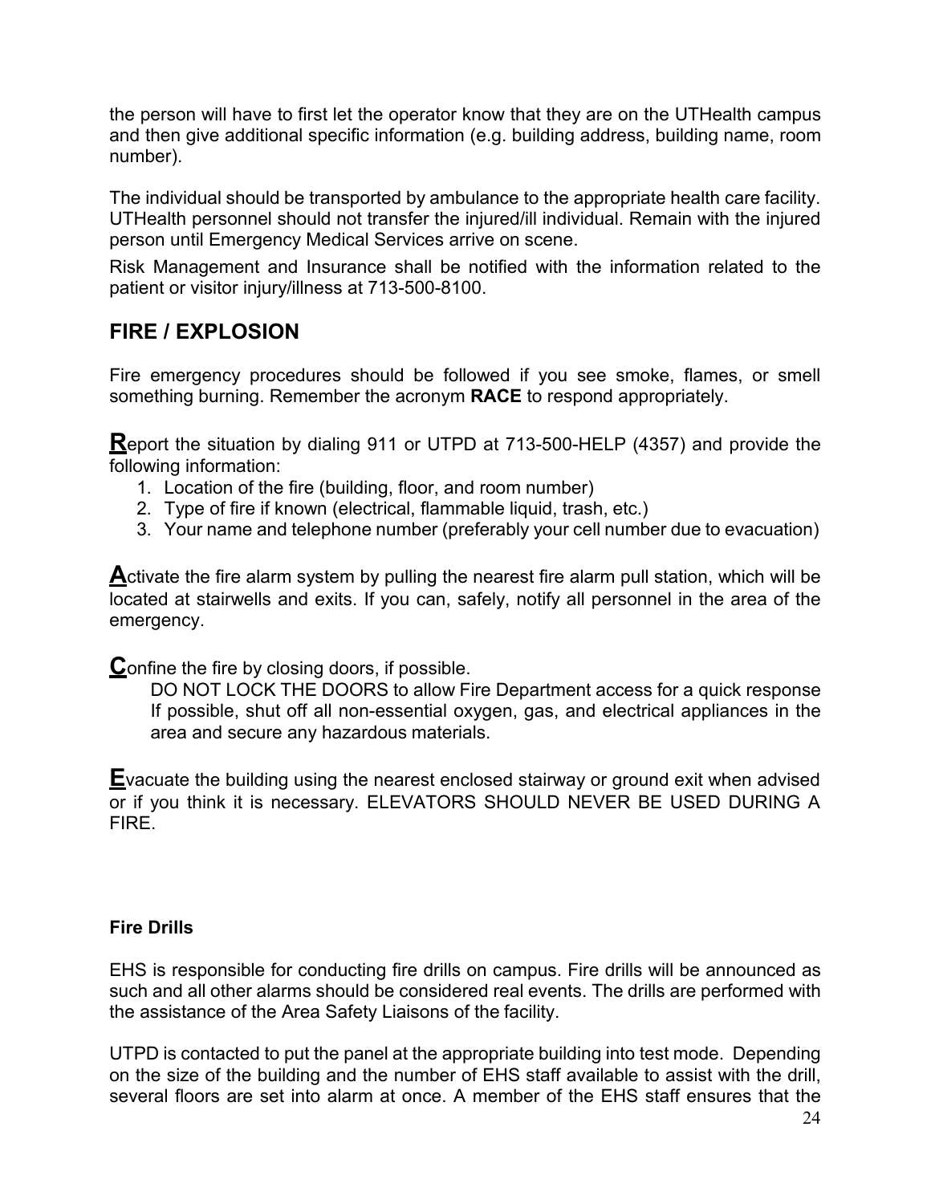the person will have to first let the operator know that they are on the UTHealth campus and then give additional specific information (e.g. building address, building name, room number).

The individual should be transported by ambulance to the appropriate health care facility. UTHealth personnel should not transfer the injured/ill individual. Remain with the injured person until Emergency Medical Services arrive on scene.

Risk Management and Insurance shall be notified with the information related to the patient or visitor injury/illness at 713-500-8100.

## FIRE / EXPLOSION

Fire emergency procedures should be followed if you see smoke, flames, or smell something burning. Remember the acronym **RACE** to respond appropriately.

**R**eport the situation by dialing 911 or UTPD at 713-500-HELP (4357) and provide the following information:

1. Location of the fire (building, floor, and room number)
2. Type of fire if known (electrical, flammable liquid, trash, etc.)
3. Your name and telephone number (preferably your cell number due to evacuation)

**A**ctivate the fire alarm system by pulling the nearest fire alarm pull station, which will be located at stairwells and exits. If you can, safely, notify all personnel in the area of the emergency.

**C**onfine the fire by closing doors, if possible.

DO NOT LOCK THE DOORS to allow Fire Department access for a quick response If possible, shut off all non-essential oxygen, gas, and electrical appliances in the area and secure any hazardous materials.

**E**vacuate the building using the nearest enclosed stairway or ground exit when advised or if you think it is necessary. ELEVATORS SHOULD NEVER BE USED DURING A FIRE.

### Fire Drills

EHS is responsible for conducting fire drills on campus. Fire drills will be announced as such and all other alarms should be considered real events. The drills are performed with the assistance of the Area Safety Liaisons of the facility.

UTPD is contacted to put the panel at the appropriate building into test mode. Depending on the size of the building and the number of EHS staff available to assist with the drill, several floors are set into alarm at once. A member of the EHS staff ensures that the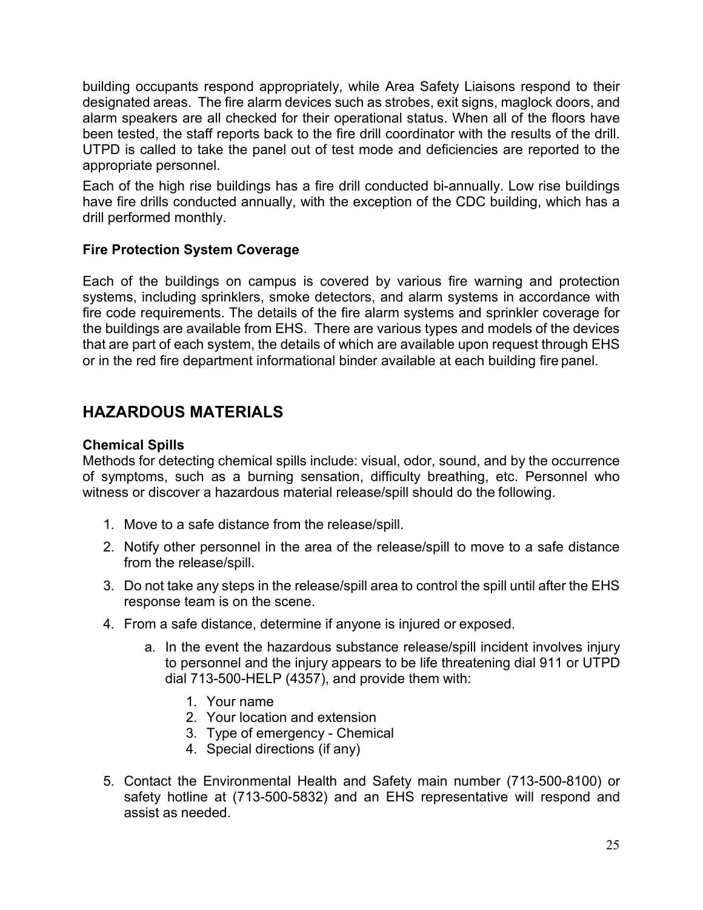building occupants respond appropriately, while Area Safety Liaisons respond to their designated areas. The fire alarm devices such as strobes, exit signs, maglock doors, and alarm speakers are all checked for their operational status. When all of the floors have been tested, the staff reports back to the fire drill coordinator with the results of the drill. UTPD is called to take the panel out of test mode and deficiencies are reported to the appropriate personnel.

Each of the high rise buildings has a fire drill conducted bi-annually. Low rise buildings have fire drills conducted annually, with the exception of the CDC building, which has a drill performed monthly.

### Fire Protection System Coverage

Each of the buildings on campus is covered by various fire warning and protection systems, including sprinklers, smoke detectors, and alarm systems in accordance with fire code requirements. The details of the fire alarm systems and sprinkler coverage for the buildings are available from EHS. There are various types and models of the devices that are part of each system, the details of which are available upon request through EHS or in the red fire department informational binder available at each building fire panel.

## HAZARDOUS MATERIALS

### Chemical Spills

Methods for detecting chemical spills include: visual, odor, sound, and by the occurrence of symptoms, such as a burning sensation, difficulty breathing, etc. Personnel who witness or discover a hazardous material release/spill should do the following.

1. Move to a safe distance from the release/spill.
2. Notify other personnel in the area of the release/spill to move to a safe distance from the release/spill.
3. Do not take any steps in the release/spill area to control the spill until after the EHS response team is on the scene.
4. From a safe distance, determine if anyone is injured or exposed.
    a. In the event the hazardous substance release/spill incident involves injury to personnel and the injury appears to be life threatening dial 911 or UTPD dial 713-500-HELP (4357), and provide them with:
        1. Your name
        2. Your location and extension
        3. Type of emergency - Chemical
        4. Special directions (if any)
5. Contact the Environmental Health and Safety main number (713-500-8100) or safety hotline at (713-500-5832) and an EHS representative will respond and assist as needed.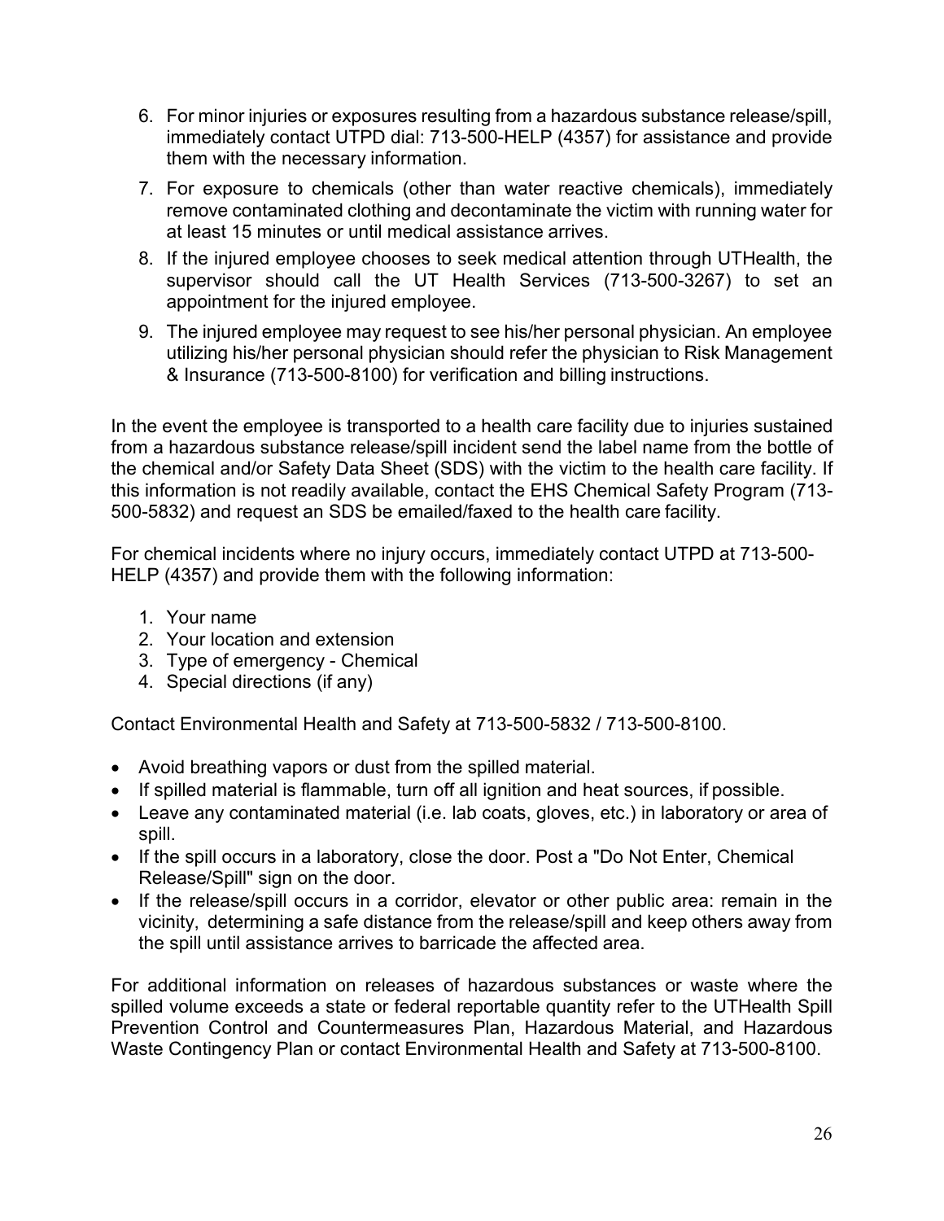6. For minor injuries or exposures resulting from a hazardous substance release/spill, immediately contact UTPD dial: 713-500-HELP (4357) for assistance and provide them with the necessary information.
7. For exposure to chemicals (other than water reactive chemicals), immediately remove contaminated clothing and decontaminate the victim with running water for at least 15 minutes or until medical assistance arrives.
8. If the injured employee chooses to seek medical attention through UTHealth, the supervisor should call the UT Health Services (713-500-3267) to set an appointment for the injured employee.
9. The injured employee may request to see his/her personal physician. An employee utilizing his/her personal physician should refer the physician to Risk Management & Insurance (713-500-8100) for verification and billing instructions.

In the event the employee is transported to a health care facility due to injuries sustained from a hazardous substance release/spill incident send the label name from the bottle of the chemical and/or Safety Data Sheet (SDS) with the victim to the health care facility. If this information is not readily available, contact the EHS Chemical Safety Program (713-500-5832) and request an SDS be emailed/faxed to the health care facility.

For chemical incidents where no injury occurs, immediately contact UTPD at 713-500-HELP (4357) and provide them with the following information:

1. Your name
2. Your location and extension
3. Type of emergency - Chemical
4. Special directions (if any)

Contact Environmental Health and Safety at 713-500-5832 / 713-500-8100.

- Avoid breathing vapors or dust from the spilled material.
- If spilled material is flammable, turn off all ignition and heat sources, if possible.
- Leave any contaminated material (i.e. lab coats, gloves, etc.) in laboratory or area of spill.
- If the spill occurs in a laboratory, close the door. Post a "Do Not Enter, Chemical Release/Spill" sign on the door.
- If the release/spill occurs in a corridor, elevator or other public area: remain in the vicinity, determining a safe distance from the release/spill and keep others away from the spill until assistance arrives to barricade the affected area.

For additional information on releases of hazardous substances or waste where the spilled volume exceeds a state or federal reportable quantity refer to the UTHealth Spill Prevention Control and Countermeasures Plan, Hazardous Material, and Hazardous Waste Contingency Plan or contact Environmental Health and Safety at 713-500-8100.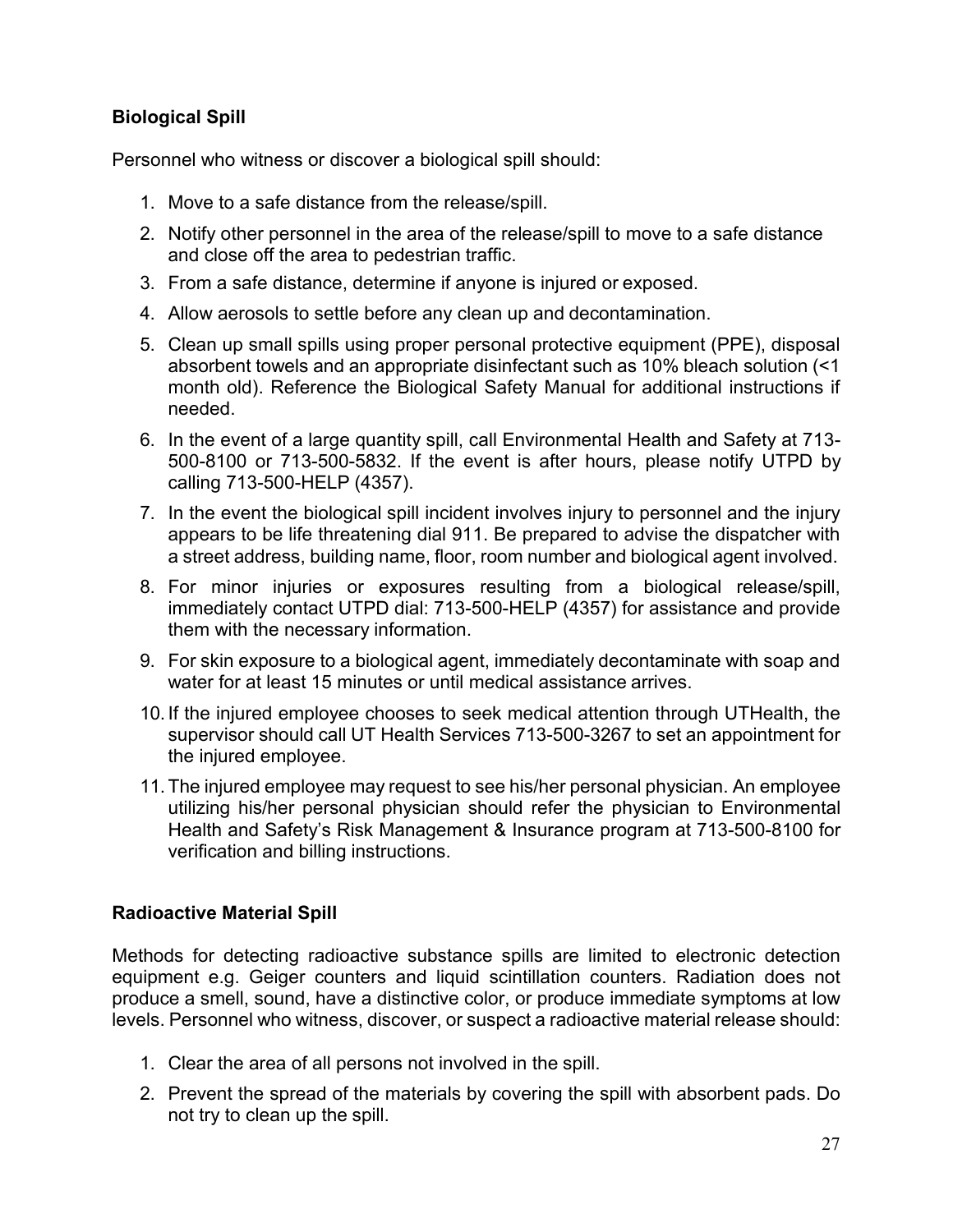### Biological Spill

Personnel who witness or discover a biological spill should:

1. Move to a safe distance from the release/spill.
2. Notify other personnel in the area of the release/spill to move to a safe distance and close off the area to pedestrian traffic.
3. From a safe distance, determine if anyone is injured or exposed.
4. Allow aerosols to settle before any clean up and decontamination.
5. Clean up small spills using proper personal protective equipment (PPE), disposal absorbent towels and an appropriate disinfectant such as 10% bleach solution (<1 month old). Reference the Biological Safety Manual for additional instructions if needed.
6. In the event of a large quantity spill, call Environmental Health and Safety at 713-500-8100 or 713-500-5832. If the event is after hours, please notify UTPD by calling 713-500-HELP (4357).
7. In the event the biological spill incident involves injury to personnel and the injury appears to be life threatening dial 911. Be prepared to advise the dispatcher with a street address, building name, floor, room number and biological agent involved.
8. For minor injuries or exposures resulting from a biological release/spill, immediately contact UTPD dial: 713-500-HELP (4357) for assistance and provide them with the necessary information.
9. For skin exposure to a biological agent, immediately decontaminate with soap and water for at least 15 minutes or until medical assistance arrives.
10. If the injured employee chooses to seek medical attention through UTHealth, the supervisor should call UT Health Services 713-500-3267 to set an appointment for the injured employee.
11. The injured employee may request to see his/her personal physician. An employee utilizing his/her personal physician should refer the physician to Environmental Health and Safety's Risk Management & Insurance program at 713-500-8100 for verification and billing instructions.

### Radioactive Material Spill

Methods for detecting radioactive substance spills are limited to electronic detection equipment e.g. Geiger counters and liquid scintillation counters. Radiation does not produce a smell, sound, have a distinctive color, or produce immediate symptoms at low levels. Personnel who witness, discover, or suspect a radioactive material release should:

1. Clear the area of all persons not involved in the spill.
2. Prevent the spread of the materials by covering the spill with absorbent pads. Do not try to clean up the spill.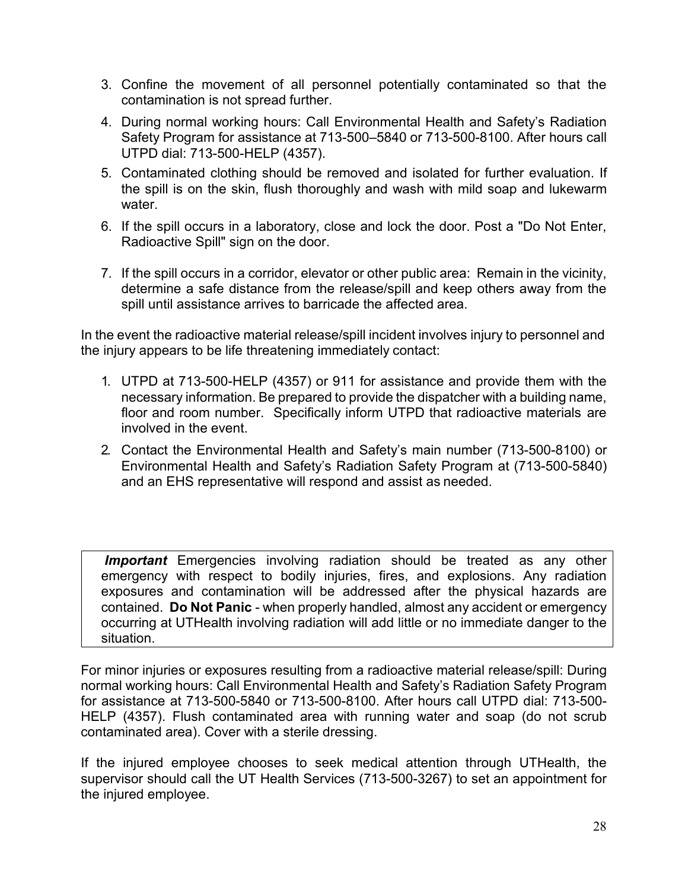3. Confine the movement of all personnel potentially contaminated so that the contamination is not spread further.
4. During normal working hours: Call Environmental Health and Safety's Radiation Safety Program for assistance at 713-500–5840 or 713-500-8100. After hours call UTPD dial: 713-500-HELP (4357).
5. Contaminated clothing should be removed and isolated for further evaluation. If the spill is on the skin, flush thoroughly and wash with mild soap and lukewarm water.
6. If the spill occurs in a laboratory, close and lock the door. Post a "Do Not Enter, Radioactive Spill" sign on the door.
7. If the spill occurs in a corridor, elevator or other public area: Remain in the vicinity, determine a safe distance from the release/spill and keep others away from the spill until assistance arrives to barricade the affected area.

In the event the radioactive material release/spill incident involves injury to personnel and the injury appears to be life threatening immediately contact:

1. UTPD at 713-500-HELP (4357) or 911 for assistance and provide them with the necessary information. Be prepared to provide the dispatcher with a building name, floor and room number. Specifically inform UTPD that radioactive materials are involved in the event.
2. Contact the Environmental Health and Safety's main number (713-500-8100) or Environmental Health and Safety's Radiation Safety Program at (713-500-5840) and an EHS representative will respond and assist as needed.

***Important*** Emergencies involving radiation should be treated as any other emergency with respect to bodily injuries, fires, and explosions. Any radiation exposures and contamination will be addressed after the physical hazards are contained. **Do Not Panic** - when properly handled, almost any accident or emergency occurring at UTHealth involving radiation will add little or no immediate danger to the situation.

For minor injuries or exposures resulting from a radioactive material release/spill: During normal working hours: Call Environmental Health and Safety's Radiation Safety Program for assistance at 713-500-5840 or 713-500-8100. After hours call UTPD dial: 713-500-HELP (4357). Flush contaminated area with running water and soap (do not scrub contaminated area). Cover with a sterile dressing.

If the injured employee chooses to seek medical attention through UTHealth, the supervisor should call the UT Health Services (713-500-3267) to set an appointment for the injured employee.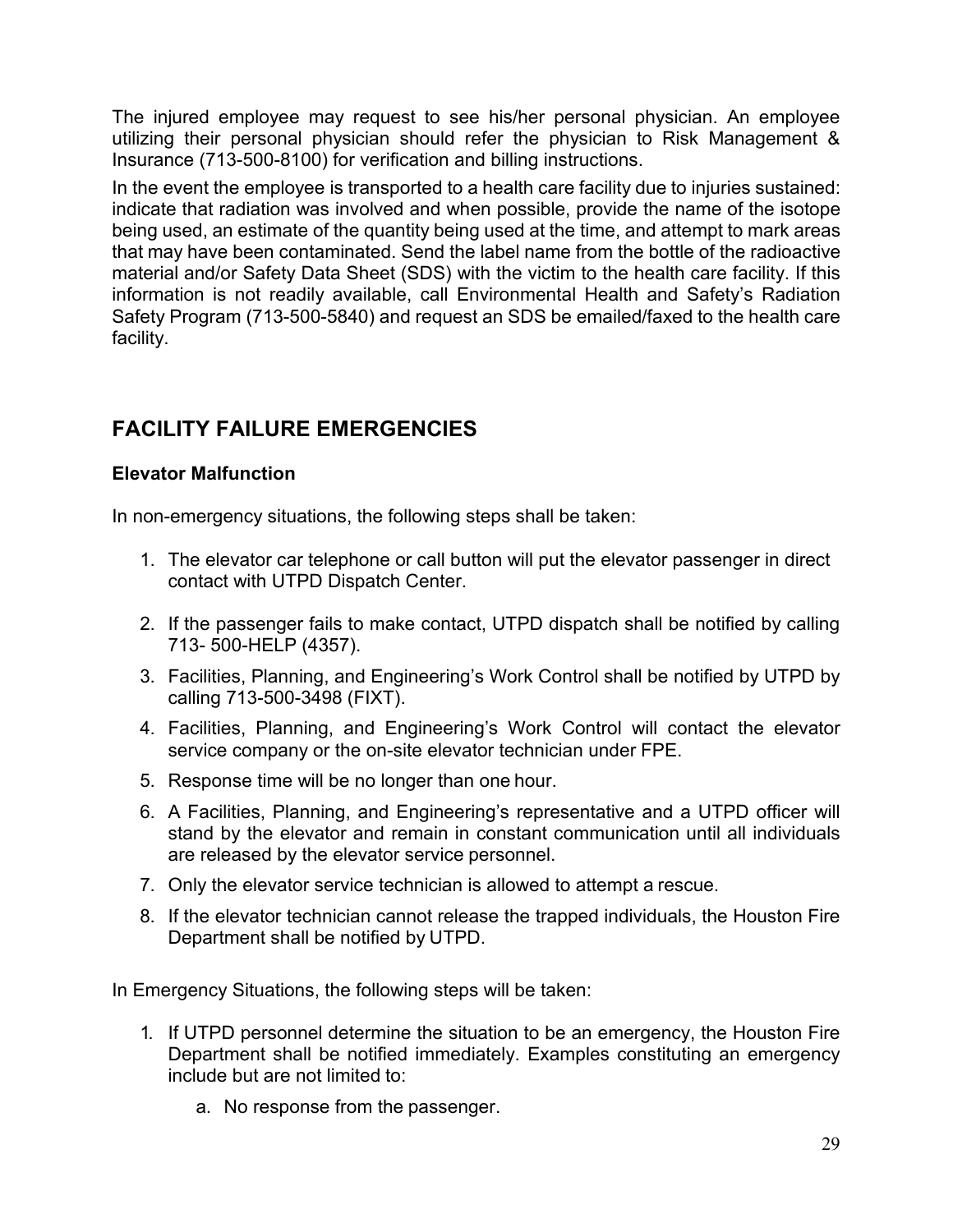The injured employee may request to see his/her personal physician. An employee utilizing their personal physician should refer the physician to Risk Management & Insurance (713-500-8100) for verification and billing instructions.

In the event the employee is transported to a health care facility due to injuries sustained: indicate that radiation was involved and when possible, provide the name of the isotope being used, an estimate of the quantity being used at the time, and attempt to mark areas that may have been contaminated. Send the label name from the bottle of the radioactive material and/or Safety Data Sheet (SDS) with the victim to the health care facility. If this information is not readily available, call Environmental Health and Safety's Radiation Safety Program (713-500-5840) and request an SDS be emailed/faxed to the health care facility.

## FACILITY FAILURE EMERGENCIES

### Elevator Malfunction

In non-emergency situations, the following steps shall be taken:

1. The elevator car telephone or call button will put the elevator passenger in direct contact with UTPD Dispatch Center.
2. If the passenger fails to make contact, UTPD dispatch shall be notified by calling 713- 500-HELP (4357).
3. Facilities, Planning, and Engineering's Work Control shall be notified by UTPD by calling 713-500-3498 (FIXT).
4. Facilities, Planning, and Engineering's Work Control will contact the elevator service company or the on-site elevator technician under FPE.
5. Response time will be no longer than one hour.
6. A Facilities, Planning, and Engineering's representative and a UTPD officer will stand by the elevator and remain in constant communication until all individuals are released by the elevator service personnel.
7. Only the elevator service technician is allowed to attempt a rescue.
8. If the elevator technician cannot release the trapped individuals, the Houston Fire Department shall be notified by UTPD.

In Emergency Situations, the following steps will be taken:

1. If UTPD personnel determine the situation to be an emergency, the Houston Fire Department shall be notified immediately. Examples constituting an emergency include but are not limited to:
   a. No response from the passenger.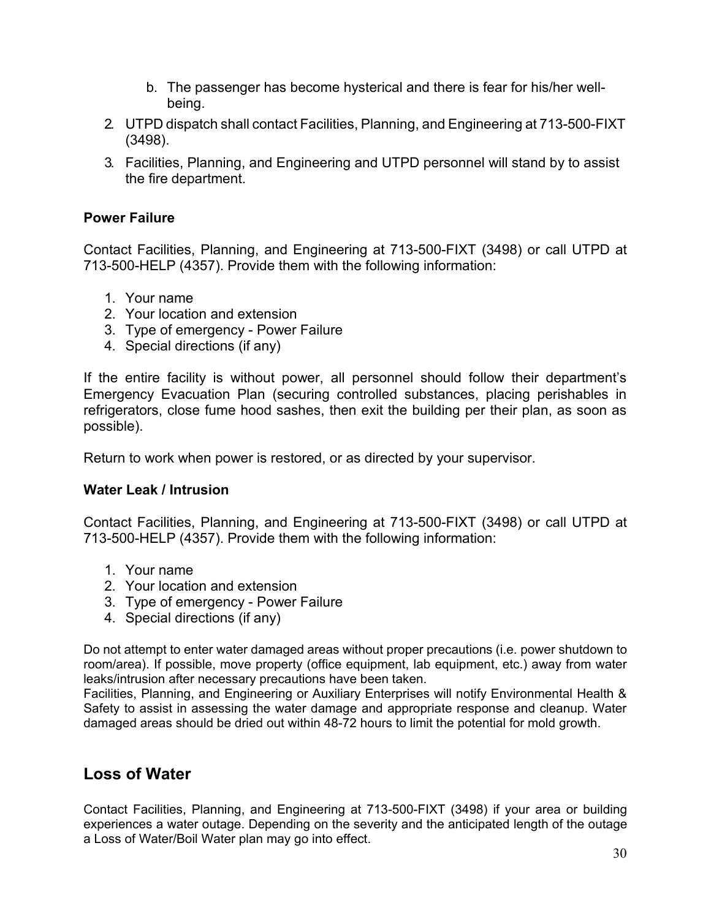b. The passenger has become hysterical and there is fear for his/her well-being.

2. UTPD dispatch shall contact Facilities, Planning, and Engineering at 713-500-FIXT (3498).
3. Facilities, Planning, and Engineering and UTPD personnel will stand by to assist the fire department.

**Power Failure**

Contact Facilities, Planning, and Engineering at 713-500-FIXT (3498) or call UTPD at 713-500-HELP (4357). Provide them with the following information:

1. Your name
2. Your location and extension
3. Type of emergency - Power Failure
4. Special directions (if any)

If the entire facility is without power, all personnel should follow their department's Emergency Evacuation Plan (securing controlled substances, placing perishables in refrigerators, close fume hood sashes, then exit the building per their plan, as soon as possible).

Return to work when power is restored, or as directed by your supervisor.

**Water Leak / Intrusion**

Contact Facilities, Planning, and Engineering at 713-500-FIXT (3498) or call UTPD at 713-500-HELP (4357). Provide them with the following information:

1. Your name
2. Your location and extension
3. Type of emergency - Power Failure
4. Special directions (if any)

Do not attempt to enter water damaged areas without proper precautions (i.e. power shutdown to room/area). If possible, move property (office equipment, lab equipment, etc.) away from water leaks/intrusion after necessary precautions have been taken.
Facilities, Planning, and Engineering or Auxiliary Enterprises will notify Environmental Health & Safety to assist in assessing the water damage and appropriate response and cleanup. Water damaged areas should be dried out within 48-72 hours to limit the potential for mold growth.

## Loss of Water

Contact Facilities, Planning, and Engineering at 713-500-FIXT (3498) if your area or building experiences a water outage. Depending on the severity and the anticipated length of the outage a Loss of Water/Boil Water plan may go into effect.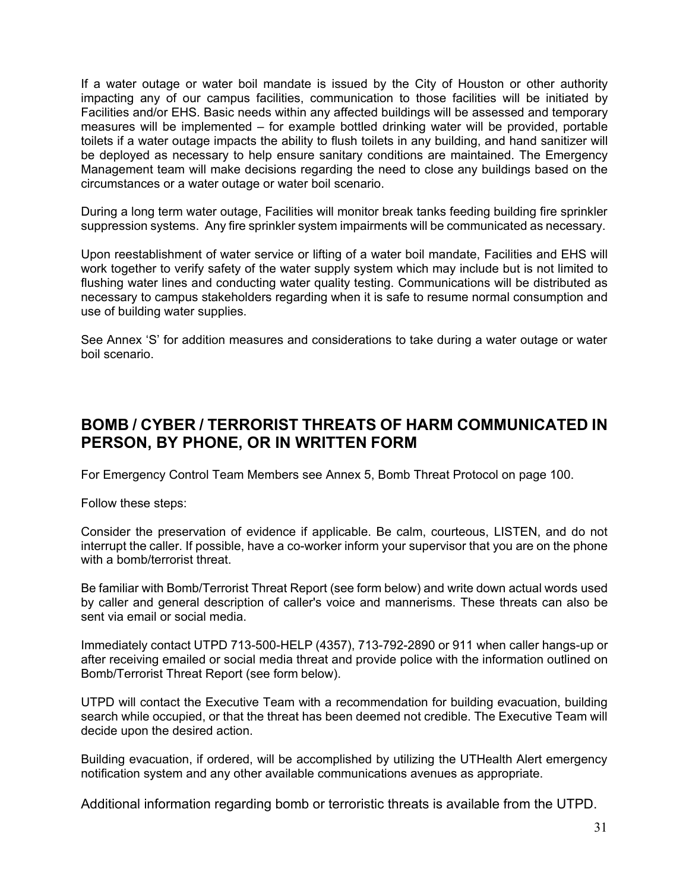If a water outage or water boil mandate is issued by the City of Houston or other authority impacting any of our campus facilities, communication to those facilities will be initiated by Facilities and/or EHS. Basic needs within any affected buildings will be assessed and temporary measures will be implemented – for example bottled drinking water will be provided, portable toilets if a water outage impacts the ability to flush toilets in any building, and hand sanitizer will be deployed as necessary to help ensure sanitary conditions are maintained. The Emergency Management team will make decisions regarding the need to close any buildings based on the circumstances or a water outage or water boil scenario.

During a long term water outage, Facilities will monitor break tanks feeding building fire sprinkler suppression systems. Any fire sprinkler system impairments will be communicated as necessary.

Upon reestablishment of water service or lifting of a water boil mandate, Facilities and EHS will work together to verify safety of the water supply system which may include but is not limited to flushing water lines and conducting water quality testing. Communications will be distributed as necessary to campus stakeholders regarding when it is safe to resume normal consumption and use of building water supplies.

See Annex 'S' for addition measures and considerations to take during a water outage or water boil scenario.

## BOMB / CYBER / TERRORIST THREATS OF HARM COMMUNICATED IN PERSON, BY PHONE, OR IN WRITTEN FORM

For Emergency Control Team Members see Annex 5, Bomb Threat Protocol on page 100.

Follow these steps:

Consider the preservation of evidence if applicable. Be calm, courteous, LISTEN, and do not interrupt the caller. If possible, have a co-worker inform your supervisor that you are on the phone with a bomb/terrorist threat.

Be familiar with Bomb/Terrorist Threat Report (see form below) and write down actual words used by caller and general description of caller's voice and mannerisms. These threats can also be sent via email or social media.

Immediately contact UTPD 713-500-HELP (4357), 713-792-2890 or 911 when caller hangs-up or after receiving emailed or social media threat and provide police with the information outlined on Bomb/Terrorist Threat Report (see form below).

UTPD will contact the Executive Team with a recommendation for building evacuation, building search while occupied, or that the threat has been deemed not credible. The Executive Team will decide upon the desired action.

Building evacuation, if ordered, will be accomplished by utilizing the UTHealth Alert emergency notification system and any other available communications avenues as appropriate.

Additional information regarding bomb or terroristic threats is available from the UTPD.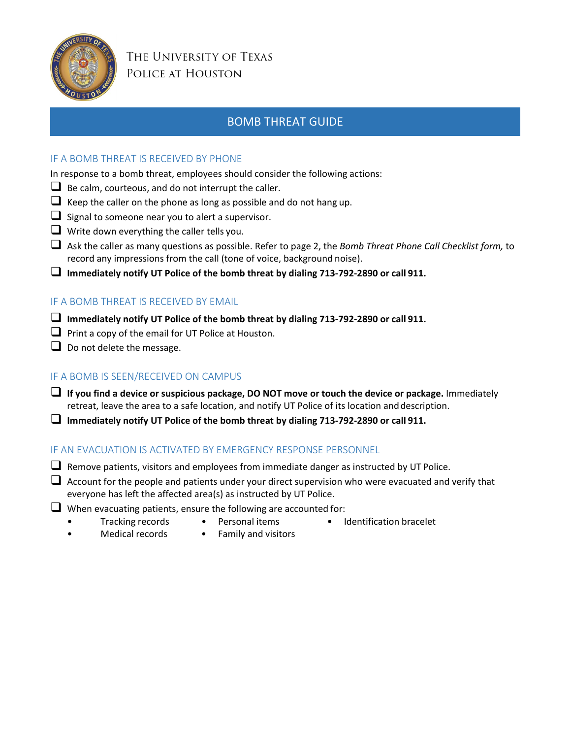THE UNIVERSITY OF TEXAS
POLICE AT HOUSTON

# BOMB THREAT GUIDE

## IF A BOMB THREAT IS RECEIVED BY PHONE

In response to a bomb threat, employees should consider the following actions:

- ☐ Be calm, courteous, and do not interrupt the caller.
- ☐ Keep the caller on the phone as long as possible and do not hang up.
- ☐ Signal to someone near you to alert a supervisor.
- ☐ Write down everything the caller tells you.
- ☐ Ask the caller as many questions as possible. Refer to page 2, the *Bomb Threat Phone Call Checklist form,* to record any impressions from the call (tone of voice, background noise).
- ☐ **Immediately notify UT Police of the bomb threat by dialing 713-792-2890 or call 911.**

## IF A BOMB THREAT IS RECEIVED BY EMAIL

- ☐ **Immediately notify UT Police of the bomb threat by dialing 713-792-2890 or call 911.**
- ☐ Print a copy of the email for UT Police at Houston.
- ☐ Do not delete the message.

## IF A BOMB IS SEEN/RECEIVED ON CAMPUS

- ☐ **If you find a device or suspicious package, DO NOT move or touch the device or package.** Immediately retreat, leave the area to a safe location, and notify UT Police of its location and description.
- ☐ **Immediately notify UT Police of the bomb threat by dialing 713-792-2890 or call 911.**

## IF AN EVACUATION IS ACTIVATED BY EMERGENCY RESPONSE PERSONNEL

- ☐ Remove patients, visitors and employees from immediate danger as instructed by UT Police.
- ☐ Account for the people and patients under your direct supervision who were evacuated and verify that everyone has left the affected area(s) as instructed by UT Police.
- ☐ When evacuating patients, ensure the following are accounted for:
  - Tracking records
  - Medical records
  - Personal items
  - Family and visitors
  - Identification bracelet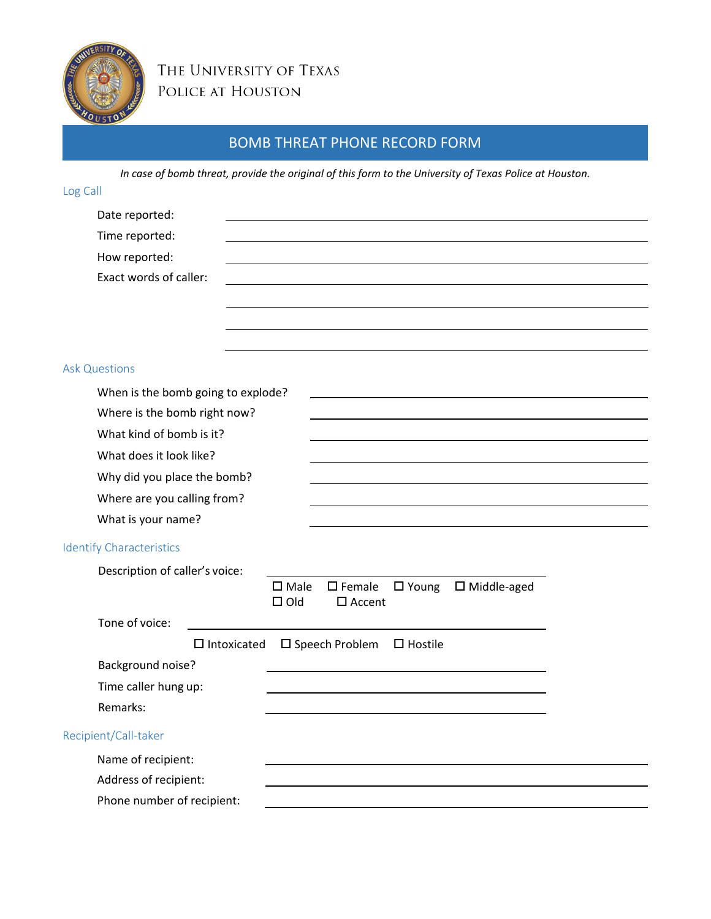The University of Texas
Police at Houston

# BOMB THREAT PHONE RECORD FORM

*In case of bomb threat, provide the original of this form to the University of Texas Police at Houston.*

## Log Call

Date reported: ______________________________

Time reported: ______________________________

How reported: ______________________________

Exact words of caller: ______________________________

______________________________

______________________________

______________________________

## Ask Questions

When is the bomb going to explode? ______________________________

Where is the bomb right now? ______________________________

What kind of bomb is it? ______________________________

What does it look like? ______________________________

Why did you place the bomb? ______________________________

Where are you calling from? ______________________________

What is your name? ______________________________

## Identify Characteristics

Description of caller's voice: ______________________________

☐ Male ☐ Female ☐ Young ☐ Middle-aged
☐ Old ☐ Accent

Tone of voice: ______________________________

☐ Intoxicated ☐ Speech Problem ☐ Hostile

Background noise? ______________________________

Time caller hung up: ______________________________

Remarks: ______________________________

## Recipient/Call-taker

Name of recipient: ______________________________

Address of recipient: ______________________________

Phone number of recipient: ______________________________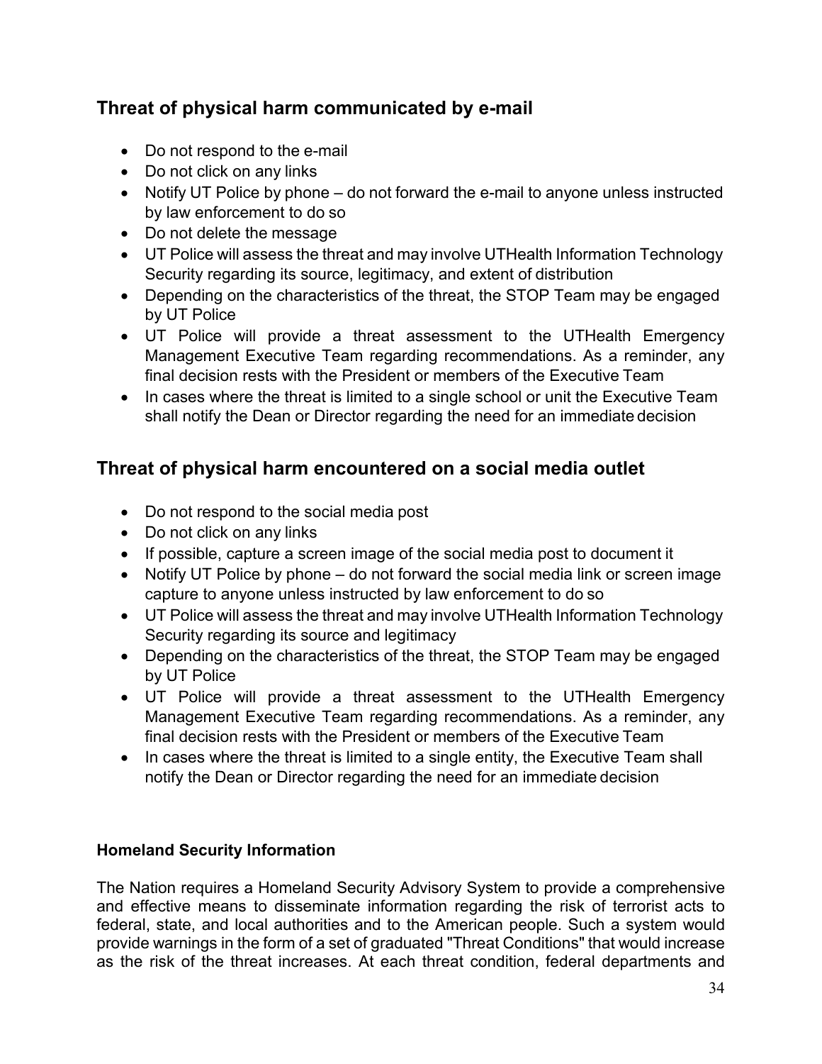## Threat of physical harm communicated by e-mail

- Do not respond to the e-mail
- Do not click on any links
- Notify UT Police by phone – do not forward the e-mail to anyone unless instructed by law enforcement to do so
- Do not delete the message
- UT Police will assess the threat and may involve UTHealth Information Technology Security regarding its source, legitimacy, and extent of distribution
- Depending on the characteristics of the threat, the STOP Team may be engaged by UT Police
- UT Police will provide a threat assessment to the UTHealth Emergency Management Executive Team regarding recommendations. As a reminder, any final decision rests with the President or members of the Executive Team
- In cases where the threat is limited to a single school or unit the Executive Team shall notify the Dean or Director regarding the need for an immediate decision

## Threat of physical harm encountered on a social media outlet

- Do not respond to the social media post
- Do not click on any links
- If possible, capture a screen image of the social media post to document it
- Notify UT Police by phone – do not forward the social media link or screen image capture to anyone unless instructed by law enforcement to do so
- UT Police will assess the threat and may involve UTHealth Information Technology Security regarding its source and legitimacy
- Depending on the characteristics of the threat, the STOP Team may be engaged by UT Police
- UT Police will provide a threat assessment to the UTHealth Emergency Management Executive Team regarding recommendations. As a reminder, any final decision rests with the President or members of the Executive Team
- In cases where the threat is limited to a single entity, the Executive Team shall notify the Dean or Director regarding the need for an immediate decision

#### Homeland Security Information

The Nation requires a Homeland Security Advisory System to provide a comprehensive and effective means to disseminate information regarding the risk of terrorist acts to federal, state, and local authorities and to the American people. Such a system would provide warnings in the form of a set of graduated "Threat Conditions" that would increase as the risk of the threat increases. At each threat condition, federal departments and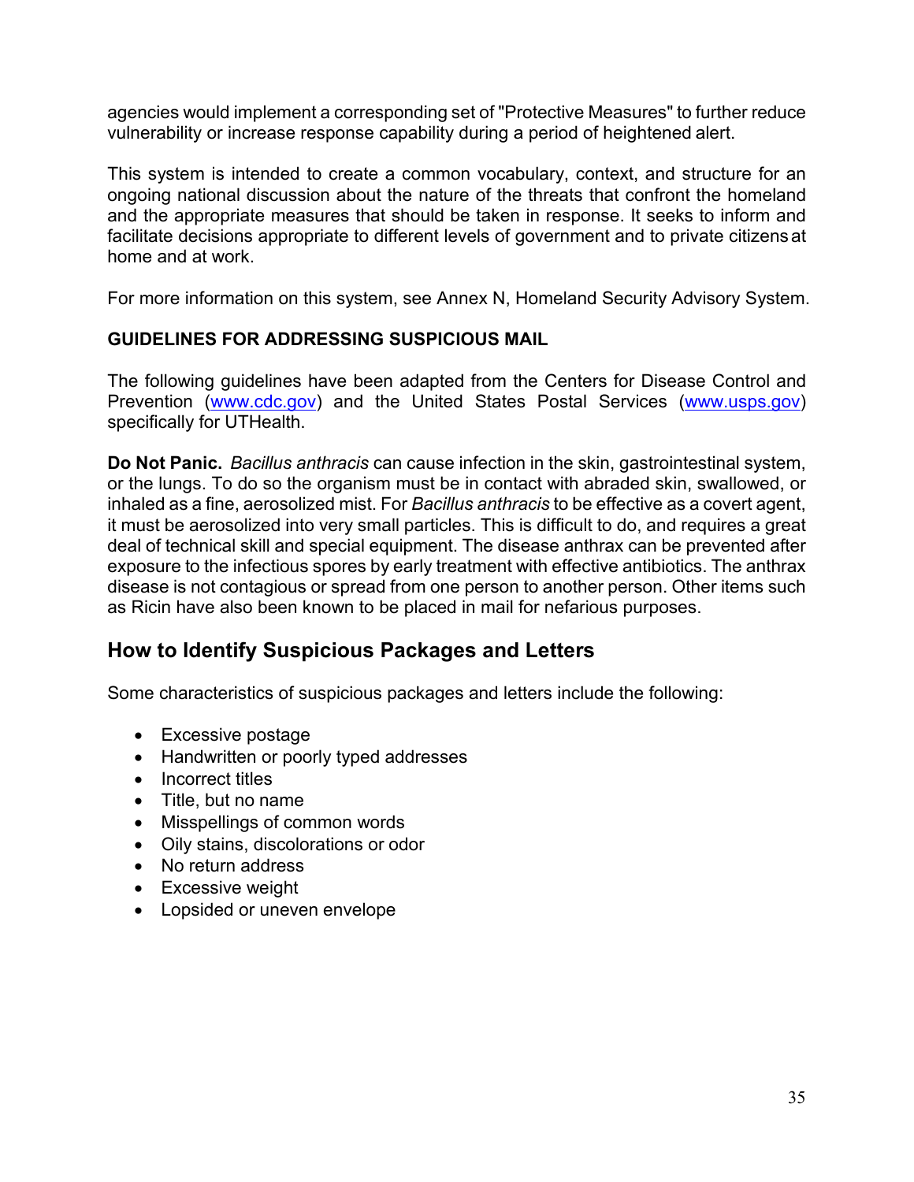agencies would implement a corresponding set of "Protective Measures" to further reduce vulnerability or increase response capability during a period of heightened alert.

This system is intended to create a common vocabulary, context, and structure for an ongoing national discussion about the nature of the threats that confront the homeland and the appropriate measures that should be taken in response. It seeks to inform and facilitate decisions appropriate to different levels of government and to private citizens at home and at work.

For more information on this system, see Annex N, Homeland Security Advisory System.

**GUIDELINES FOR ADDRESSING SUSPICIOUS MAIL**

The following guidelines have been adapted from the Centers for Disease Control and Prevention ([www.cdc.gov](www.cdc.gov)) and the United States Postal Services ([www.usps.gov](www.usps.gov)) specifically for UTHealth.

**Do Not Panic.** *Bacillus anthracis* can cause infection in the skin, gastrointestinal system, or the lungs. To do so the organism must be in contact with abraded skin, swallowed, or inhaled as a fine, aerosolized mist. For *Bacillus anthracis* to be effective as a covert agent, it must be aerosolized into very small particles. This is difficult to do, and requires a great deal of technical skill and special equipment. The disease anthrax can be prevented after exposure to the infectious spores by early treatment with effective antibiotics. The anthrax disease is not contagious or spread from one person to another person. Other items such as Ricin have also been known to be placed in mail for nefarious purposes.

## How to Identify Suspicious Packages and Letters

Some characteristics of suspicious packages and letters include the following:

- Excessive postage
- Handwritten or poorly typed addresses
- Incorrect titles
- Title, but no name
- Misspellings of common words
- Oily stains, discolorations or odor
- No return address
- Excessive weight
- Lopsided or uneven envelope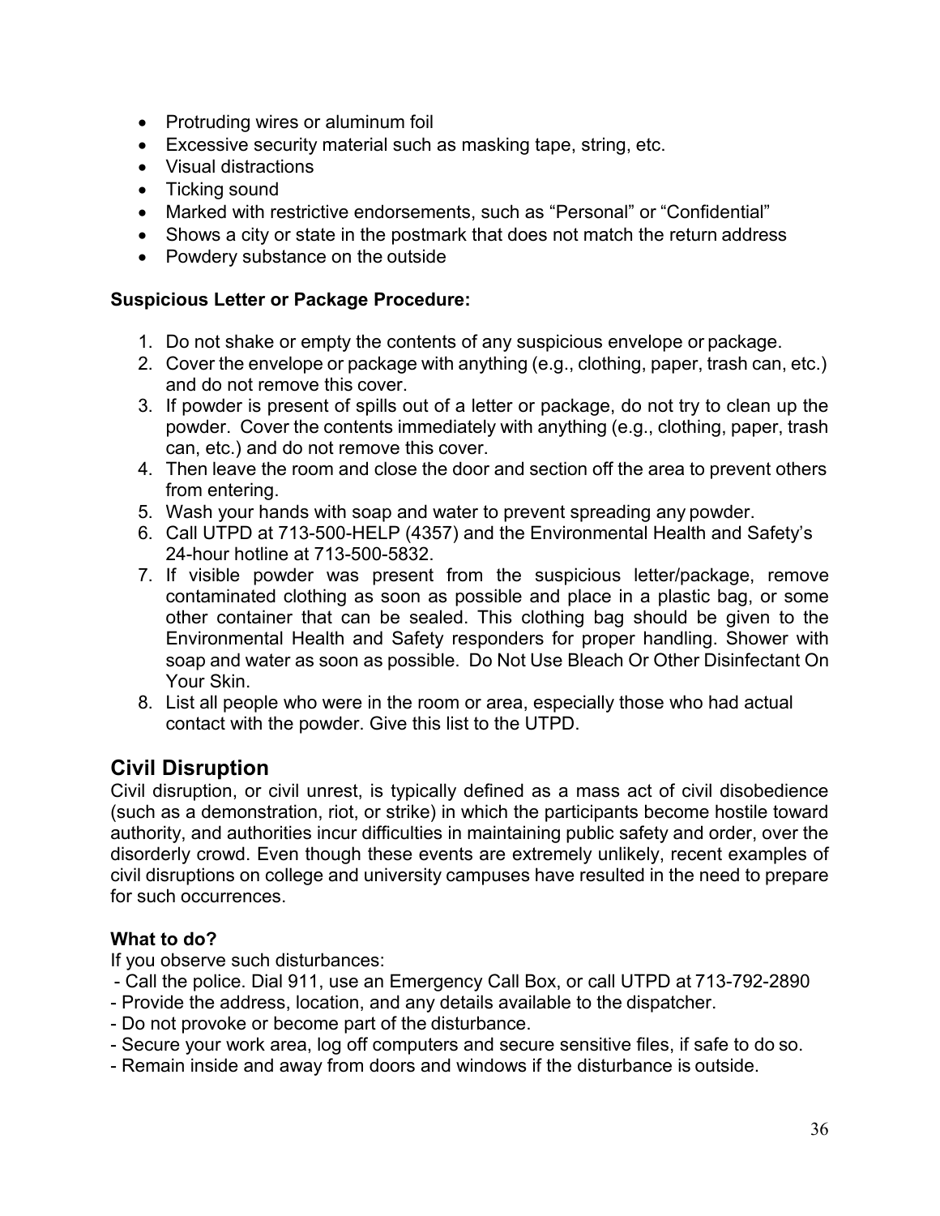- Protruding wires or aluminum foil
- Excessive security material such as masking tape, string, etc.
- Visual distractions
- Ticking sound
- Marked with restrictive endorsements, such as “Personal” or “Confidential”
- Shows a city or state in the postmark that does not match the return address
- Powdery substance on the outside

**Suspicious Letter or Package Procedure:**

1. Do not shake or empty the contents of any suspicious envelope or package.
2. Cover the envelope or package with anything (e.g., clothing, paper, trash can, etc.) and do not remove this cover.
3. If powder is present of spills out of a letter or package, do not try to clean up the powder. Cover the contents immediately with anything (e.g., clothing, paper, trash can, etc.) and do not remove this cover.
4. Then leave the room and close the door and section off the area to prevent others from entering.
5. Wash your hands with soap and water to prevent spreading any powder.
6. Call UTPD at 713-500-HELP (4357) and the Environmental Health and Safety’s 24-hour hotline at 713-500-5832.
7. If visible powder was present from the suspicious letter/package, remove contaminated clothing as soon as possible and place in a plastic bag, or some other container that can be sealed. This clothing bag should be given to the Environmental Health and Safety responders for proper handling. Shower with soap and water as soon as possible. Do Not Use Bleach Or Other Disinfectant On Your Skin.
8. List all people who were in the room or area, especially those who had actual contact with the powder. Give this list to the UTPD.

## Civil Disruption

Civil disruption, or civil unrest, is typically defined as a mass act of civil disobedience (such as a demonstration, riot, or strike) in which the participants become hostile toward authority, and authorities incur difficulties in maintaining public safety and order, over the disorderly crowd. Even though these events are extremely unlikely, recent examples of civil disruptions on college and university campuses have resulted in the need to prepare for such occurrences.

**What to do?**

If you observe such disturbances:

- Call the police. Dial 911, use an Emergency Call Box, or call UTPD at 713-792-2890
- Provide the address, location, and any details available to the dispatcher.
- Do not provoke or become part of the disturbance.
- Secure your work area, log off computers and secure sensitive files, if safe to do so.
- Remain inside and away from doors and windows if the disturbance is outside.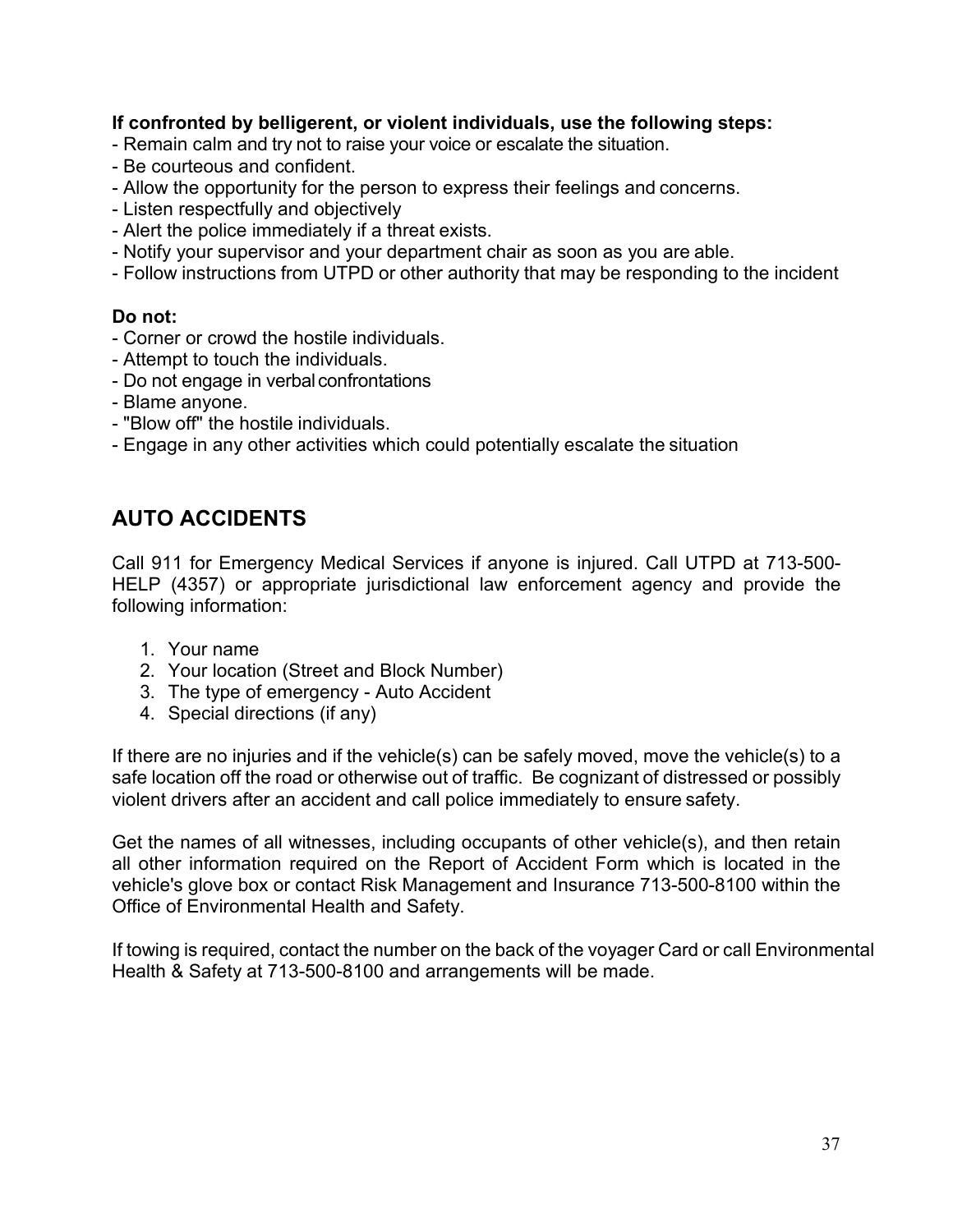**If confronted by belligerent, or violent individuals, use the following steps:**

- Remain calm and try not to raise your voice or escalate the situation.
- Be courteous and confident.
- Allow the opportunity for the person to express their feelings and concerns.
- Listen respectfully and objectively
- Alert the police immediately if a threat exists.
- Notify your supervisor and your department chair as soon as you are able.
- Follow instructions from UTPD or other authority that may be responding to the incident

**Do not:**

- Corner or crowd the hostile individuals.
- Attempt to touch the individuals.
- Do not engage in verbal confrontations
- Blame anyone.
- "Blow off" the hostile individuals.
- Engage in any other activities which could potentially escalate the situation

## AUTO ACCIDENTS

Call 911 for Emergency Medical Services if anyone is injured. Call UTPD at 713-500-HELP (4357) or appropriate jurisdictional law enforcement agency and provide the following information:

1. Your name
2. Your location (Street and Block Number)
3. The type of emergency - Auto Accident
4. Special directions (if any)

If there are no injuries and if the vehicle(s) can be safely moved, move the vehicle(s) to a safe location off the road or otherwise out of traffic. Be cognizant of distressed or possibly violent drivers after an accident and call police immediately to ensure safety.

Get the names of all witnesses, including occupants of other vehicle(s), and then retain all other information required on the Report of Accident Form which is located in the vehicle's glove box or contact Risk Management and Insurance 713-500-8100 within the Office of Environmental Health and Safety.

If towing is required, contact the number on the back of the voyager Card or call Environmental Health & Safety at 713-500-8100 and arrangements will be made.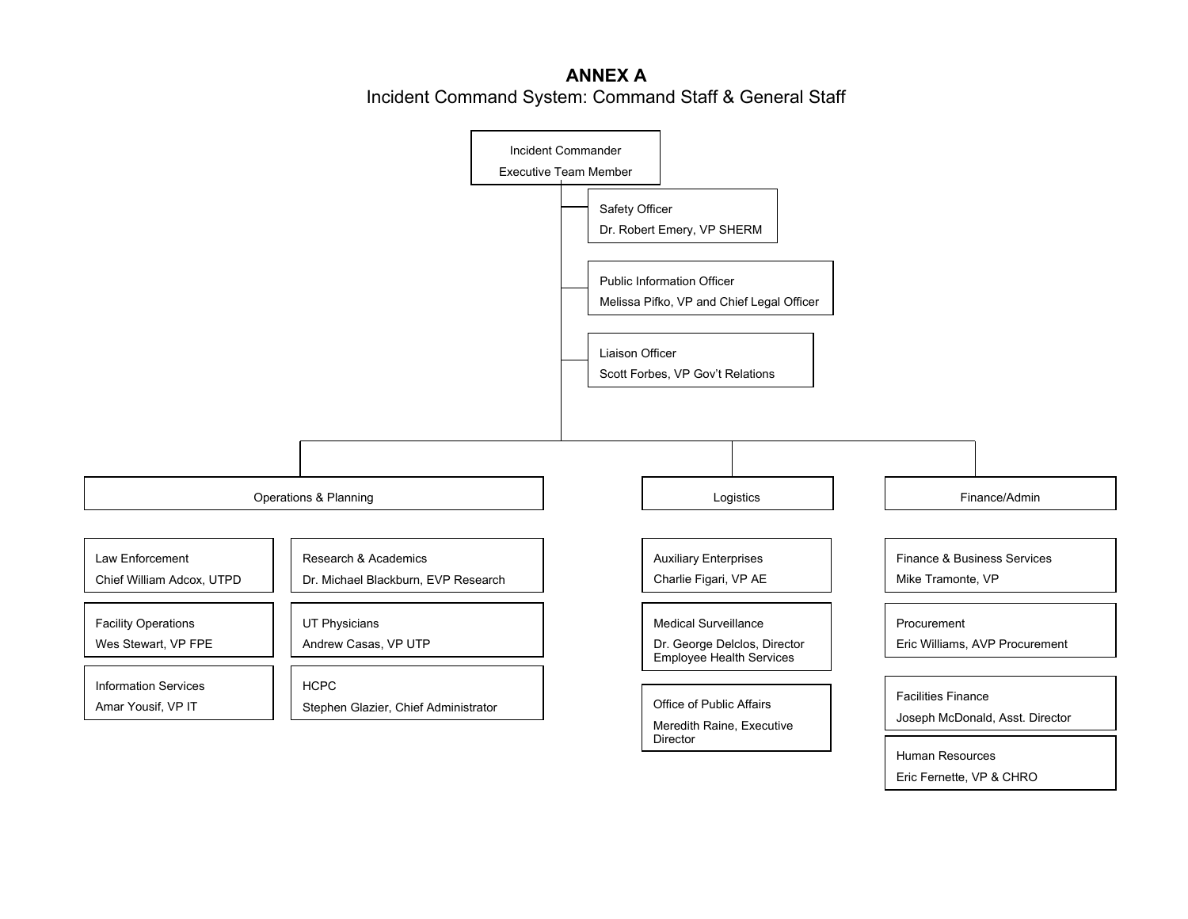# ANNEX A

## Incident Command System: Command Staff & General Staff

**Incident Commander**
Executive Team Member

**Command Staff**

- **Safety Officer** — Dr. Robert Emery, VP SHERM
- **Public Information Officer** — Melissa Pifko, VP and Chief Legal Officer
- **Liaison Officer** — Scott Forbes, VP Gov't Relations

**General Staff**

### Operations & Planning

- **Law Enforcement** — Chief William Adcox, UTPD
- **Facility Operations** — Wes Stewart, VP FPE
- **Information Services** — Amar Yousif, VP IT
- **Research & Academics** — Dr. Michael Blackburn, EVP Research
- **UT Physicians** — Andrew Casas, VP UTP
- **HCPC** — Stephen Glazier, Chief Administrator

### Logistics

- **Auxiliary Enterprises** — Charlie Figari, VP AE
- **Medical Surveillance** — Dr. George Delclos, Director Employee Health Services
- **Office of Public Affairs** — Meredith Raine, Executive Director

### Finance/Admin

- **Finance & Business Services** — Mike Tramonte, VP
- **Procurement** — Eric Williams, AVP Procurement
- **Facilities Finance** — Joseph McDonald, Asst. Director
- **Human Resources** — Eric Fernette, VP & CHRO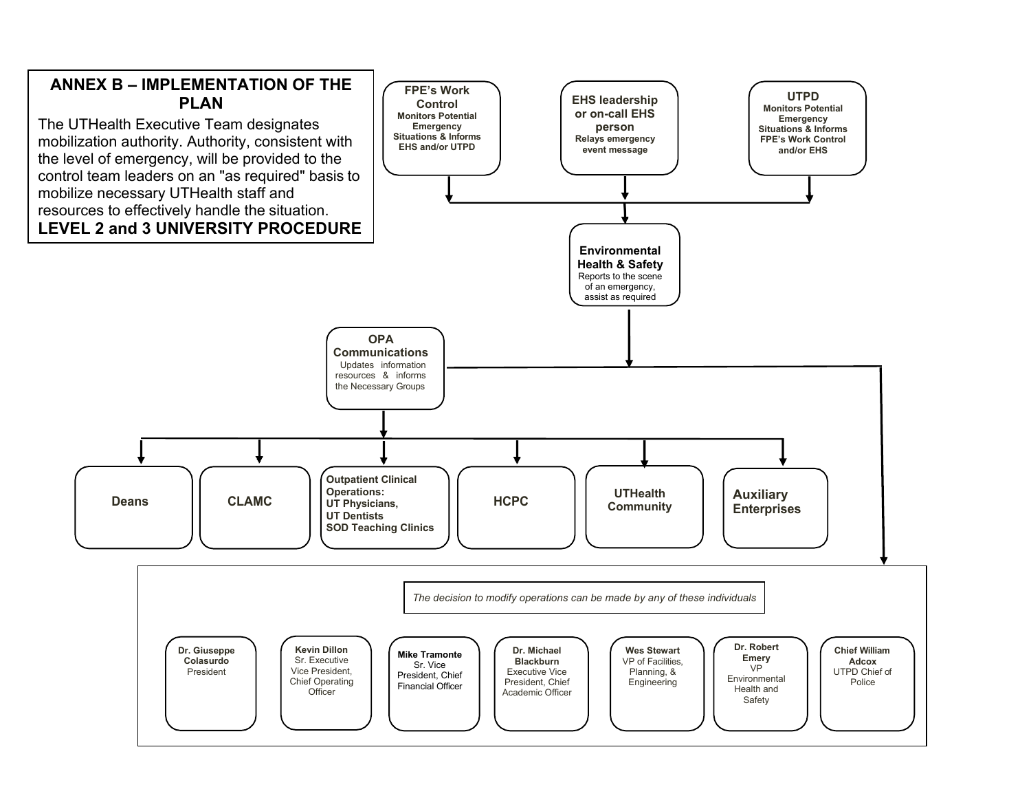## ANNEX B – IMPLEMENTATION OF THE PLAN

The UTHealth Executive Team designates mobilization authority. Authority, consistent with the level of emergency, will be provided to the control team leaders on an "as required" basis to mobilize necessary UTHealth staff and resources to effectively handle the situation.

**LEVEL 2 and 3 UNIVERSITY PROCEDURE**

**FPE's Work Control**
Monitors Potential Emergency Situations & Informs EHS and/or UTPD

**EHS leadership or on-call EHS person**
Relays emergency event message

**UTPD**
Monitors Potential Emergency Situations & Informs FPE's Work Control and/or EHS

**Environmental Health & Safety**
Reports to the scene of an emergency, assist as required

**OPA Communications**
Updates information resources & informs the Necessary Groups

- **Deans**
- **CLAMC**
- **Outpatient Clinical Operations: UT Physicians, UT Dentists SOD Teaching Clinics**
- **HCPC**
- **UTHealth Community**
- **Auxiliary Enterprises**

*The decision to modify operations can be made by any of these individuals*

- **Dr. Giuseppe Colasurdo** – President
- **Kevin Dillon** – Sr. Executive Vice President, Chief Operating Officer
- **Mike Tramonte** – Sr. Vice President, Chief Financial Officer
- **Dr. Michael Blackburn** – Executive Vice President, Chief Academic Officer
- **Wes Stewart** – VP of Facilities, Planning, & Engineering
- **Dr. Robert Emery** – VP Environmental Health and Safety
- **Chief William Adcox** – UTPD Chief of Police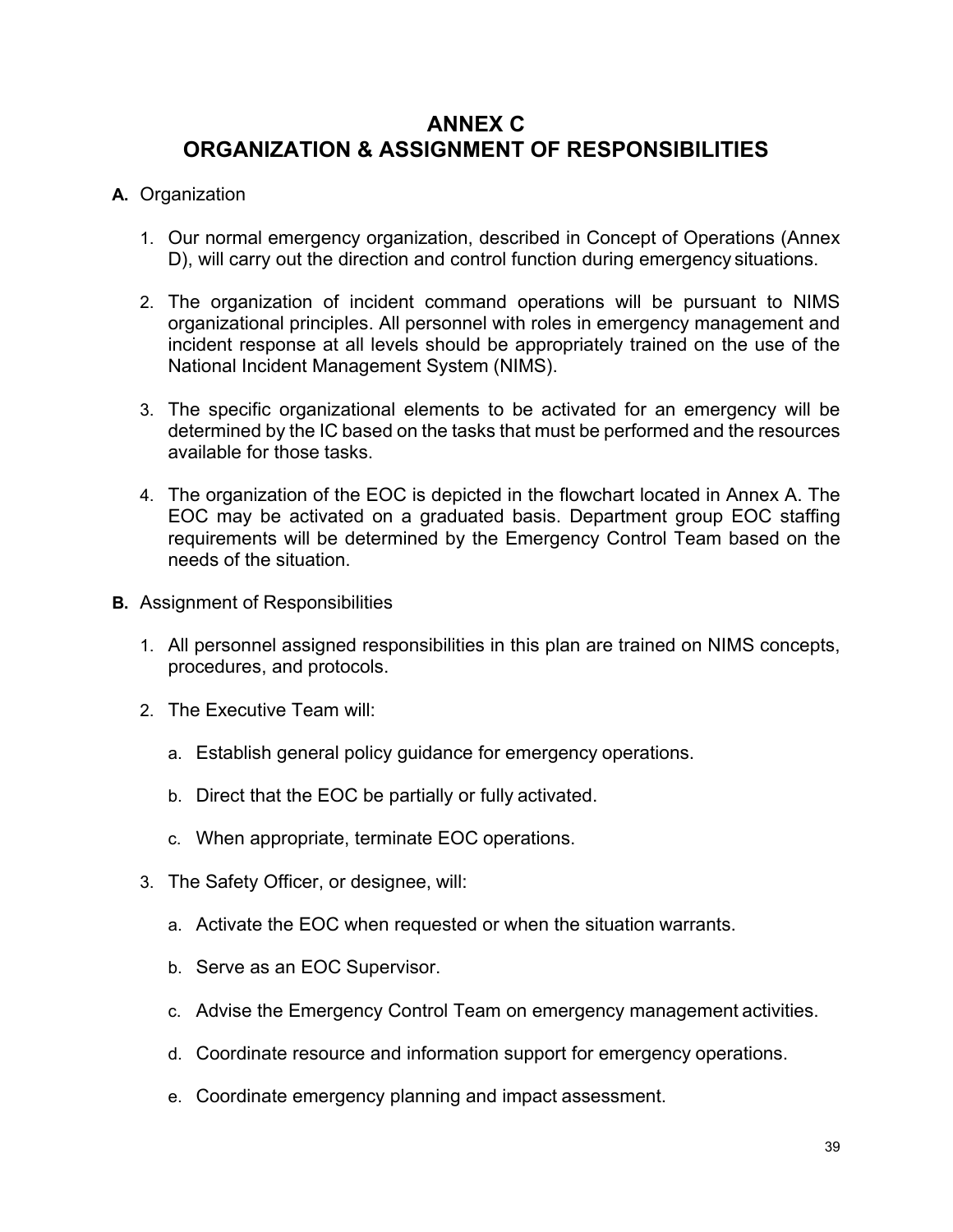# ANNEX C
# ORGANIZATION & ASSIGNMENT OF RESPONSIBILITIES

**A.** Organization

1. Our normal emergency organization, described in Concept of Operations (Annex D), will carry out the direction and control function during emergency situations.

2. The organization of incident command operations will be pursuant to NIMS organizational principles. All personnel with roles in emergency management and incident response at all levels should be appropriately trained on the use of the National Incident Management System (NIMS).

3. The specific organizational elements to be activated for an emergency will be determined by the IC based on the tasks that must be performed and the resources available for those tasks.

4. The organization of the EOC is depicted in the flowchart located in Annex A. The EOC may be activated on a graduated basis. Department group EOC staffing requirements will be determined by the Emergency Control Team based on the needs of the situation.

**B.** Assignment of Responsibilities

1. All personnel assigned responsibilities in this plan are trained on NIMS concepts, procedures, and protocols.

2. The Executive Team will:

   a. Establish general policy guidance for emergency operations.

   b. Direct that the EOC be partially or fully activated.

   c. When appropriate, terminate EOC operations.

3. The Safety Officer, or designee, will:

   a. Activate the EOC when requested or when the situation warrants.

   b. Serve as an EOC Supervisor.

   c. Advise the Emergency Control Team on emergency management activities.

   d. Coordinate resource and information support for emergency operations.

   e. Coordinate emergency planning and impact assessment.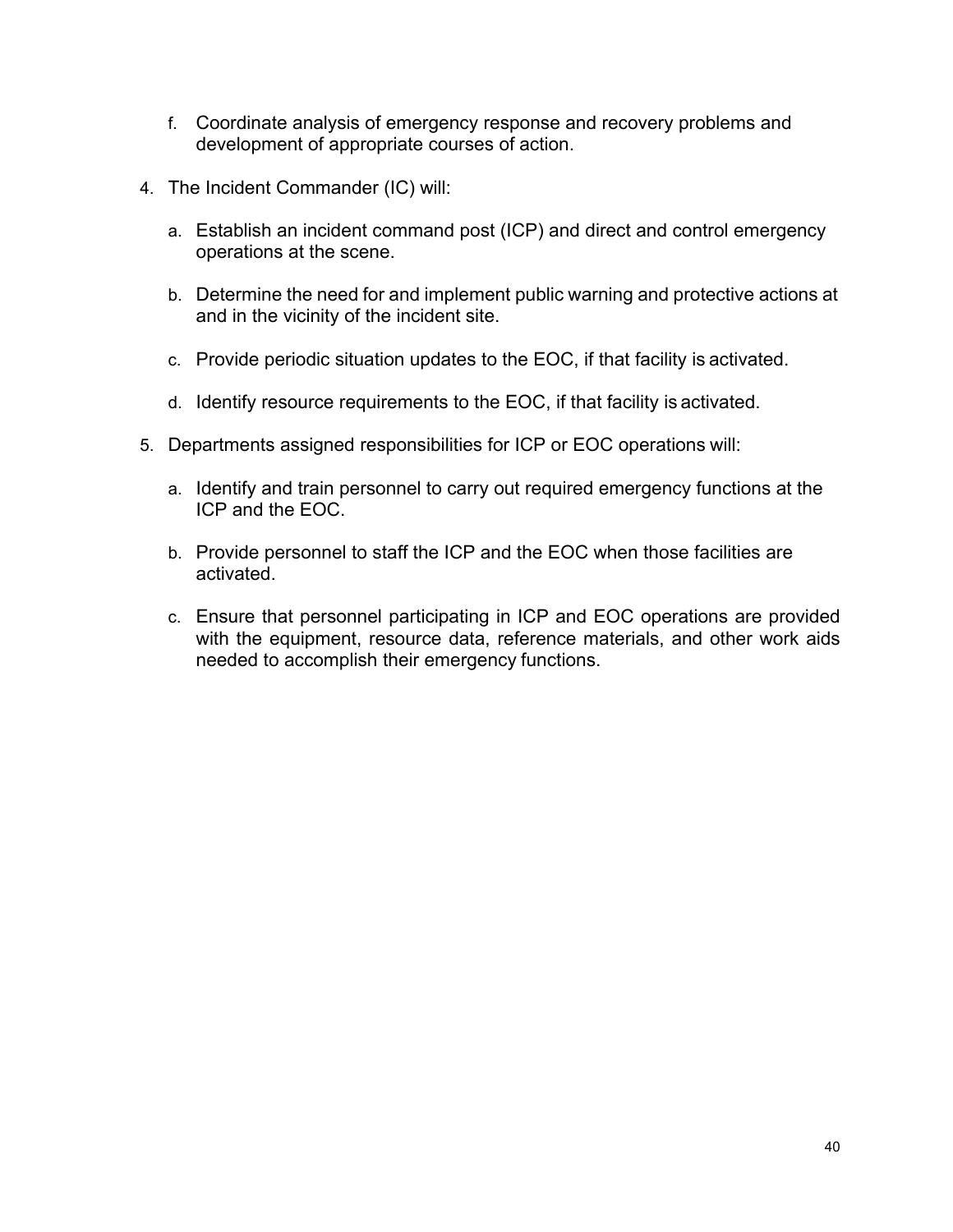f. Coordinate analysis of emergency response and recovery problems and development of appropriate courses of action.

4. The Incident Commander (IC) will:

   a. Establish an incident command post (ICP) and direct and control emergency operations at the scene.

   b. Determine the need for and implement public warning and protective actions at and in the vicinity of the incident site.

   c. Provide periodic situation updates to the EOC, if that facility is activated.

   d. Identify resource requirements to the EOC, if that facility is activated.

5. Departments assigned responsibilities for ICP or EOC operations will:

   a. Identify and train personnel to carry out required emergency functions at the ICP and the EOC.

   b. Provide personnel to staff the ICP and the EOC when those facilities are activated.

   c. Ensure that personnel participating in ICP and EOC operations are provided with the equipment, resource data, reference materials, and other work aids needed to accomplish their emergency functions.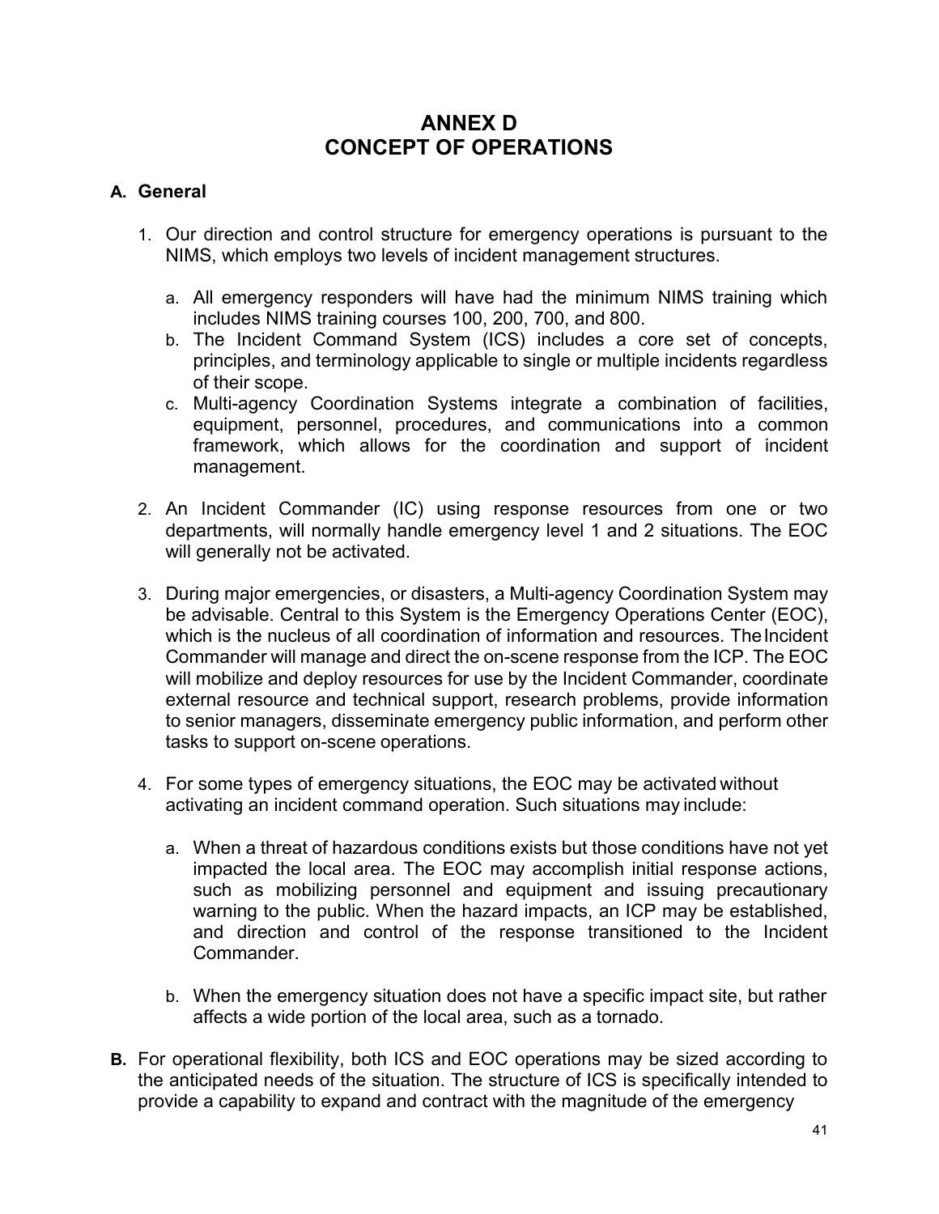# ANNEX D
# CONCEPT OF OPERATIONS

**A. General**

1. Our direction and control structure for emergency operations is pursuant to the NIMS, which employs two levels of incident management structures.

   a. All emergency responders will have had the minimum NIMS training which includes NIMS training courses 100, 200, 700, and 800.
   b. The Incident Command System (ICS) includes a core set of concepts, principles, and terminology applicable to single or multiple incidents regardless of their scope.
   c. Multi-agency Coordination Systems integrate a combination of facilities, equipment, personnel, procedures, and communications into a common framework, which allows for the coordination and support of incident management.

2. An Incident Commander (IC) using response resources from one or two departments, will normally handle emergency level 1 and 2 situations. The EOC will generally not be activated.

3. During major emergencies, or disasters, a Multi-agency Coordination System may be advisable. Central to this System is the Emergency Operations Center (EOC), which is the nucleus of all coordination of information and resources. The Incident Commander will manage and direct the on-scene response from the ICP. The EOC will mobilize and deploy resources for use by the Incident Commander, coordinate external resource and technical support, research problems, provide information to senior managers, disseminate emergency public information, and perform other tasks to support on-scene operations.

4. For some types of emergency situations, the EOC may be activated without activating an incident command operation. Such situations may include:

   a. When a threat of hazardous conditions exists but those conditions have not yet impacted the local area. The EOC may accomplish initial response actions, such as mobilizing personnel and equipment and issuing precautionary warning to the public. When the hazard impacts, an ICP may be established, and direction and control of the response transitioned to the Incident Commander.

   b. When the emergency situation does not have a specific impact site, but rather affects a wide portion of the local area, such as a tornado.

**B.** For operational flexibility, both ICS and EOC operations may be sized according to the anticipated needs of the situation. The structure of ICS is specifically intended to provide a capability to expand and contract with the magnitude of the emergency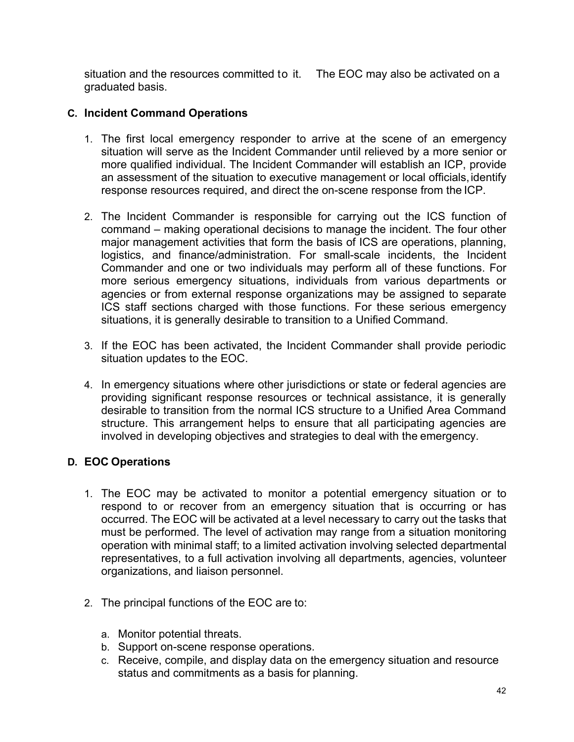situation and the resources committed to it. The EOC may also be activated on a graduated basis.

### C. Incident Command Operations

1. The first local emergency responder to arrive at the scene of an emergency situation will serve as the Incident Commander until relieved by a more senior or more qualified individual. The Incident Commander will establish an ICP, provide an assessment of the situation to executive management or local officials, identify response resources required, and direct the on-scene response from the ICP.

2. The Incident Commander is responsible for carrying out the ICS function of command – making operational decisions to manage the incident. The four other major management activities that form the basis of ICS are operations, planning, logistics, and finance/administration. For small-scale incidents, the Incident Commander and one or two individuals may perform all of these functions. For more serious emergency situations, individuals from various departments or agencies or from external response organizations may be assigned to separate ICS staff sections charged with those functions. For these serious emergency situations, it is generally desirable to transition to a Unified Command.

3. If the EOC has been activated, the Incident Commander shall provide periodic situation updates to the EOC.

4. In emergency situations where other jurisdictions or state or federal agencies are providing significant response resources or technical assistance, it is generally desirable to transition from the normal ICS structure to a Unified Area Command structure. This arrangement helps to ensure that all participating agencies are involved in developing objectives and strategies to deal with the emergency.

### D. EOC Operations

1. The EOC may be activated to monitor a potential emergency situation or to respond to or recover from an emergency situation that is occurring or has occurred. The EOC will be activated at a level necessary to carry out the tasks that must be performed. The level of activation may range from a situation monitoring operation with minimal staff; to a limited activation involving selected departmental representatives, to a full activation involving all departments, agencies, volunteer organizations, and liaison personnel.

2. The principal functions of the EOC are to:

   a. Monitor potential threats.
   b. Support on-scene response operations.
   c. Receive, compile, and display data on the emergency situation and resource status and commitments as a basis for planning.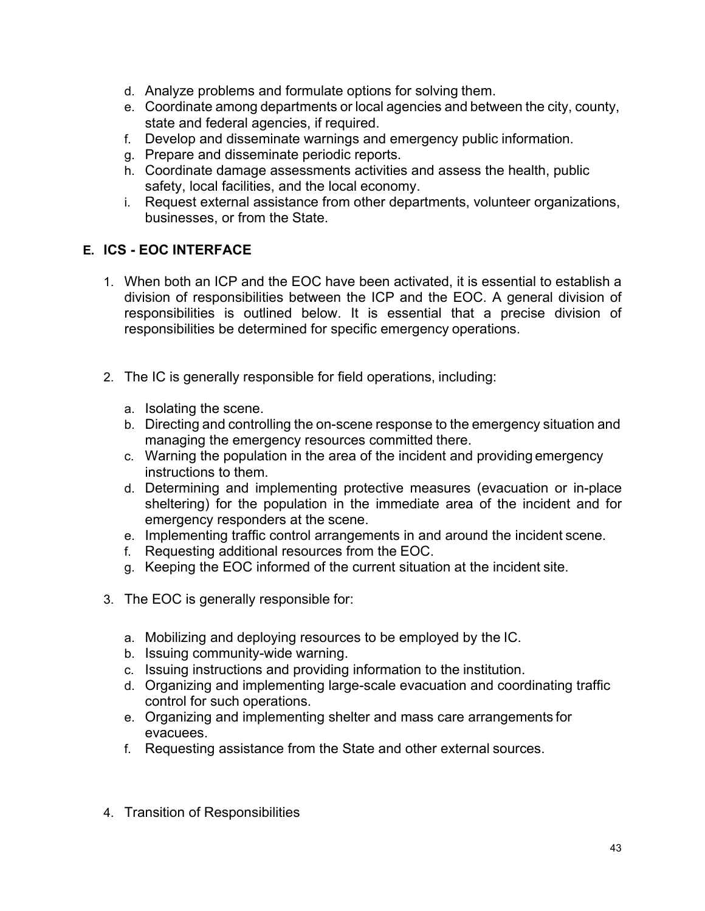d. Analyze problems and formulate options for solving them.
e. Coordinate among departments or local agencies and between the city, county, state and federal agencies, if required.
f. Develop and disseminate warnings and emergency public information.
g. Prepare and disseminate periodic reports.
h. Coordinate damage assessments activities and assess the health, public safety, local facilities, and the local economy.
i. Request external assistance from other departments, volunteer organizations, businesses, or from the State.

### E. ICS - EOC INTERFACE

1. When both an ICP and the EOC have been activated, it is essential to establish a division of responsibilities between the ICP and the EOC. A general division of responsibilities is outlined below. It is essential that a precise division of responsibilities be determined for specific emergency operations.

2. The IC is generally responsible for field operations, including:

   a. Isolating the scene.
   b. Directing and controlling the on-scene response to the emergency situation and managing the emergency resources committed there.
   c. Warning the population in the area of the incident and providing emergency instructions to them.
   d. Determining and implementing protective measures (evacuation or in-place sheltering) for the population in the immediate area of the incident and for emergency responders at the scene.
   e. Implementing traffic control arrangements in and around the incident scene.
   f. Requesting additional resources from the EOC.
   g. Keeping the EOC informed of the current situation at the incident site.

3. The EOC is generally responsible for:

   a. Mobilizing and deploying resources to be employed by the IC.
   b. Issuing community-wide warning.
   c. Issuing instructions and providing information to the institution.
   d. Organizing and implementing large-scale evacuation and coordinating traffic control for such operations.
   e. Organizing and implementing shelter and mass care arrangements for evacuees.
   f. Requesting assistance from the State and other external sources.

4. Transition of Responsibilities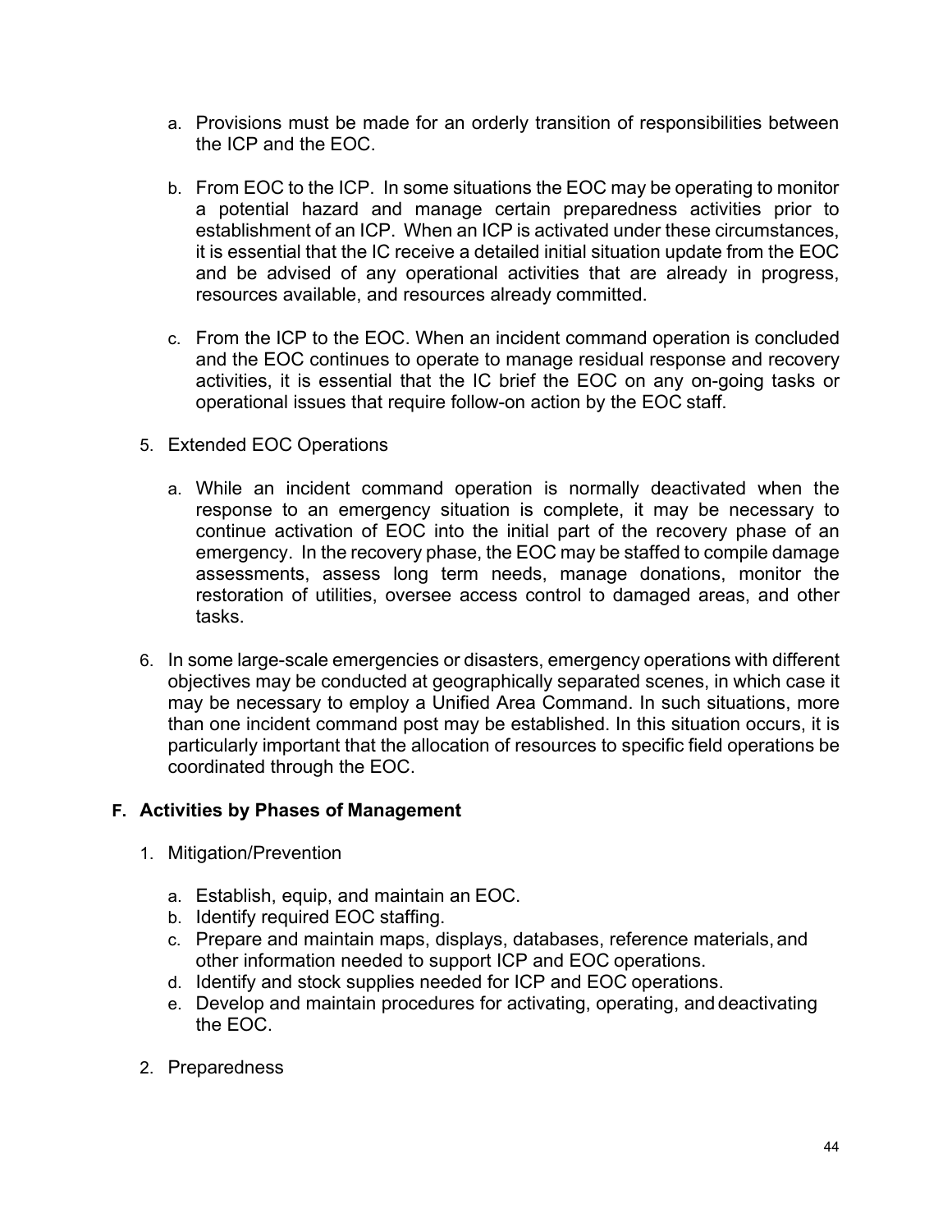a. Provisions must be made for an orderly transition of responsibilities between the ICP and the EOC.

b. From EOC to the ICP. In some situations the EOC may be operating to monitor a potential hazard and manage certain preparedness activities prior to establishment of an ICP. When an ICP is activated under these circumstances, it is essential that the IC receive a detailed initial situation update from the EOC and be advised of any operational activities that are already in progress, resources available, and resources already committed.

c. From the ICP to the EOC. When an incident command operation is concluded and the EOC continues to operate to manage residual response and recovery activities, it is essential that the IC brief the EOC on any on-going tasks or operational issues that require follow-on action by the EOC staff.

5. Extended EOC Operations

   a. While an incident command operation is normally deactivated when the response to an emergency situation is complete, it may be necessary to continue activation of EOC into the initial part of the recovery phase of an emergency. In the recovery phase, the EOC may be staffed to compile damage assessments, assess long term needs, manage donations, monitor the restoration of utilities, oversee access control to damaged areas, and other tasks.

6. In some large-scale emergencies or disasters, emergency operations with different objectives may be conducted at geographically separated scenes, in which case it may be necessary to employ a Unified Area Command. In such situations, more than one incident command post may be established. In this situation occurs, it is particularly important that the allocation of resources to specific field operations be coordinated through the EOC.

### F. Activities by Phases of Management

1. Mitigation/Prevention

   a. Establish, equip, and maintain an EOC.
   b. Identify required EOC staffing.
   c. Prepare and maintain maps, displays, databases, reference materials, and other information needed to support ICP and EOC operations.
   d. Identify and stock supplies needed for ICP and EOC operations.
   e. Develop and maintain procedures for activating, operating, and deactivating the EOC.

2. Preparedness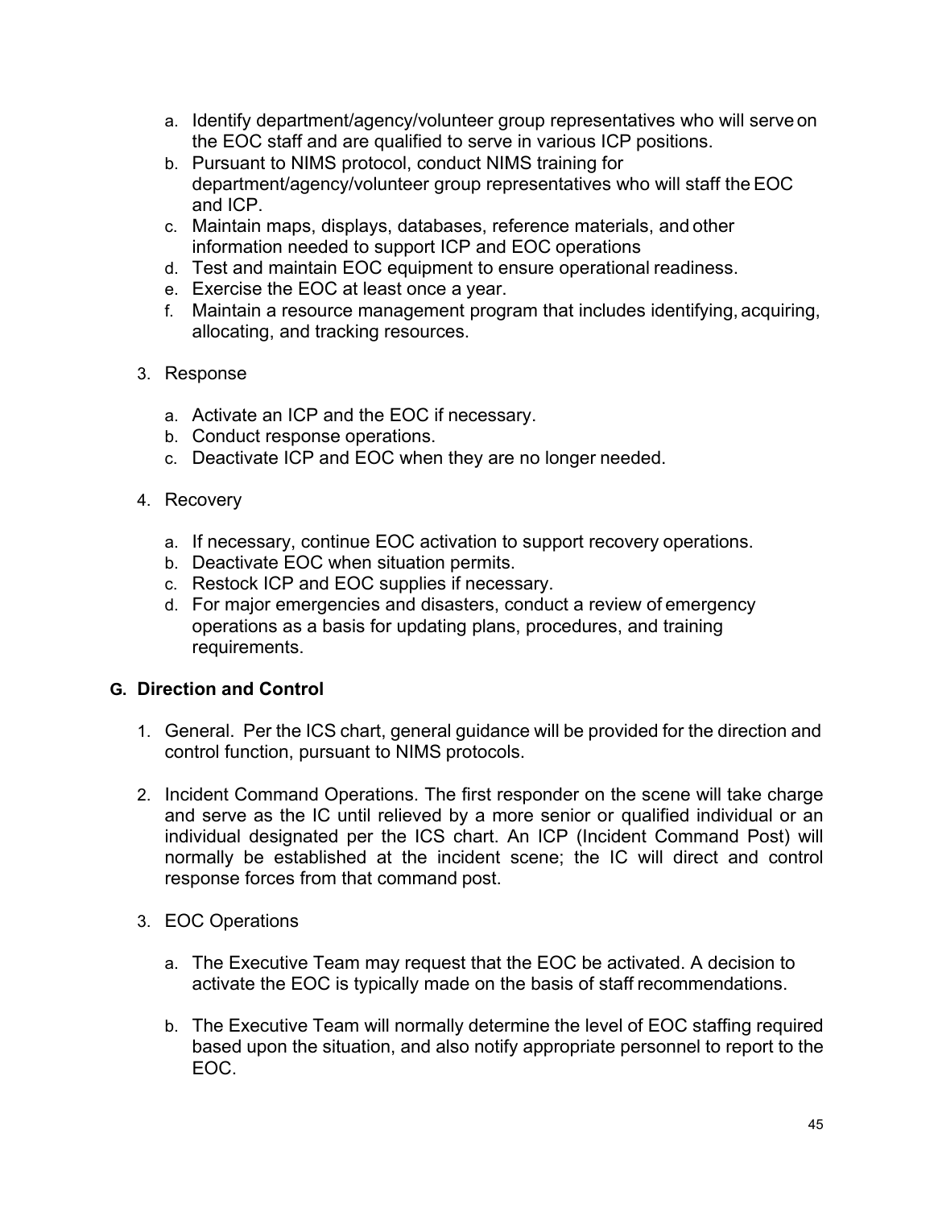a. Identify department/agency/volunteer group representatives who will serve on the EOC staff and are qualified to serve in various ICP positions.
b. Pursuant to NIMS protocol, conduct NIMS training for department/agency/volunteer group representatives who will staff the EOC and ICP.
c. Maintain maps, displays, databases, reference materials, and other information needed to support ICP and EOC operations
d. Test and maintain EOC equipment to ensure operational readiness.
e. Exercise the EOC at least once a year.
f. Maintain a resource management program that includes identifying, acquiring, allocating, and tracking resources.

3. Response

a. Activate an ICP and the EOC if necessary.
b. Conduct response operations.
c. Deactivate ICP and EOC when they are no longer needed.

4. Recovery

a. If necessary, continue EOC activation to support recovery operations.
b. Deactivate EOC when situation permits.
c. Restock ICP and EOC supplies if necessary.
d. For major emergencies and disasters, conduct a review of emergency operations as a basis for updating plans, procedures, and training requirements.

## G. Direction and Control

1. General. Per the ICS chart, general guidance will be provided for the direction and control function, pursuant to NIMS protocols.

2. Incident Command Operations. The first responder on the scene will take charge and serve as the IC until relieved by a more senior or qualified individual or an individual designated per the ICS chart. An ICP (Incident Command Post) will normally be established at the incident scene; the IC will direct and control response forces from that command post.

3. EOC Operations

a. The Executive Team may request that the EOC be activated. A decision to activate the EOC is typically made on the basis of staff recommendations.

b. The Executive Team will normally determine the level of EOC staffing required based upon the situation, and also notify appropriate personnel to report to the EOC.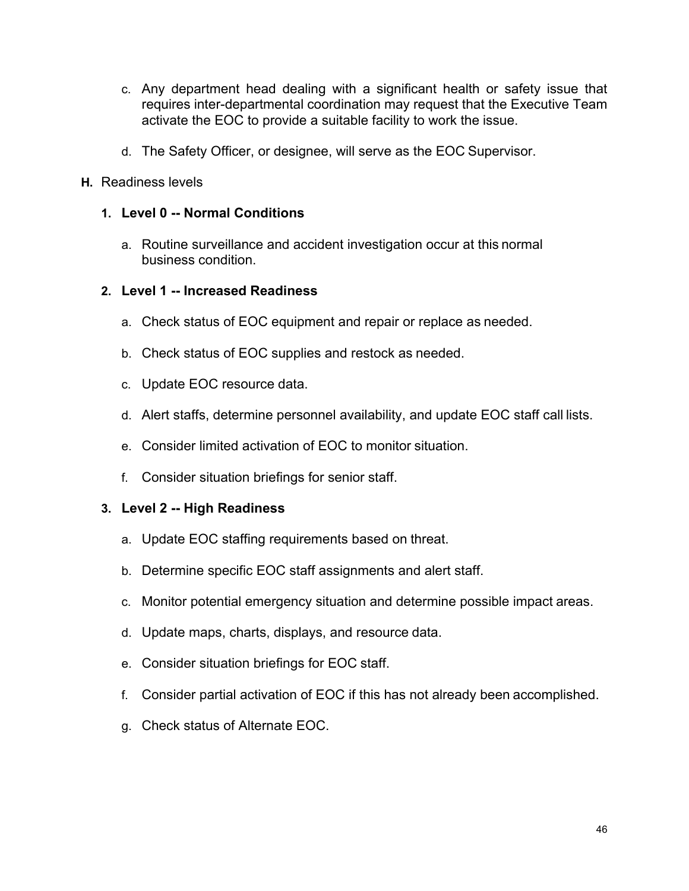c. Any department head dealing with a significant health or safety issue that requires inter-departmental coordination may request that the Executive Team activate the EOC to provide a suitable facility to work the issue.

d. The Safety Officer, or designee, will serve as the EOC Supervisor.

**H.** Readiness levels

1. **Level 0 -- Normal Conditions**

   a. Routine surveillance and accident investigation occur at this normal business condition.

2. **Level 1 -- Increased Readiness**

   a. Check status of EOC equipment and repair or replace as needed.

   b. Check status of EOC supplies and restock as needed.

   c. Update EOC resource data.

   d. Alert staffs, determine personnel availability, and update EOC staff call lists.

   e. Consider limited activation of EOC to monitor situation.

   f. Consider situation briefings for senior staff.

3. **Level 2 -- High Readiness**

   a. Update EOC staffing requirements based on threat.

   b. Determine specific EOC staff assignments and alert staff.

   c. Monitor potential emergency situation and determine possible impact areas.

   d. Update maps, charts, displays, and resource data.

   e. Consider situation briefings for EOC staff.

   f. Consider partial activation of EOC if this has not already been accomplished.

   g. Check status of Alternate EOC.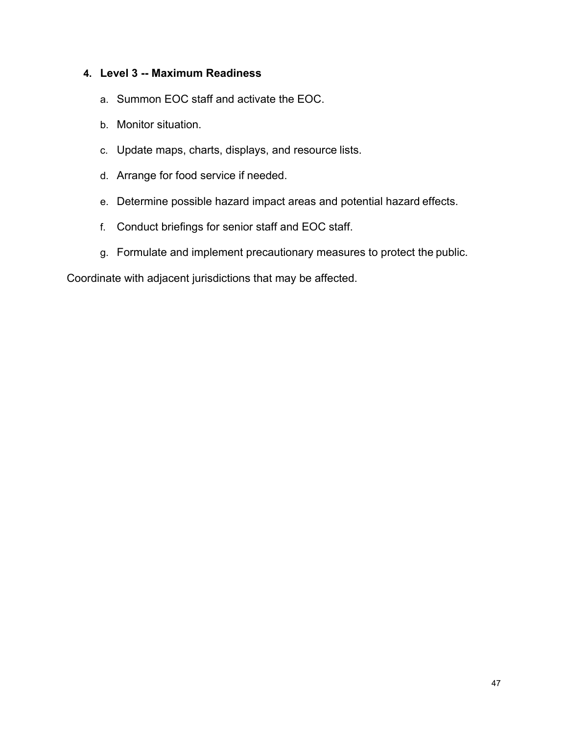4. **Level 3 -- Maximum Readiness**

    a. Summon EOC staff and activate the EOC.

    b. Monitor situation.

    c. Update maps, charts, displays, and resource lists.

    d. Arrange for food service if needed.

    e. Determine possible hazard impact areas and potential hazard effects.

    f. Conduct briefings for senior staff and EOC staff.

    g. Formulate and implement precautionary measures to protect the public.

Coordinate with adjacent jurisdictions that may be affected.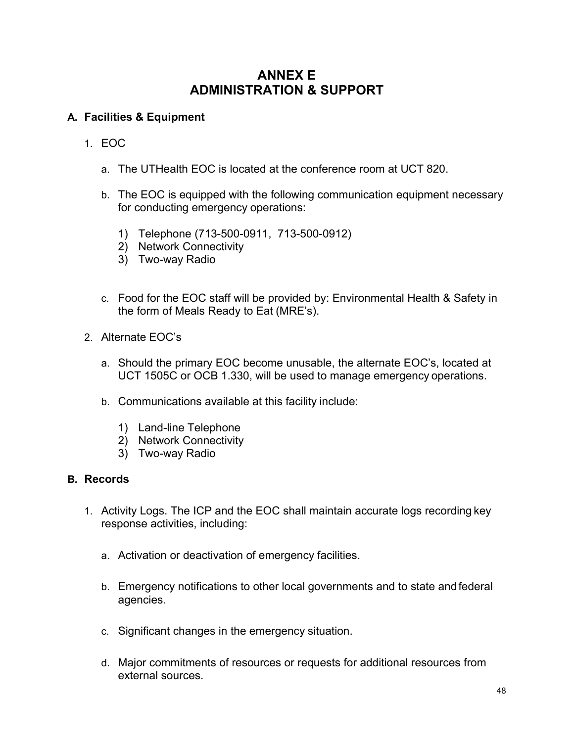# ANNEX E
# ADMINISTRATION & SUPPORT

## A. Facilities & Equipment

1. EOC

   a. The UTHealth EOC is located at the conference room at UCT 820.

   b. The EOC is equipped with the following communication equipment necessary for conducting emergency operations:

      1) Telephone (713-500-0911, 713-500-0912)
      2) Network Connectivity
      3) Two-way Radio

   c. Food for the EOC staff will be provided by: Environmental Health & Safety in the form of Meals Ready to Eat (MRE's).

2. Alternate EOC's

   a. Should the primary EOC become unusable, the alternate EOC's, located at UCT 1505C or OCB 1.330, will be used to manage emergency operations.

   b. Communications available at this facility include:

      1) Land-line Telephone
      2) Network Connectivity
      3) Two-way Radio

## B. Records

1. Activity Logs. The ICP and the EOC shall maintain accurate logs recording key response activities, including:

   a. Activation or deactivation of emergency facilities.

   b. Emergency notifications to other local governments and to state and federal agencies.

   c. Significant changes in the emergency situation.

   d. Major commitments of resources or requests for additional resources from external sources.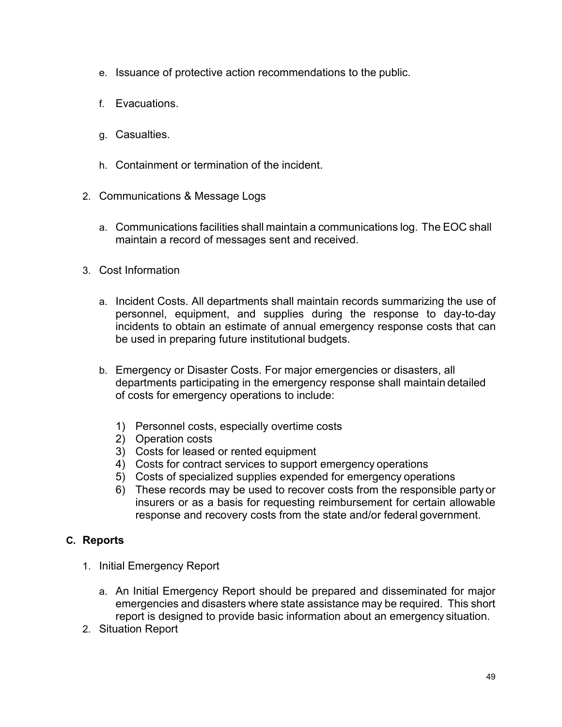e. Issuance of protective action recommendations to the public.

f. Evacuations.

g. Casualties.

h. Containment or termination of the incident.

2. Communications & Message Logs

   a. Communications facilities shall maintain a communications log. The EOC shall maintain a record of messages sent and received.

3. Cost Information

   a. Incident Costs. All departments shall maintain records summarizing the use of personnel, equipment, and supplies during the response to day-to-day incidents to obtain an estimate of annual emergency response costs that can be used in preparing future institutional budgets.

   b. Emergency or Disaster Costs. For major emergencies or disasters, all departments participating in the emergency response shall maintain detailed of costs for emergency operations to include:

      1) Personnel costs, especially overtime costs
      2) Operation costs
      3) Costs for leased or rented equipment
      4) Costs for contract services to support emergency operations
      5) Costs of specialized supplies expended for emergency operations
      6) These records may be used to recover costs from the responsible party or insurers or as a basis for requesting reimbursement for certain allowable response and recovery costs from the state and/or federal government.

### C. Reports

1. Initial Emergency Report

   a. An Initial Emergency Report should be prepared and disseminated for major emergencies and disasters where state assistance may be required. This short report is designed to provide basic information about an emergency situation.

2. Situation Report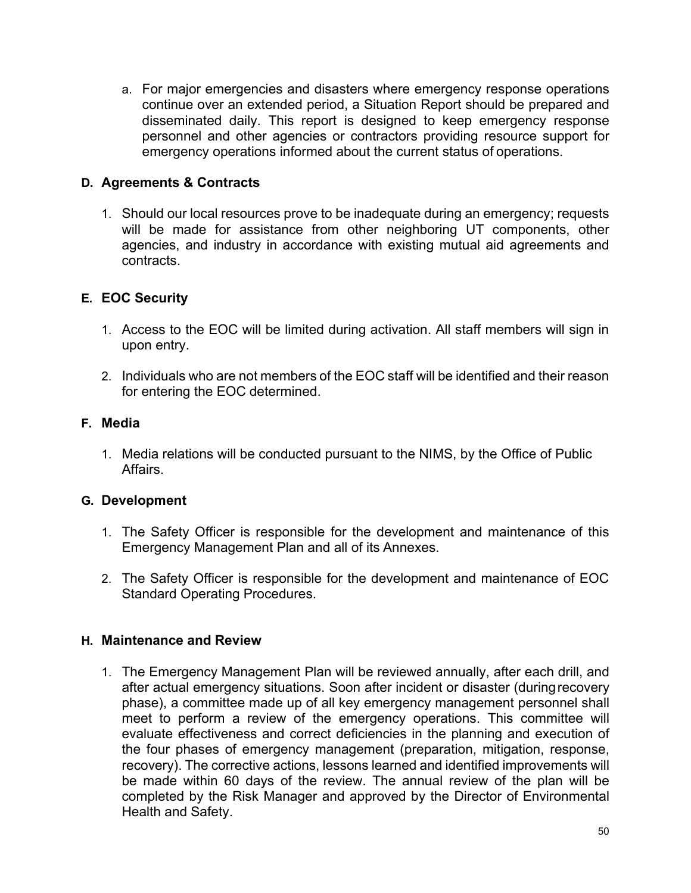a. For major emergencies and disasters where emergency response operations continue over an extended period, a Situation Report should be prepared and disseminated daily. This report is designed to keep emergency response personnel and other agencies or contractors providing resource support for emergency operations informed about the current status of operations.

**D. Agreements & Contracts**

1. Should our local resources prove to be inadequate during an emergency; requests will be made for assistance from other neighboring UT components, other agencies, and industry in accordance with existing mutual aid agreements and contracts.

**E. EOC Security**

1. Access to the EOC will be limited during activation. All staff members will sign in upon entry.

2. Individuals who are not members of the EOC staff will be identified and their reason for entering the EOC determined.

**F. Media**

1. Media relations will be conducted pursuant to the NIMS, by the Office of Public Affairs.

**G. Development**

1. The Safety Officer is responsible for the development and maintenance of this Emergency Management Plan and all of its Annexes.

2. The Safety Officer is responsible for the development and maintenance of EOC Standard Operating Procedures.

**H. Maintenance and Review**

1. The Emergency Management Plan will be reviewed annually, after each drill, and after actual emergency situations. Soon after incident or disaster (during recovery phase), a committee made up of all key emergency management personnel shall meet to perform a review of the emergency operations. This committee will evaluate effectiveness and correct deficiencies in the planning and execution of the four phases of emergency management (preparation, mitigation, response, recovery). The corrective actions, lessons learned and identified improvements will be made within 60 days of the review. The annual review of the plan will be completed by the Risk Manager and approved by the Director of Environmental Health and Safety.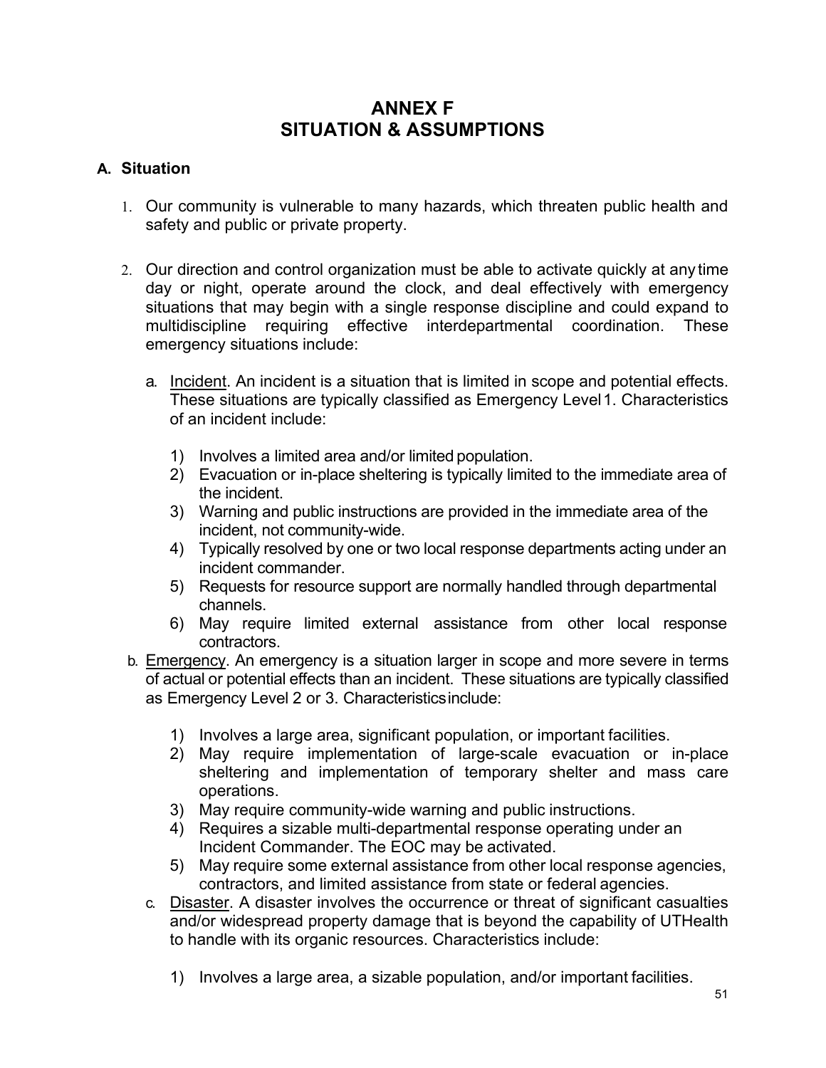# ANNEX F
# SITUATION & ASSUMPTIONS

## A. Situation

1. Our community is vulnerable to many hazards, which threaten public health and safety and public or private property.

2. Our direction and control organization must be able to activate quickly at any time day or night, operate around the clock, and deal effectively with emergency situations that may begin with a single response discipline and could expand to multidiscipline requiring effective interdepartmental coordination. These emergency situations include:

   a. Incident. An incident is a situation that is limited in scope and potential effects. These situations are typically classified as Emergency Level 1. Characteristics of an incident include:

      1) Involves a limited area and/or limited population.
      2) Evacuation or in-place sheltering is typically limited to the immediate area of the incident.
      3) Warning and public instructions are provided in the immediate area of the incident, not community-wide.
      4) Typically resolved by one or two local response departments acting under an incident commander.
      5) Requests for resource support are normally handled through departmental channels.
      6) May require limited external assistance from other local response contractors.

   b. Emergency. An emergency is a situation larger in scope and more severe in terms of actual or potential effects than an incident. These situations are typically classified as Emergency Level 2 or 3. Characteristics include:

      1) Involves a large area, significant population, or important facilities.
      2) May require implementation of large-scale evacuation or in-place sheltering and implementation of temporary shelter and mass care operations.
      3) May require community-wide warning and public instructions.
      4) Requires a sizable multi-departmental response operating under an Incident Commander. The EOC may be activated.
      5) May require some external assistance from other local response agencies, contractors, and limited assistance from state or federal agencies.

   c. Disaster. A disaster involves the occurrence or threat of significant casualties and/or widespread property damage that is beyond the capability of UTHealth to handle with its organic resources. Characteristics include:

      1) Involves a large area, a sizable population, and/or important facilities.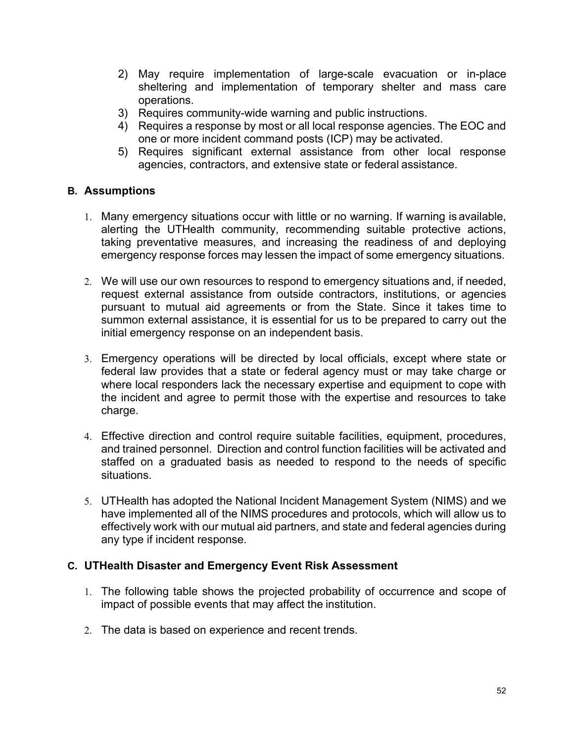2) May require implementation of large-scale evacuation or in-place sheltering and implementation of temporary shelter and mass care operations.
3) Requires community-wide warning and public instructions.
4) Requires a response by most or all local response agencies. The EOC and one or more incident command posts (ICP) may be activated.
5) Requires significant external assistance from other local response agencies, contractors, and extensive state or federal assistance.

### B. Assumptions

1. Many emergency situations occur with little or no warning. If warning is available, alerting the UTHealth community, recommending suitable protective actions, taking preventative measures, and increasing the readiness of and deploying emergency response forces may lessen the impact of some emergency situations.

2. We will use our own resources to respond to emergency situations and, if needed, request external assistance from outside contractors, institutions, or agencies pursuant to mutual aid agreements or from the State. Since it takes time to summon external assistance, it is essential for us to be prepared to carry out the initial emergency response on an independent basis.

3. Emergency operations will be directed by local officials, except where state or federal law provides that a state or federal agency must or may take charge or where local responders lack the necessary expertise and equipment to cope with the incident and agree to permit those with the expertise and resources to take charge.

4. Effective direction and control require suitable facilities, equipment, procedures, and trained personnel. Direction and control function facilities will be activated and staffed on a graduated basis as needed to respond to the needs of specific situations.

5. UTHealth has adopted the National Incident Management System (NIMS) and we have implemented all of the NIMS procedures and protocols, which will allow us to effectively work with our mutual aid partners, and state and federal agencies during any type if incident response.

### C. UTHealth Disaster and Emergency Event Risk Assessment

1. The following table shows the projected probability of occurrence and scope of impact of possible events that may affect the institution.

2. The data is based on experience and recent trends.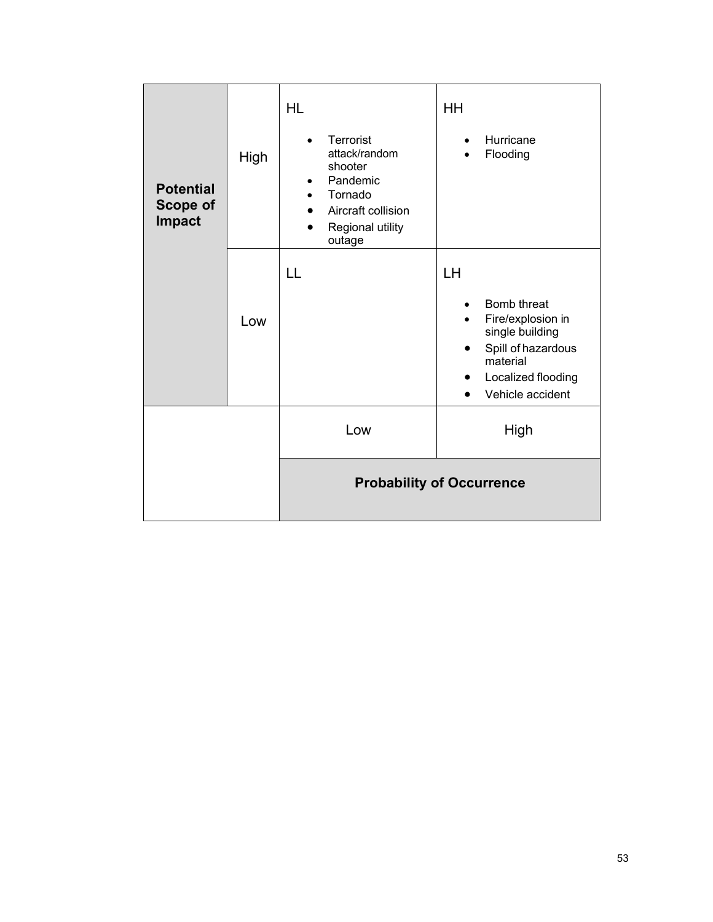| Potential Scope of Impact | | Low Probability | High Probability |
|---|---|---|---|
| | High | HL<br><br>• Terrorist attack/random shooter<br>• Pandemic<br>• Tornado<br>• Aircraft collision<br>• Regional utility outage | HH<br><br>• Hurricane<br>• Flooding |
| | Low | LL | LH<br><br>• Bomb threat<br>• Fire/explosion in single building<br>• Spill of hazardous material<br>• Localized flooding<br>• Vehicle accident |
| | | Low | High |
| | | **Probability of Occurrence** | |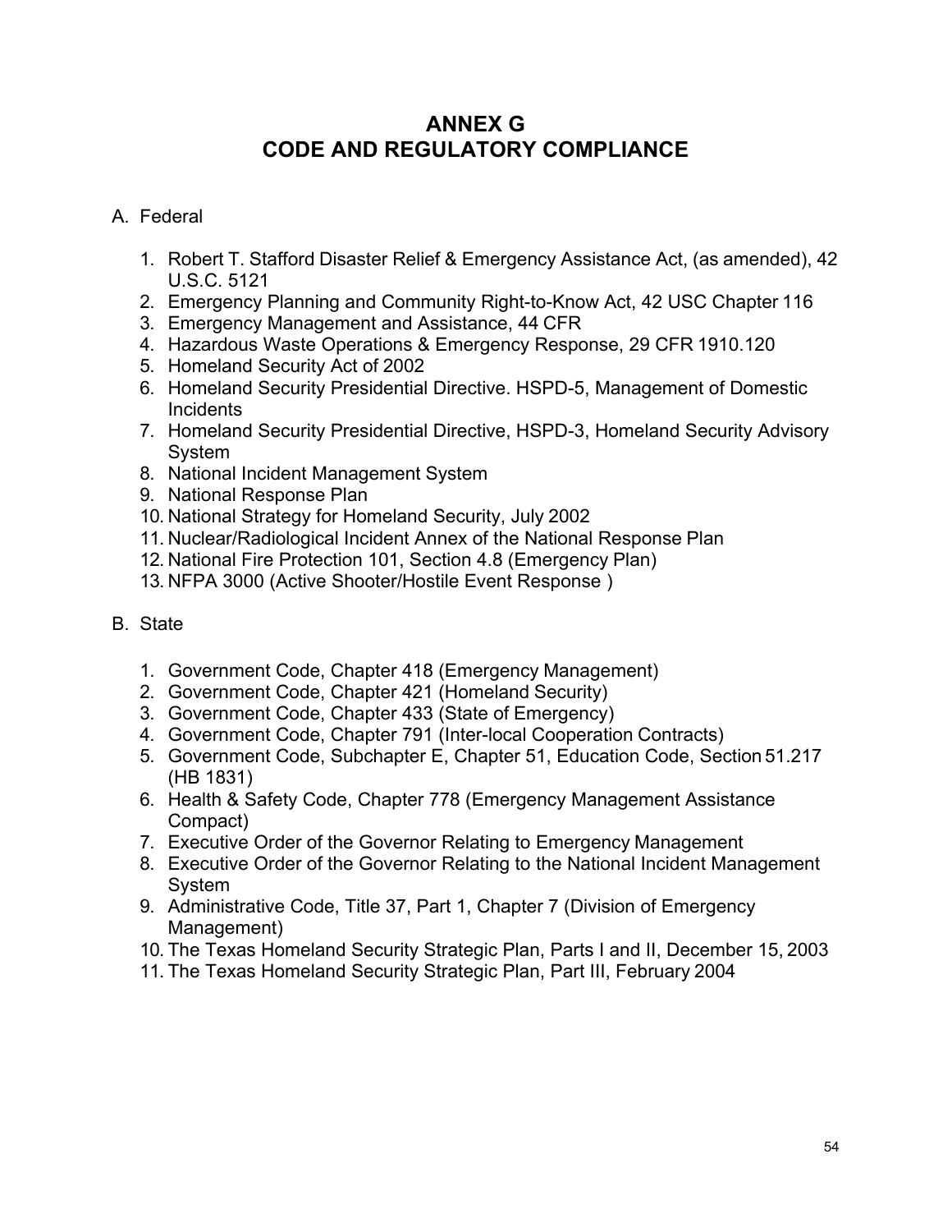# ANNEX G
# CODE AND REGULATORY COMPLIANCE

A. Federal

1. Robert T. Stafford Disaster Relief & Emergency Assistance Act, (as amended), 42 U.S.C. 5121
2. Emergency Planning and Community Right-to-Know Act, 42 USC Chapter 116
3. Emergency Management and Assistance, 44 CFR
4. Hazardous Waste Operations & Emergency Response, 29 CFR 1910.120
5. Homeland Security Act of 2002
6. Homeland Security Presidential Directive. HSPD-5, Management of Domestic Incidents
7. Homeland Security Presidential Directive, HSPD-3, Homeland Security Advisory System
8. National Incident Management System
9. National Response Plan
10. National Strategy for Homeland Security, July 2002
11. Nuclear/Radiological Incident Annex of the National Response Plan
12. National Fire Protection 101, Section 4.8 (Emergency Plan)
13. NFPA 3000 (Active Shooter/Hostile Event Response )

B. State

1. Government Code, Chapter 418 (Emergency Management)
2. Government Code, Chapter 421 (Homeland Security)
3. Government Code, Chapter 433 (State of Emergency)
4. Government Code, Chapter 791 (Inter-local Cooperation Contracts)
5. Government Code, Subchapter E, Chapter 51, Education Code, Section 51.217 (HB 1831)
6. Health & Safety Code, Chapter 778 (Emergency Management Assistance Compact)
7. Executive Order of the Governor Relating to Emergency Management
8. Executive Order of the Governor Relating to the National Incident Management System
9. Administrative Code, Title 37, Part 1, Chapter 7 (Division of Emergency Management)
10. The Texas Homeland Security Strategic Plan, Parts I and II, December 15, 2003
11. The Texas Homeland Security Strategic Plan, Part III, February 2004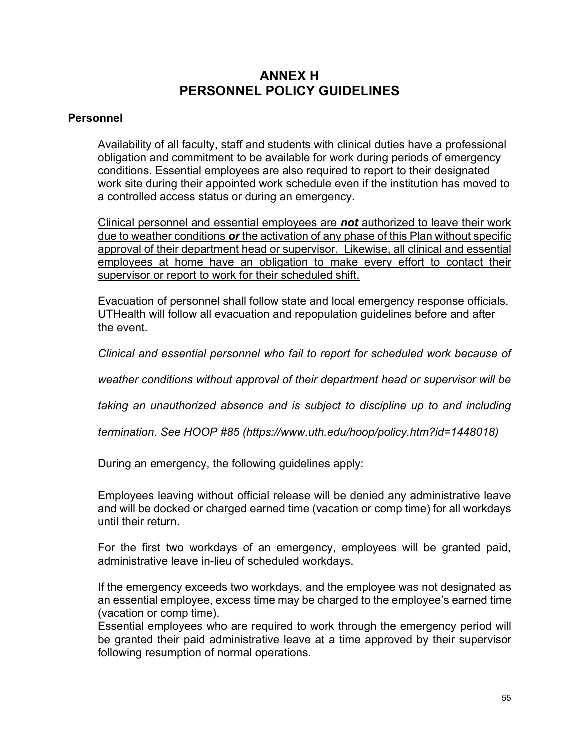# ANNEX H
# PERSONNEL POLICY GUIDELINES

## Personnel

Availability of all faculty, staff and students with clinical duties have a professional obligation and commitment to be available for work during periods of emergency conditions. Essential employees are also required to report to their designated work site during their appointed work schedule even if the institution has moved to a controlled access status or during an emergency.

<u>Clinical personnel and essential employees are ***not*** authorized to leave their work due to weather conditions ***or*** the activation of any phase of this Plan without specific approval of their department head or supervisor. Likewise, all clinical and essential employees at home have an obligation to make every effort to contact their supervisor or report to work for their scheduled shift.</u>

Evacuation of personnel shall follow state and local emergency response officials. UTHealth will follow all evacuation and repopulation guidelines before and after the event.

*Clinical and essential personnel who fail to report for scheduled work because of weather conditions without approval of their department head or supervisor will be taking an unauthorized absence and is subject to discipline up to and including termination. See HOOP #85 (https://www.uth.edu/hoop/policy.htm?id=1448018)*

During an emergency, the following guidelines apply:

Employees leaving without official release will be denied any administrative leave and will be docked or charged earned time (vacation or comp time) for all workdays until their return.

For the first two workdays of an emergency, employees will be granted paid, administrative leave in-lieu of scheduled workdays.

If the emergency exceeds two workdays, and the employee was not designated as an essential employee, excess time may be charged to the employee's earned time (vacation or comp time).
Essential employees who are required to work through the emergency period will be granted their paid administrative leave at a time approved by their supervisor following resumption of normal operations.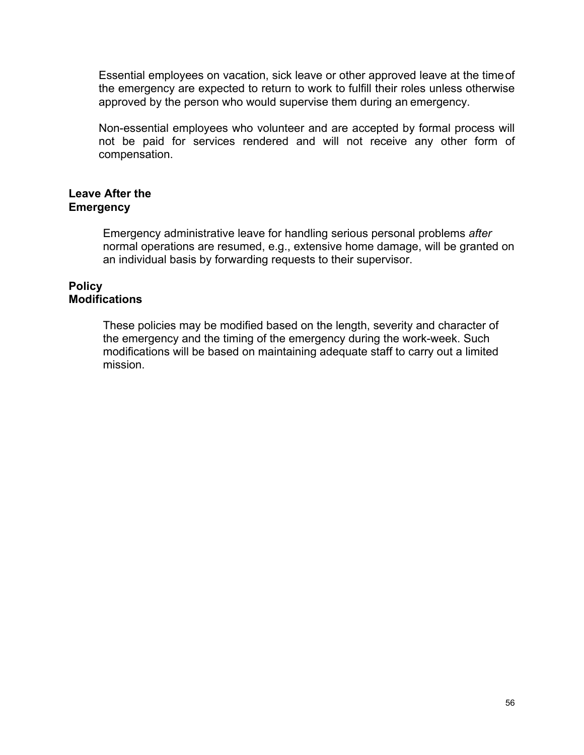Essential employees on vacation, sick leave or other approved leave at the time of the emergency are expected to return to work to fulfill their roles unless otherwise approved by the person who would supervise them during an emergency.

Non-essential employees who volunteer and are accepted by formal process will not be paid for services rendered and will not receive any other form of compensation.

**Leave After the Emergency**

Emergency administrative leave for handling serious personal problems *after* normal operations are resumed, e.g., extensive home damage, will be granted on an individual basis by forwarding requests to their supervisor.

**Policy Modifications**

These policies may be modified based on the length, severity and character of the emergency and the timing of the emergency during the work-week. Such modifications will be based on maintaining adequate staff to carry out a limited mission.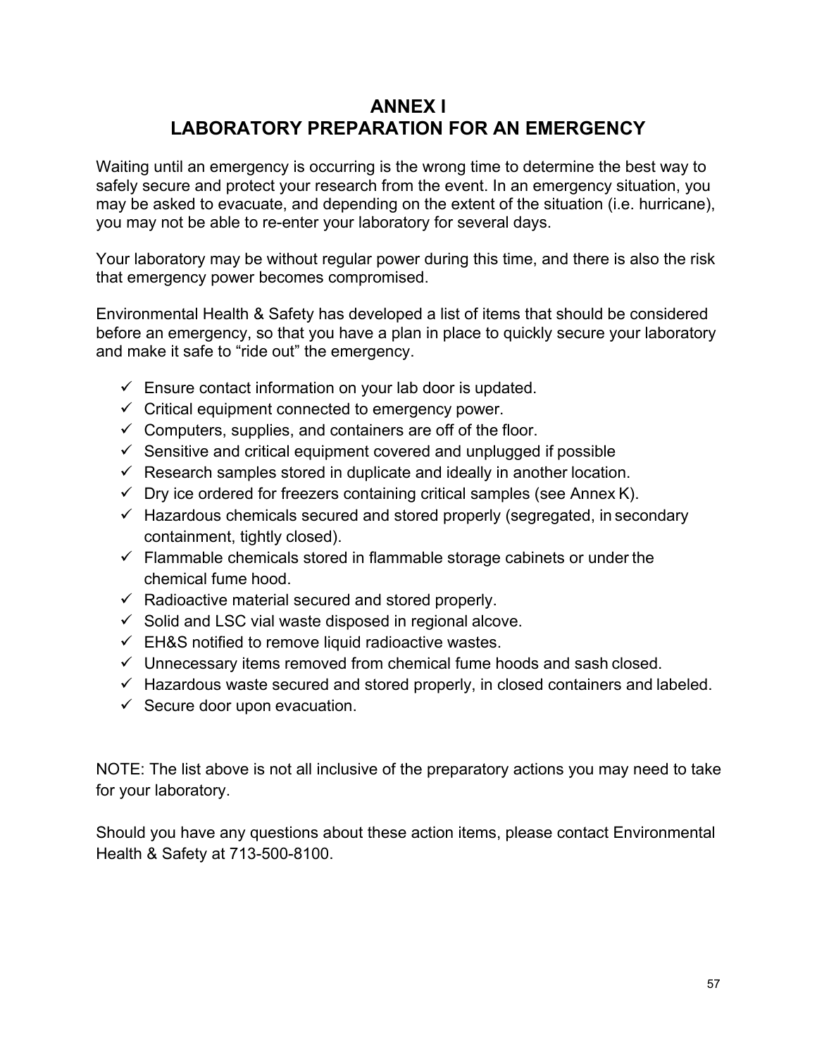# ANNEX I
# LABORATORY PREPARATION FOR AN EMERGENCY

Waiting until an emergency is occurring is the wrong time to determine the best way to safely secure and protect your research from the event. In an emergency situation, you may be asked to evacuate, and depending on the extent of the situation (i.e. hurricane), you may not be able to re-enter your laboratory for several days.

Your laboratory may be without regular power during this time, and there is also the risk that emergency power becomes compromised.

Environmental Health & Safety has developed a list of items that should be considered before an emergency, so that you have a plan in place to quickly secure your laboratory and make it safe to "ride out" the emergency.

- ✓ Ensure contact information on your lab door is updated.
- ✓ Critical equipment connected to emergency power.
- ✓ Computers, supplies, and containers are off of the floor.
- ✓ Sensitive and critical equipment covered and unplugged if possible
- ✓ Research samples stored in duplicate and ideally in another location.
- ✓ Dry ice ordered for freezers containing critical samples (see Annex K).
- ✓ Hazardous chemicals secured and stored properly (segregated, in secondary containment, tightly closed).
- ✓ Flammable chemicals stored in flammable storage cabinets or under the chemical fume hood.
- ✓ Radioactive material secured and stored properly.
- ✓ Solid and LSC vial waste disposed in regional alcove.
- ✓ EH&S notified to remove liquid radioactive wastes.
- ✓ Unnecessary items removed from chemical fume hoods and sash closed.
- ✓ Hazardous waste secured and stored properly, in closed containers and labeled.
- ✓ Secure door upon evacuation.

NOTE: The list above is not all inclusive of the preparatory actions you may need to take for your laboratory.

Should you have any questions about these action items, please contact Environmental Health & Safety at 713-500-8100.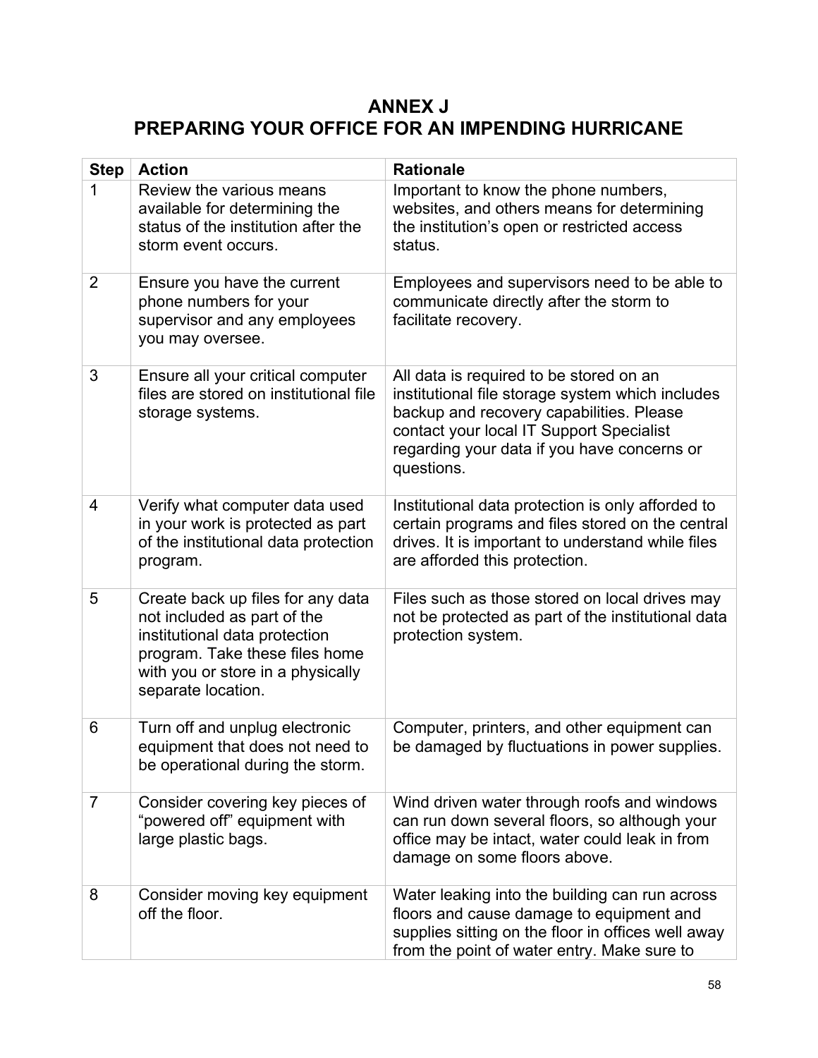# ANNEX J
# PREPARING YOUR OFFICE FOR AN IMPENDING HURRICANE

| Step | Action | Rationale |
|---|---|---|
| 1 | Review the various means available for determining the status of the institution after the storm event occurs. | Important to know the phone numbers, websites, and others means for determining the institution's open or restricted access status. |
| 2 | Ensure you have the current phone numbers for your supervisor and any employees you may oversee. | Employees and supervisors need to be able to communicate directly after the storm to facilitate recovery. |
| 3 | Ensure all your critical computer files are stored on institutional file storage systems. | All data is required to be stored on an institutional file storage system which includes backup and recovery capabilities. Please contact your local IT Support Specialist regarding your data if you have concerns or questions. |
| 4 | Verify what computer data used in your work is protected as part of the institutional data protection program. | Institutional data protection is only afforded to certain programs and files stored on the central drives. It is important to understand while files are afforded this protection. |
| 5 | Create back up files for any data not included as part of the institutional data protection program. Take these files home with you or store in a physically separate location. | Files such as those stored on local drives may not be protected as part of the institutional data protection system. |
| 6 | Turn off and unplug electronic equipment that does not need to be operational during the storm. | Computer, printers, and other equipment can be damaged by fluctuations in power supplies. |
| 7 | Consider covering key pieces of "powered off" equipment with large plastic bags. | Wind driven water through roofs and windows can run down several floors, so although your office may be intact, water could leak in from damage on some floors above. |
| 8 | Consider moving key equipment off the floor. | Water leaking into the building can run across floors and cause damage to equipment and supplies sitting on the floor in offices well away from the point of water entry. Make sure to |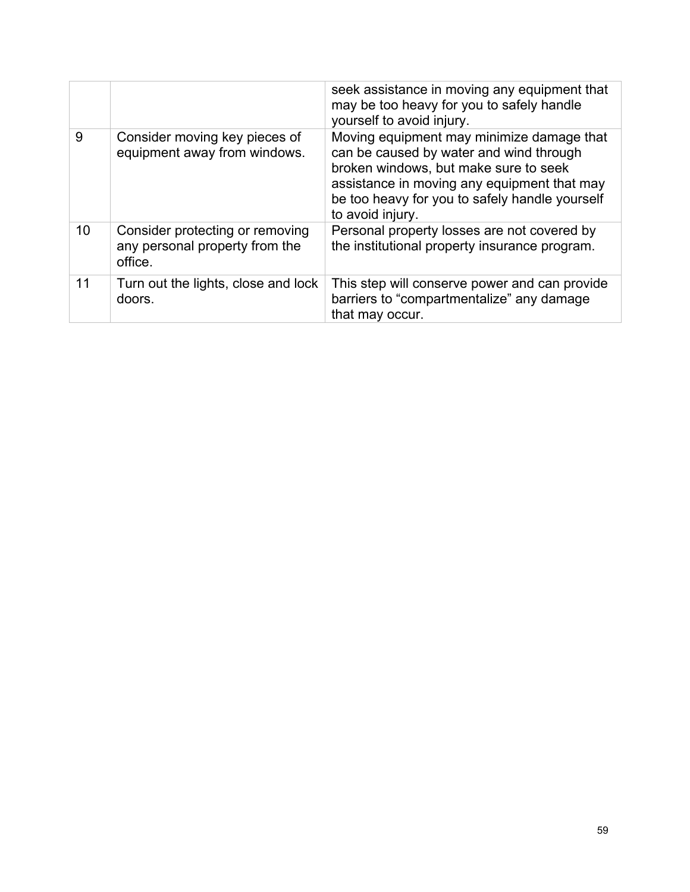| | | |
|---|---|---|
| | | seek assistance in moving any equipment that may be too heavy for you to safely handle yourself to avoid injury. |
| 9 | Consider moving key pieces of equipment away from windows. | Moving equipment may minimize damage that can be caused by water and wind through broken windows, but make sure to seek assistance in moving any equipment that may be too heavy for you to safely handle yourself to avoid injury. |
| 10 | Consider protecting or removing any personal property from the office. | Personal property losses are not covered by the institutional property insurance program. |
| 11 | Turn out the lights, close and lock doors. | This step will conserve power and can provide barriers to “compartmentalize” any damage that may occur. |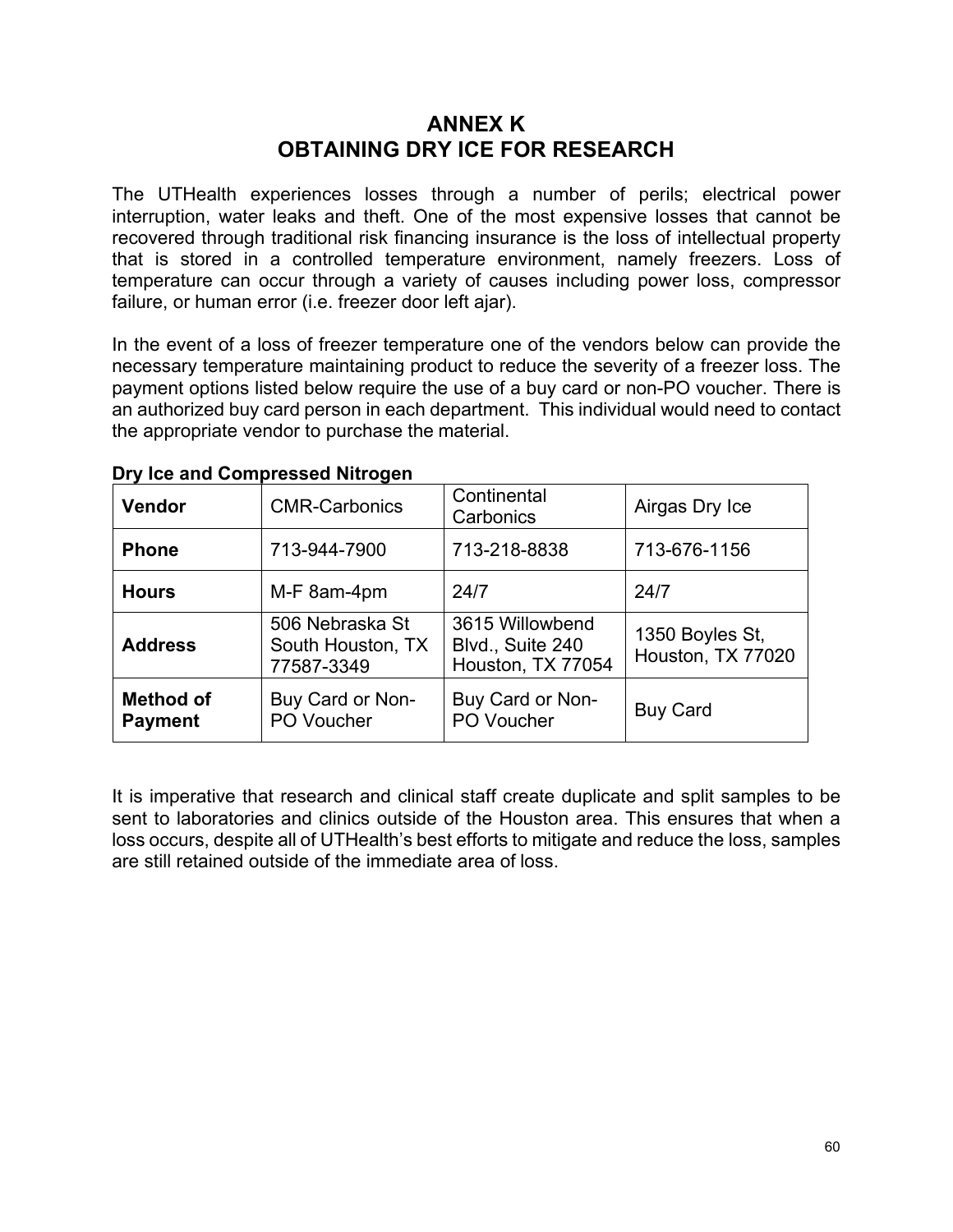# ANNEX K
# OBTAINING DRY ICE FOR RESEARCH

The UTHealth experiences losses through a number of perils; electrical power interruption, water leaks and theft. One of the most expensive losses that cannot be recovered through traditional risk financing insurance is the loss of intellectual property that is stored in a controlled temperature environment, namely freezers. Loss of temperature can occur through a variety of causes including power loss, compressor failure, or human error (i.e. freezer door left ajar).

In the event of a loss of freezer temperature one of the vendors below can provide the necessary temperature maintaining product to reduce the severity of a freezer loss. The payment options listed below require the use of a buy card or non-PO voucher. There is an authorized buy card person in each department. This individual would need to contact the appropriate vendor to purchase the material.

**Dry Ice and Compressed Nitrogen**

| **Vendor** | CMR-Carbonics | Continental Carbonics | Airgas Dry Ice |
|---|---|---|---|
| **Phone** | 713-944-7900 | 713-218-8838 | 713-676-1156 |
| **Hours** | M-F 8am-4pm | 24/7 | 24/7 |
| **Address** | 506 Nebraska St South Houston, TX 77587-3349 | 3615 Willowbend Blvd., Suite 240 Houston, TX 77054 | 1350 Boyles St, Houston, TX 77020 |
| **Method of Payment** | Buy Card or Non-PO Voucher | Buy Card or Non-PO Voucher | Buy Card |

It is imperative that research and clinical staff create duplicate and split samples to be sent to laboratories and clinics outside of the Houston area. This ensures that when a loss occurs, despite all of UTHealth's best efforts to mitigate and reduce the loss, samples are still retained outside of the immediate area of loss.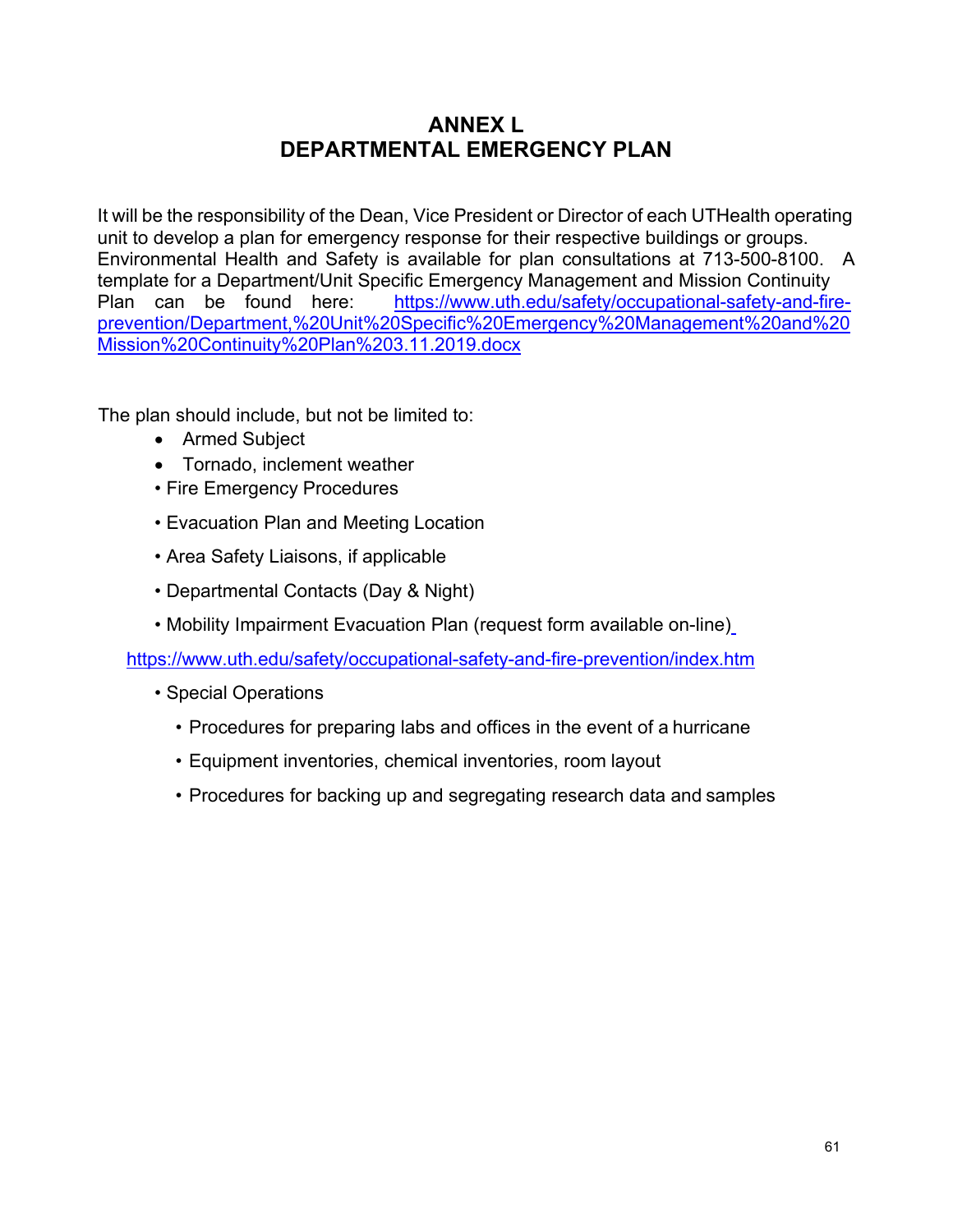# ANNEX L
# DEPARTMENTAL EMERGENCY PLAN

It will be the responsibility of the Dean, Vice President or Director of each UTHealth operating unit to develop a plan for emergency response for their respective buildings or groups. Environmental Health and Safety is available for plan consultations at 713-500-8100. A template for a Department/Unit Specific Emergency Management and Mission Continuity Plan can be found here: https://www.uth.edu/safety/occupational-safety-and-fire-prevention/Department,%20Unit%20Specific%20Emergency%20Management%20and%20Mission%20Continuity%20Plan%203.11.2019.docx

The plan should include, but not be limited to:

- Armed Subject
- Tornado, inclement weather
- Fire Emergency Procedures
- Evacuation Plan and Meeting Location
- Area Safety Liaisons, if applicable
- Departmental Contacts (Day & Night)
- Mobility Impairment Evacuation Plan (request form available on-line)

  https://www.uth.edu/safety/occupational-safety-and-fire-prevention/index.htm

- Special Operations
  - Procedures for preparing labs and offices in the event of a hurricane
  - Equipment inventories, chemical inventories, room layout
  - Procedures for backing up and segregating research data and samples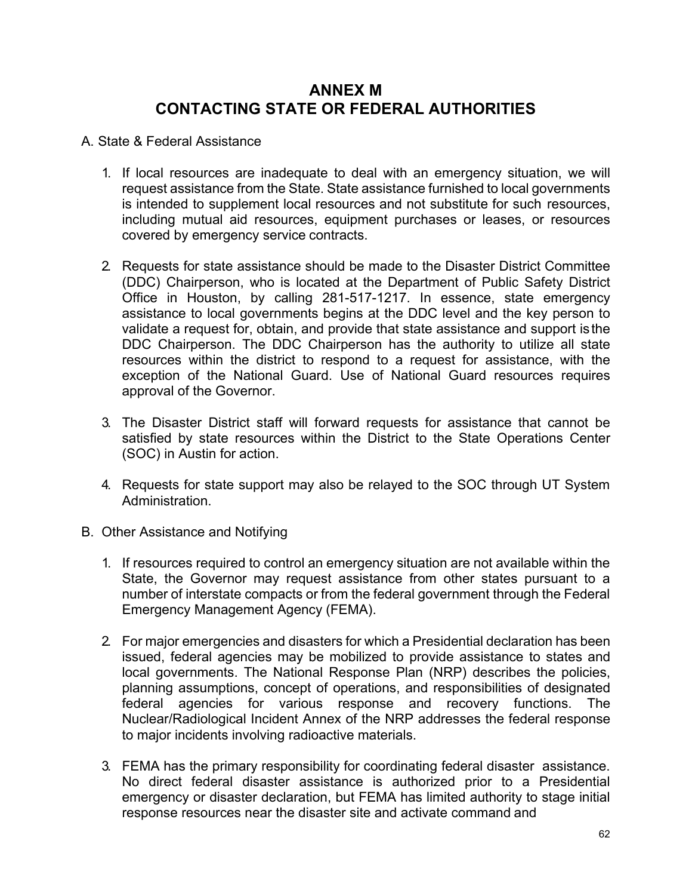# ANNEX M
# CONTACTING STATE OR FEDERAL AUTHORITIES

A. State & Federal Assistance

1. If local resources are inadequate to deal with an emergency situation, we will request assistance from the State. State assistance furnished to local governments is intended to supplement local resources and not substitute for such resources, including mutual aid resources, equipment purchases or leases, or resources covered by emergency service contracts.

2. Requests for state assistance should be made to the Disaster District Committee (DDC) Chairperson, who is located at the Department of Public Safety District Office in Houston, by calling 281-517-1217. In essence, state emergency assistance to local governments begins at the DDC level and the key person to validate a request for, obtain, and provide that state assistance and support is the DDC Chairperson. The DDC Chairperson has the authority to utilize all state resources within the district to respond to a request for assistance, with the exception of the National Guard. Use of National Guard resources requires approval of the Governor.

3. The Disaster District staff will forward requests for assistance that cannot be satisfied by state resources within the District to the State Operations Center (SOC) in Austin for action.

4. Requests for state support may also be relayed to the SOC through UT System Administration.

B. Other Assistance and Notifying

1. If resources required to control an emergency situation are not available within the State, the Governor may request assistance from other states pursuant to a number of interstate compacts or from the federal government through the Federal Emergency Management Agency (FEMA).

2. For major emergencies and disasters for which a Presidential declaration has been issued, federal agencies may be mobilized to provide assistance to states and local governments. The National Response Plan (NRP) describes the policies, planning assumptions, concept of operations, and responsibilities of designated federal agencies for various response and recovery functions. The Nuclear/Radiological Incident Annex of the NRP addresses the federal response to major incidents involving radioactive materials.

3. FEMA has the primary responsibility for coordinating federal disaster assistance. No direct federal disaster assistance is authorized prior to a Presidential emergency or disaster declaration, but FEMA has limited authority to stage initial response resources near the disaster site and activate command and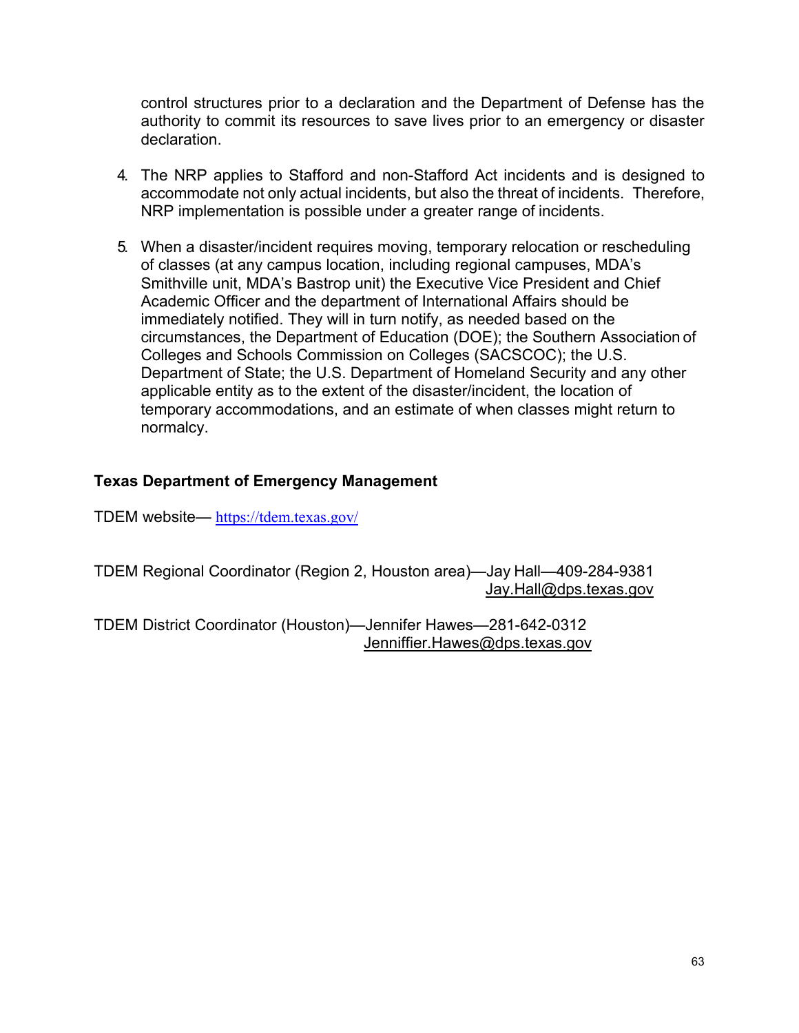control structures prior to a declaration and the Department of Defense has the authority to commit its resources to save lives prior to an emergency or disaster declaration.

4. The NRP applies to Stafford and non-Stafford Act incidents and is designed to accommodate not only actual incidents, but also the threat of incidents. Therefore, NRP implementation is possible under a greater range of incidents.

5. When a disaster/incident requires moving, temporary relocation or rescheduling of classes (at any campus location, including regional campuses, MDA's Smithville unit, MDA's Bastrop unit) the Executive Vice President and Chief Academic Officer and the department of International Affairs should be immediately notified. They will in turn notify, as needed based on the circumstances, the Department of Education (DOE); the Southern Association of Colleges and Schools Commission on Colleges (SACSCOC); the U.S. Department of State; the U.S. Department of Homeland Security and any other applicable entity as to the extent of the disaster/incident, the location of temporary accommodations, and an estimate of when classes might return to normalcy.

**Texas Department of Emergency Management**

TDEM website— https://tdem.texas.gov/

TDEM Regional Coordinator (Region 2, Houston area)—Jay Hall—409-284-9381
Jay.Hall@dps.texas.gov

TDEM District Coordinator (Houston)—Jennifer Hawes—281-642-0312
Jenniffier.Hawes@dps.texas.gov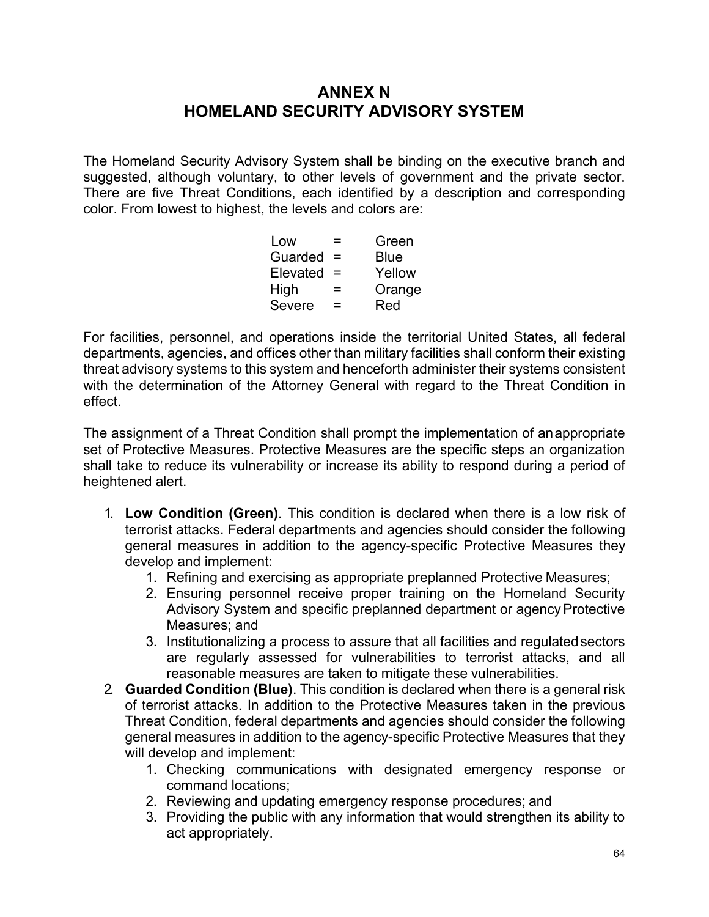# ANNEX N
# HOMELAND SECURITY ADVISORY SYSTEM

The Homeland Security Advisory System shall be binding on the executive branch and suggested, although voluntary, to other levels of government and the private sector. There are five Threat Conditions, each identified by a description and corresponding color. From lowest to highest, the levels and colors are:

| | | |
|---|---|---|
| Low | = | Green |
| Guarded | = | Blue |
| Elevated | = | Yellow |
| High | = | Orange |
| Severe | = | Red |

For facilities, personnel, and operations inside the territorial United States, all federal departments, agencies, and offices other than military facilities shall conform their existing threat advisory systems to this system and henceforth administer their systems consistent with the determination of the Attorney General with regard to the Threat Condition in effect.

The assignment of a Threat Condition shall prompt the implementation of an appropriate set of Protective Measures. Protective Measures are the specific steps an organization shall take to reduce its vulnerability or increase its ability to respond during a period of heightened alert.

1. **Low Condition (Green)**. This condition is declared when there is a low risk of terrorist attacks. Federal departments and agencies should consider the following general measures in addition to the agency-specific Protective Measures they develop and implement:
   1. Refining and exercising as appropriate preplanned Protective Measures;
   2. Ensuring personnel receive proper training on the Homeland Security Advisory System and specific preplanned department or agency Protective Measures; and
   3. Institutionalizing a process to assure that all facilities and regulated sectors are regularly assessed for vulnerabilities to terrorist attacks, and all reasonable measures are taken to mitigate these vulnerabilities.
2. **Guarded Condition (Blue)**. This condition is declared when there is a general risk of terrorist attacks. In addition to the Protective Measures taken in the previous Threat Condition, federal departments and agencies should consider the following general measures in addition to the agency-specific Protective Measures that they will develop and implement:
   1. Checking communications with designated emergency response or command locations;
   2. Reviewing and updating emergency response procedures; and
   3. Providing the public with any information that would strengthen its ability to act appropriately.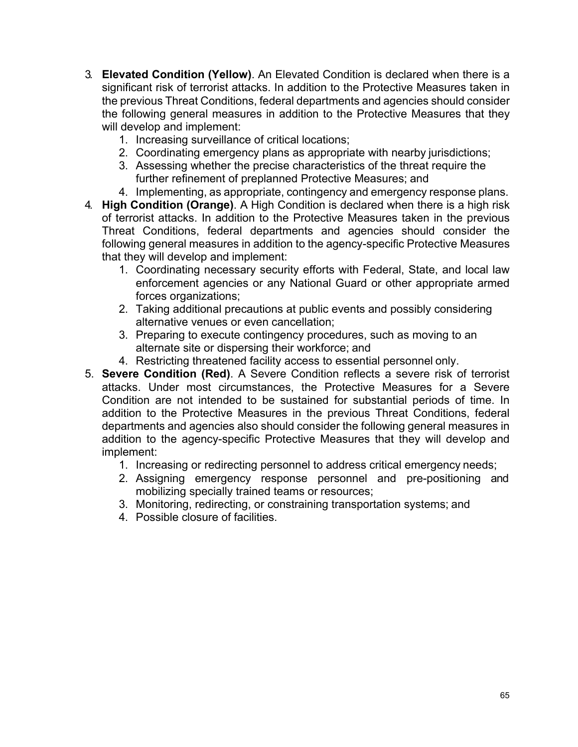3. **Elevated Condition (Yellow)**. An Elevated Condition is declared when there is a significant risk of terrorist attacks. In addition to the Protective Measures taken in the previous Threat Conditions, federal departments and agencies should consider the following general measures in addition to the Protective Measures that they will develop and implement:
    1. Increasing surveillance of critical locations;
    2. Coordinating emergency plans as appropriate with nearby jurisdictions;
    3. Assessing whether the precise characteristics of the threat require the further refinement of preplanned Protective Measures; and
    4. Implementing, as appropriate, contingency and emergency response plans.
4. **High Condition (Orange)**. A High Condition is declared when there is a high risk of terrorist attacks. In addition to the Protective Measures taken in the previous Threat Conditions, federal departments and agencies should consider the following general measures in addition to the agency-specific Protective Measures that they will develop and implement:
    1. Coordinating necessary security efforts with Federal, State, and local law enforcement agencies or any National Guard or other appropriate armed forces organizations;
    2. Taking additional precautions at public events and possibly considering alternative venues or even cancellation;
    3. Preparing to execute contingency procedures, such as moving to an alternate site or dispersing their workforce; and
    4. Restricting threatened facility access to essential personnel only.
5. **Severe Condition (Red)**. A Severe Condition reflects a severe risk of terrorist attacks. Under most circumstances, the Protective Measures for a Severe Condition are not intended to be sustained for substantial periods of time. In addition to the Protective Measures in the previous Threat Conditions, federal departments and agencies also should consider the following general measures in addition to the agency-specific Protective Measures that they will develop and implement:
    1. Increasing or redirecting personnel to address critical emergency needs;
    2. Assigning emergency response personnel and pre-positioning and mobilizing specially trained teams or resources;
    3. Monitoring, redirecting, or constraining transportation systems; and
    4. Possible closure of facilities.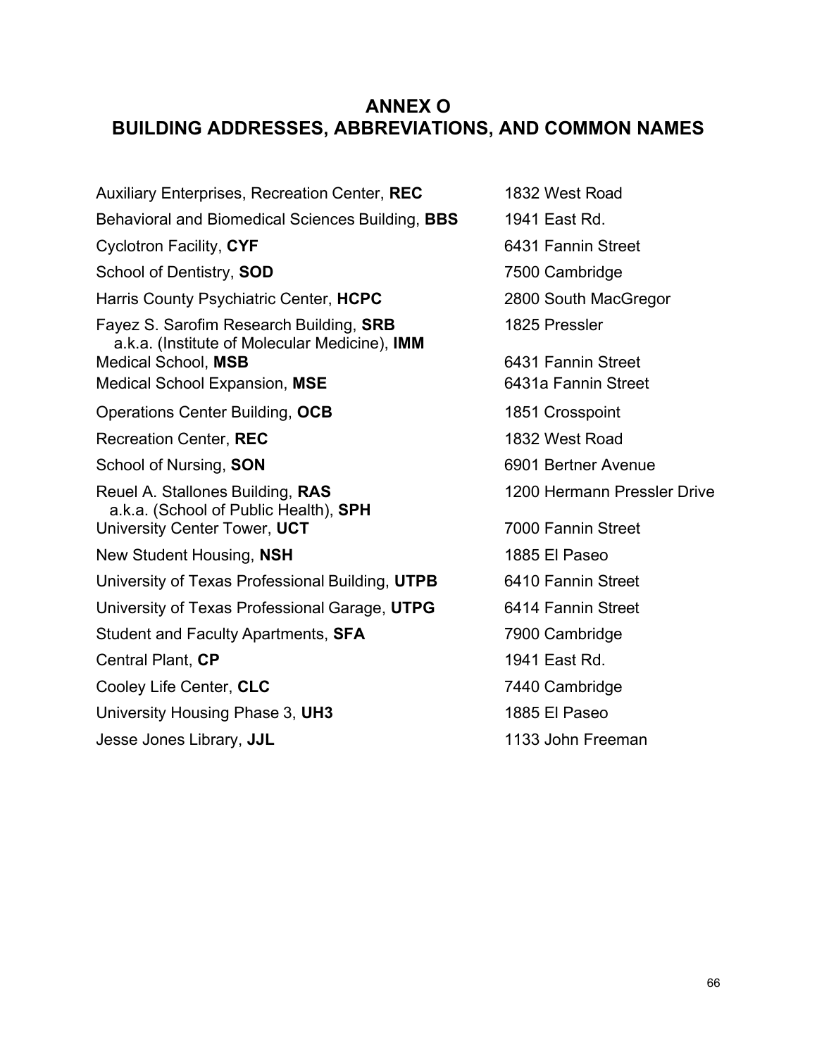# ANNEX O
# BUILDING ADDRESSES, ABBREVIATIONS, AND COMMON NAMES

| Building | Address |
| --- | --- |
| Auxiliary Enterprises, Recreation Center, **REC** | 1832 West Road |
| Behavioral and Biomedical Sciences Building, **BBS** | 1941 East Rd. |
| Cyclotron Facility, **CYF** | 6431 Fannin Street |
| School of Dentistry, **SOD** | 7500 Cambridge |
| Harris County Psychiatric Center, **HCPC** | 2800 South MacGregor |
| Fayez S. Sarofim Research Building, **SRB** a.k.a. (Institute of Molecular Medicine), **IMM** | 1825 Pressler |
| Medical School, **MSB** | 6431 Fannin Street |
| Medical School Expansion, **MSE** | 6431a Fannin Street |
| Operations Center Building, **OCB** | 1851 Crosspoint |
| Recreation Center, **REC** | 1832 West Road |
| School of Nursing, **SON** | 6901 Bertner Avenue |
| Reuel A. Stallones Building, **RAS** a.k.a. (School of Public Health), **SPH** | 1200 Hermann Pressler Drive |
| University Center Tower, **UCT** | 7000 Fannin Street |
| New Student Housing, **NSH** | 1885 El Paseo |
| University of Texas Professional Building, **UTPB** | 6410 Fannin Street |
| University of Texas Professional Garage, **UTPG** | 6414 Fannin Street |
| Student and Faculty Apartments, **SFA** | 7900 Cambridge |
| Central Plant, **CP** | 1941 East Rd. |
| Cooley Life Center, **CLC** | 7440 Cambridge |
| University Housing Phase 3, **UH3** | 1885 El Paseo |
| Jesse Jones Library, **JJL** | 1133 John Freeman |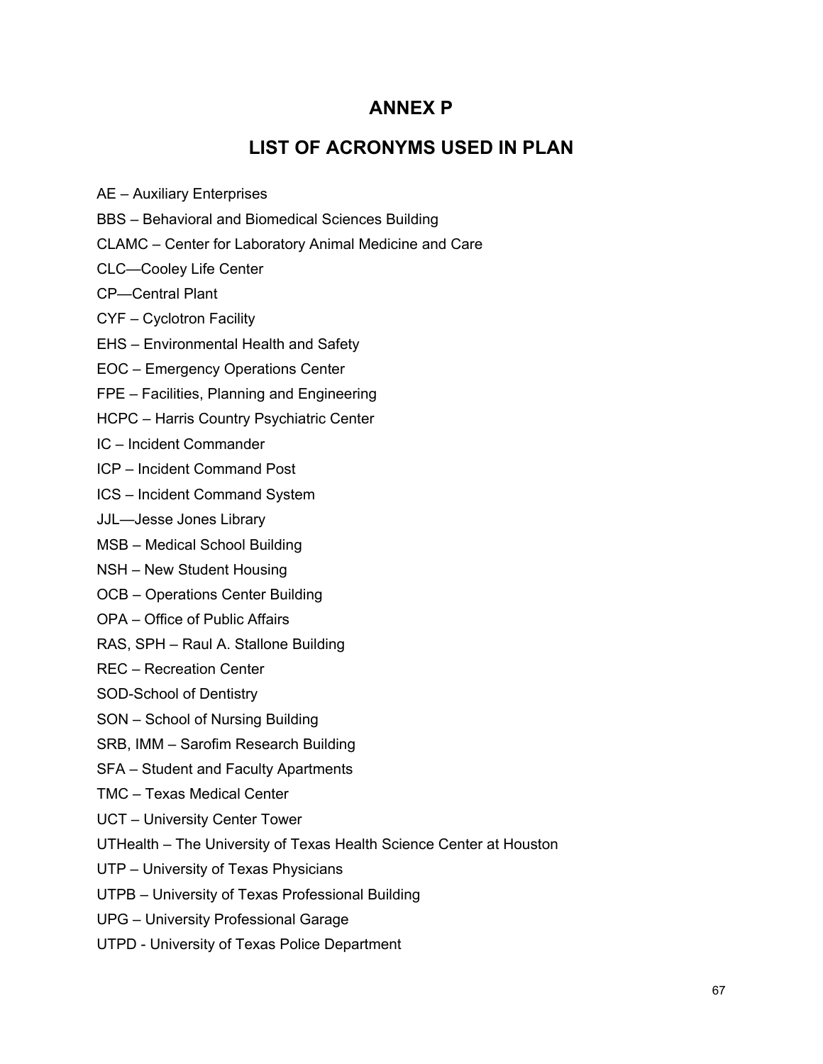# ANNEX P

## LIST OF ACRONYMS USED IN PLAN

AE – Auxiliary Enterprises

BBS – Behavioral and Biomedical Sciences Building

CLAMC – Center for Laboratory Animal Medicine and Care

CLC—Cooley Life Center

CP—Central Plant

CYF – Cyclotron Facility

EHS – Environmental Health and Safety

EOC – Emergency Operations Center

FPE – Facilities, Planning and Engineering

HCPC – Harris Country Psychiatric Center

IC – Incident Commander

ICP – Incident Command Post

ICS – Incident Command System

JJL—Jesse Jones Library

MSB – Medical School Building

NSH – New Student Housing

OCB – Operations Center Building

OPA – Office of Public Affairs

RAS, SPH – Raul A. Stallone Building

REC – Recreation Center

SOD-School of Dentistry

SON – School of Nursing Building

SRB, IMM – Sarofim Research Building

SFA – Student and Faculty Apartments

TMC – Texas Medical Center

UCT – University Center Tower

UTHealth – The University of Texas Health Science Center at Houston

UTP – University of Texas Physicians

UTPB – University of Texas Professional Building

UPG – University Professional Garage

UTPD - University of Texas Police Department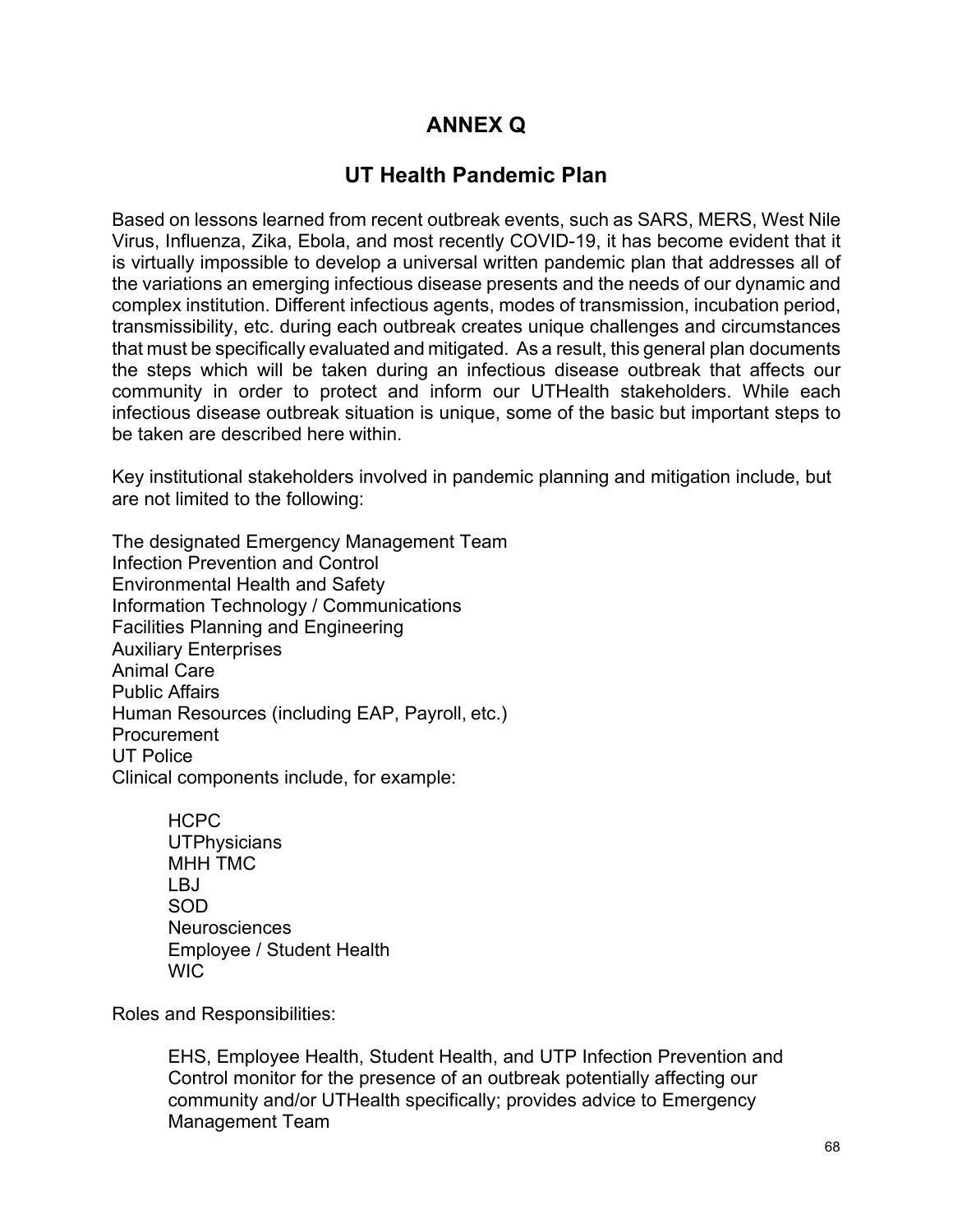# ANNEX Q

## UT Health Pandemic Plan

Based on lessons learned from recent outbreak events, such as SARS, MERS, West Nile Virus, Influenza, Zika, Ebola, and most recently COVID-19, it has become evident that it is virtually impossible to develop a universal written pandemic plan that addresses all of the variations an emerging infectious disease presents and the needs of our dynamic and complex institution. Different infectious agents, modes of transmission, incubation period, transmissibility, etc. during each outbreak creates unique challenges and circumstances that must be specifically evaluated and mitigated. As a result, this general plan documents the steps which will be taken during an infectious disease outbreak that affects our community in order to protect and inform our UTHealth stakeholders. While each infectious disease outbreak situation is unique, some of the basic but important steps to be taken are described here within.

Key institutional stakeholders involved in pandemic planning and mitigation include, but are not limited to the following:

The designated Emergency Management Team
Infection Prevention and Control
Environmental Health and Safety
Information Technology / Communications
Facilities Planning and Engineering
Auxiliary Enterprises
Animal Care
Public Affairs
Human Resources (including EAP, Payroll, etc.)
Procurement
UT Police
Clinical components include, for example:

- HCPC
- UTPhysicians
- MHH TMC
- LBJ
- SOD
- Neurosciences
- Employee / Student Health
- WIC

Roles and Responsibilities:

- EHS, Employee Health, Student Health, and UTP Infection Prevention and Control monitor for the presence of an outbreak potentially affecting our community and/or UTHealth specifically; provides advice to Emergency Management Team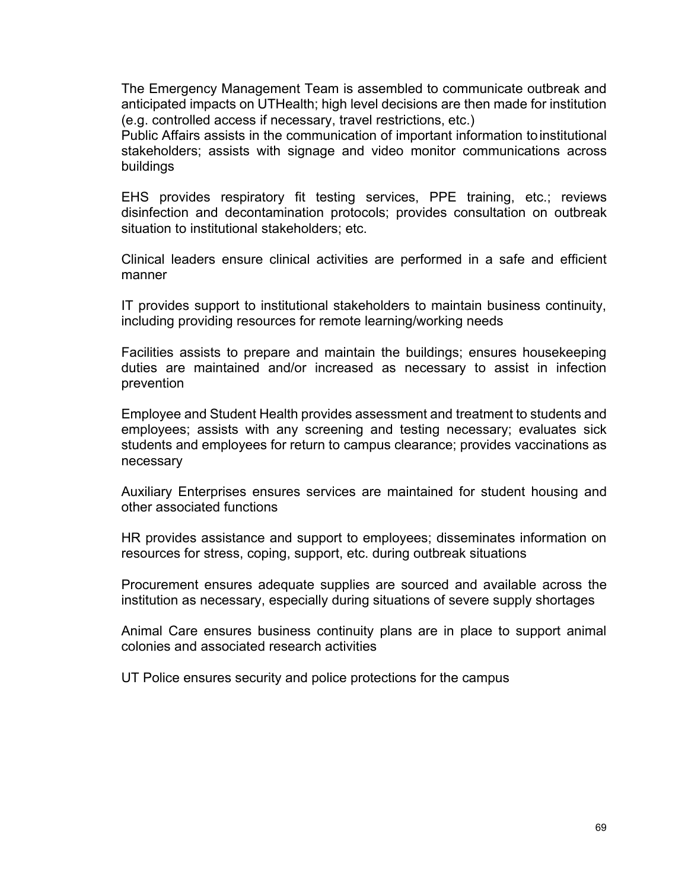The Emergency Management Team is assembled to communicate outbreak and anticipated impacts on UTHealth; high level decisions are then made for institution (e.g. controlled access if necessary, travel restrictions, etc.)
Public Affairs assists in the communication of important information to institutional stakeholders; assists with signage and video monitor communications across buildings

EHS provides respiratory fit testing services, PPE training, etc.; reviews disinfection and decontamination protocols; provides consultation on outbreak situation to institutional stakeholders; etc.

Clinical leaders ensure clinical activities are performed in a safe and efficient manner

IT provides support to institutional stakeholders to maintain business continuity, including providing resources for remote learning/working needs

Facilities assists to prepare and maintain the buildings; ensures housekeeping duties are maintained and/or increased as necessary to assist in infection prevention

Employee and Student Health provides assessment and treatment to students and employees; assists with any screening and testing necessary; evaluates sick students and employees for return to campus clearance; provides vaccinations as necessary

Auxiliary Enterprises ensures services are maintained for student housing and other associated functions

HR provides assistance and support to employees; disseminates information on resources for stress, coping, support, etc. during outbreak situations

Procurement ensures adequate supplies are sourced and available across the institution as necessary, especially during situations of severe supply shortages

Animal Care ensures business continuity plans are in place to support animal colonies and associated research activities

UT Police ensures security and police protections for the campus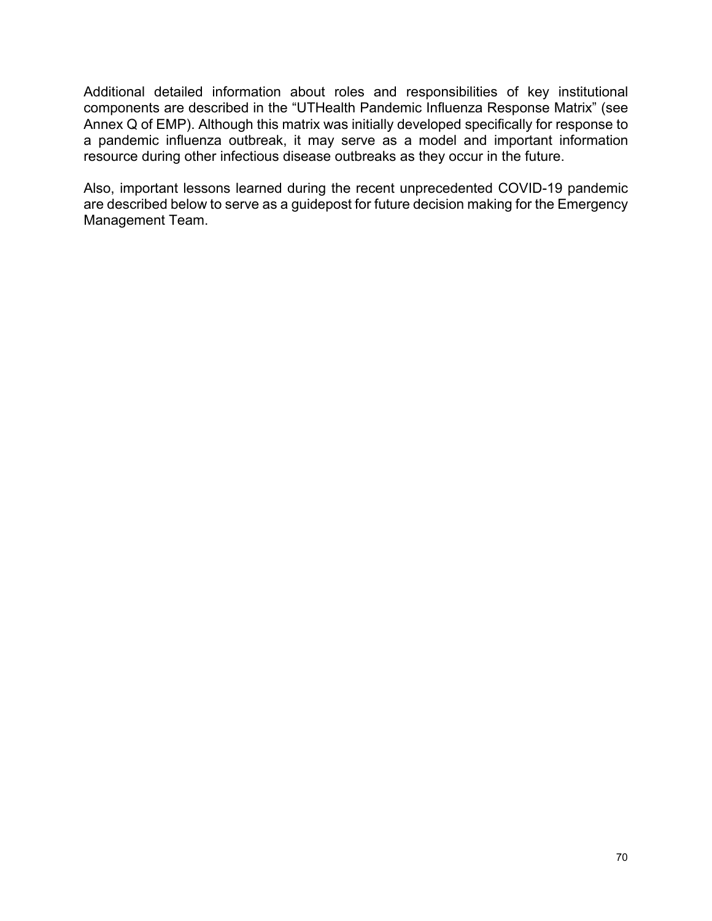Additional detailed information about roles and responsibilities of key institutional components are described in the "UTHealth Pandemic Influenza Response Matrix" (see Annex Q of EMP). Although this matrix was initially developed specifically for response to a pandemic influenza outbreak, it may serve as a model and important information resource during other infectious disease outbreaks as they occur in the future.

Also, important lessons learned during the recent unprecedented COVID-19 pandemic are described below to serve as a guidepost for future decision making for the Emergency Management Team.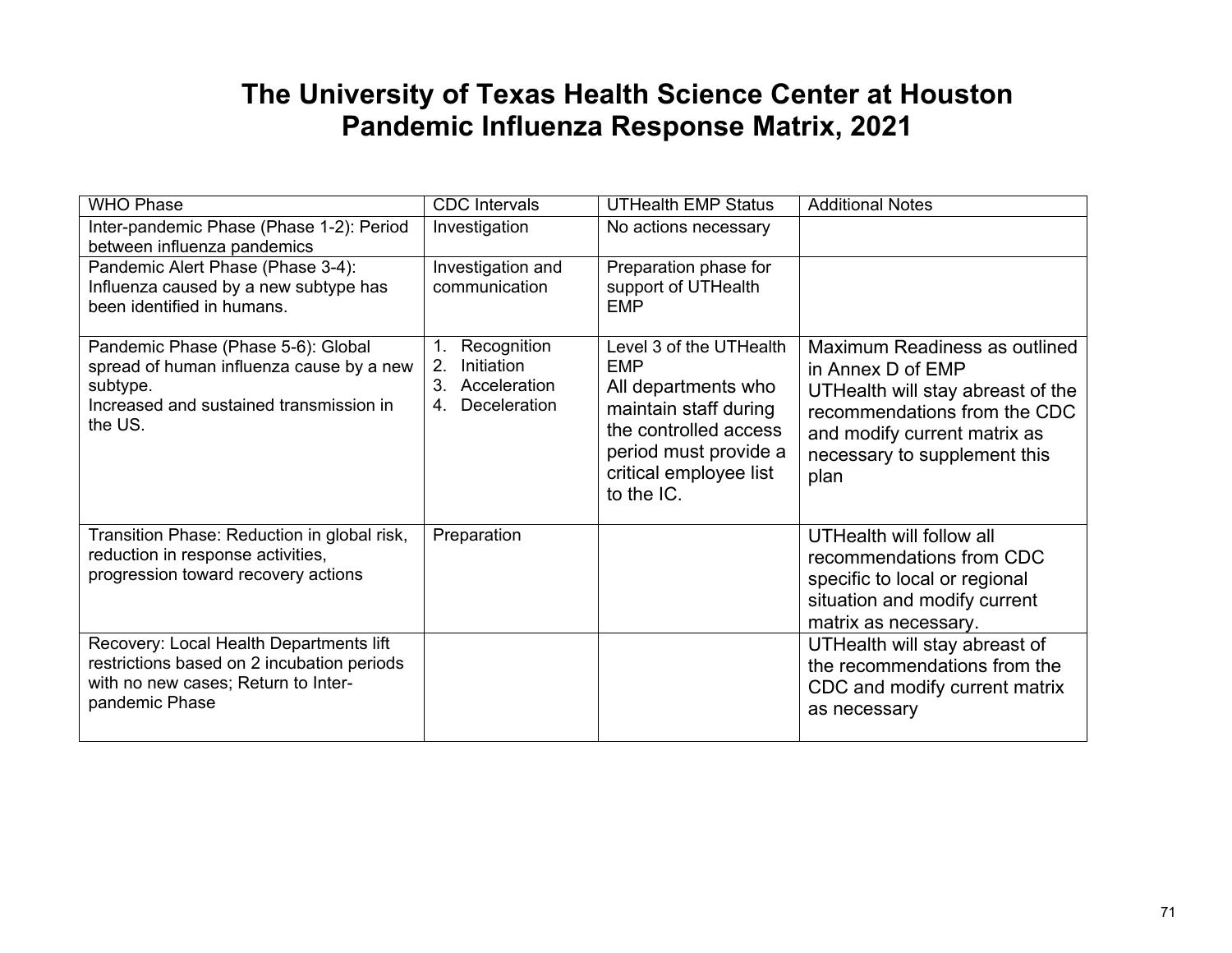# The University of Texas Health Science Center at Houston
# Pandemic Influenza Response Matrix, 2021

| WHO Phase | CDC Intervals | UTHealth EMP Status | Additional Notes |
|---|---|---|---|
| Inter-pandemic Phase (Phase 1-2): Period between influenza pandemics | Investigation | No actions necessary | |
| Pandemic Alert Phase (Phase 3-4): Influenza caused by a new subtype has been identified in humans. | Investigation and communication | Preparation phase for support of UTHealth EMP | |
| Pandemic Phase (Phase 5-6): Global spread of human influenza cause by a new subtype. Increased and sustained transmission in the US. | 1. Recognition 2. Initiation 3. Acceleration 4. Deceleration | Level 3 of the UTHealth EMP All departments who maintain staff during the controlled access period must provide a critical employee list to the IC. | Maximum Readiness as outlined in Annex D of EMP UTHealth will stay abreast of the recommendations from the CDC and modify current matrix as necessary to supplement this plan |
| Transition Phase: Reduction in global risk, reduction in response activities, progression toward recovery actions | Preparation | | UTHealth will follow all recommendations from CDC specific to local or regional situation and modify current matrix as necessary. |
| Recovery: Local Health Departments lift restrictions based on 2 incubation periods with no new cases; Return to Inter-pandemic Phase | | | UTHealth will stay abreast of the recommendations from the CDC and modify current matrix as necessary |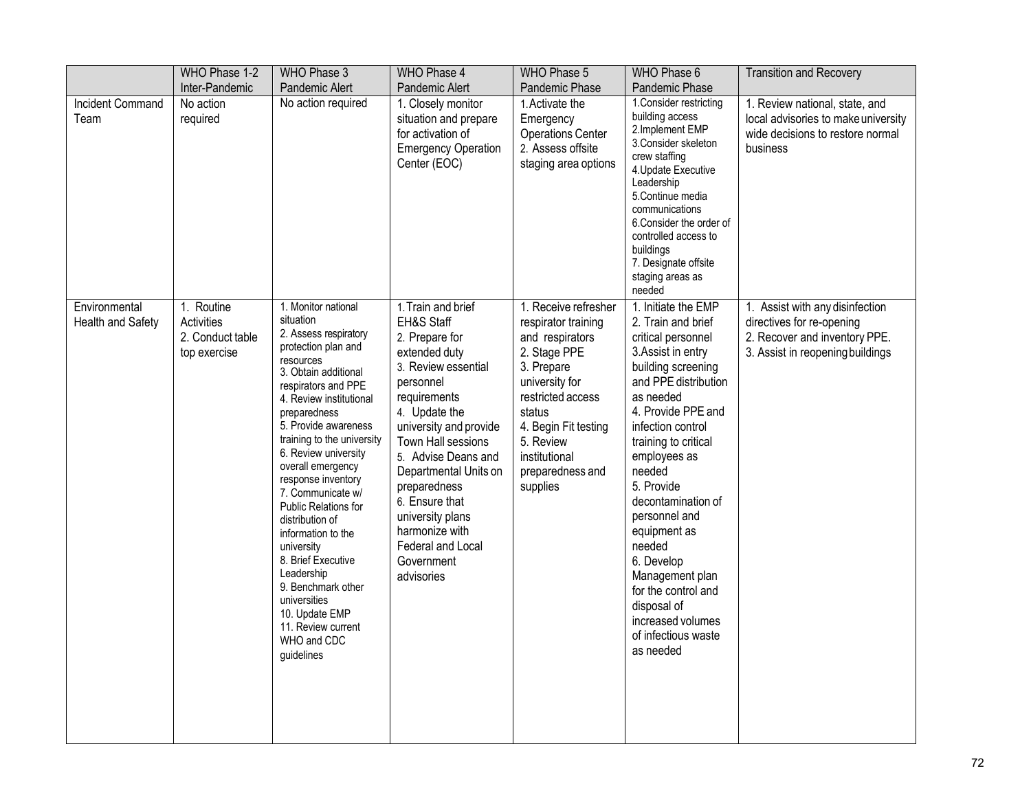| | WHO Phase 1-2 Inter-Pandemic | WHO Phase 3 Pandemic Alert | WHO Phase 4 Pandemic Alert | WHO Phase 5 Pandemic Phase | WHO Phase 6 Pandemic Phase | Transition and Recovery |
|---|---|---|---|---|---|---|
| Incident Command Team | No action required | No action required | 1. Closely monitor situation and prepare for activation of Emergency Operation Center (EOC) | 1. Activate the Emergency Operations Center<br>2. Assess offsite staging area options | 1. Consider restricting building access<br>2. Implement EMP<br>3. Consider skeleton crew staffing<br>4. Update Executive Leadership<br>5. Continue media communications<br>6. Consider the order of controlled access to buildings<br>7. Designate offsite staging areas as needed | 1. Review national, state, and local advisories to make university wide decisions to restore normal business |
| Environmental Health and Safety | 1. Routine Activities<br>2. Conduct table top exercise | 1. Monitor national situation<br>2. Assess respiratory protection plan and resources<br>3. Obtain additional respirators and PPE<br>4. Review institutional preparedness<br>5. Provide awareness training to the university<br>6. Review university overall emergency response inventory<br>7. Communicate w/ Public Relations for distribution of information to the university<br>8. Brief Executive Leadership<br>9. Benchmark other universities<br>10. Update EMP<br>11. Review current WHO and CDC guidelines | 1. Train and brief EH&S Staff<br>2. Prepare for extended duty<br>3. Review essential personnel requirements<br>4. Update the university and provide Town Hall sessions<br>5. Advise Deans and Departmental Units on preparedness<br>6. Ensure that university plans harmonize with Federal and Local Government advisories | 1. Receive refresher respirator training and respirators<br>2. Stage PPE<br>3. Prepare university for restricted access status<br>4. Begin Fit testing<br>5. Review institutional preparedness and supplies | 1. Initiate the EMP<br>2. Train and brief critical personnel<br>3. Assist in entry building screening and PPE distribution as needed<br>4. Provide PPE and infection control training to critical employees as needed<br>5. Provide decontamination of personnel and equipment as needed<br>6. Develop Management plan for the control and disposal of increased volumes of infectious waste as needed | 1. Assist with any disinfection directives for re-opening<br>2. Recover and inventory PPE.<br>3. Assist in reopening buildings |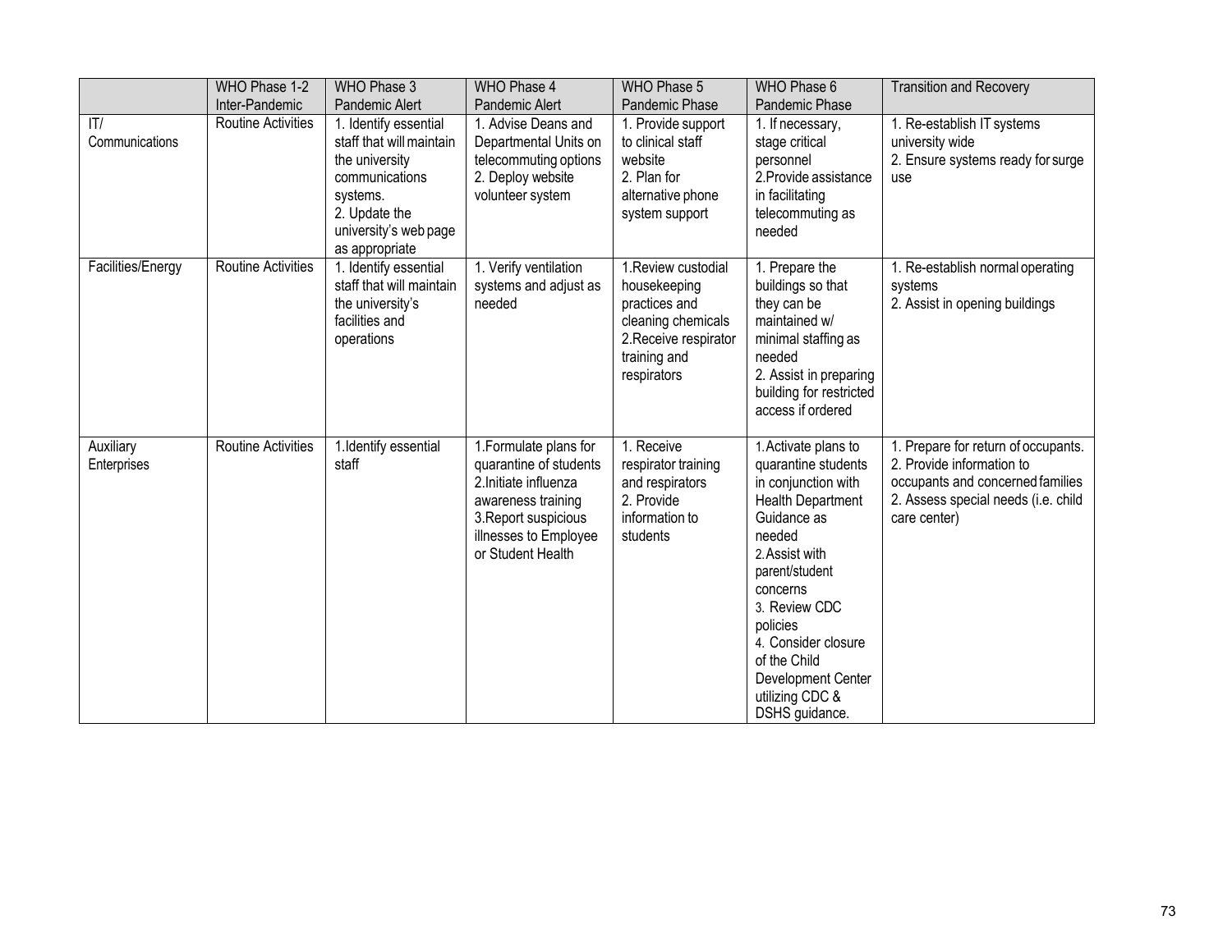| | WHO Phase 1-2 Inter-Pandemic | WHO Phase 3 Pandemic Alert | WHO Phase 4 Pandemic Alert | WHO Phase 5 Pandemic Phase | WHO Phase 6 Pandemic Phase | Transition and Recovery |
|---|---|---|---|---|---|---|
| IT/ Communications | Routine Activities | 1. Identify essential staff that will maintain the university communications systems.<br>2. Update the university's web page as appropriate | 1. Advise Deans and Departmental Units on telecommuting options<br>2. Deploy website volunteer system | 1. Provide support to clinical staff website<br>2. Plan for alternative phone system support | 1. If necessary, stage critical personnel<br>2.Provide assistance in facilitating telecommuting as needed | 1. Re-establish IT systems university wide<br>2. Ensure systems ready for surge use |
| Facilities/Energy | Routine Activities | 1. Identify essential staff that will maintain the university's facilities and operations | 1. Verify ventilation systems and adjust as needed | 1.Review custodial housekeeping practices and cleaning chemicals<br>2.Receive respirator training and respirators | 1. Prepare the buildings so that they can be maintained w/ minimal staffing as needed<br>2. Assist in preparing building for restricted access if ordered | 1. Re-establish normal operating systems<br>2. Assist in opening buildings |
| Auxiliary Enterprises | Routine Activities | 1.Identify essential staff | 1.Formulate plans for quarantine of students<br>2.Initiate influenza awareness training<br>3.Report suspicious illnesses to Employee or Student Health | 1. Receive respirator training and respirators<br>2. Provide information to students | 1.Activate plans to quarantine students in conjunction with Health Department Guidance as needed<br>2.Assist with parent/student concerns<br>3. Review CDC policies<br>4. Consider closure of the Child Development Center utilizing CDC & DSHS guidance. | 1. Prepare for return of occupants.<br>2. Provide information to occupants and concerned families<br>2. Assess special needs (i.e. child care center) |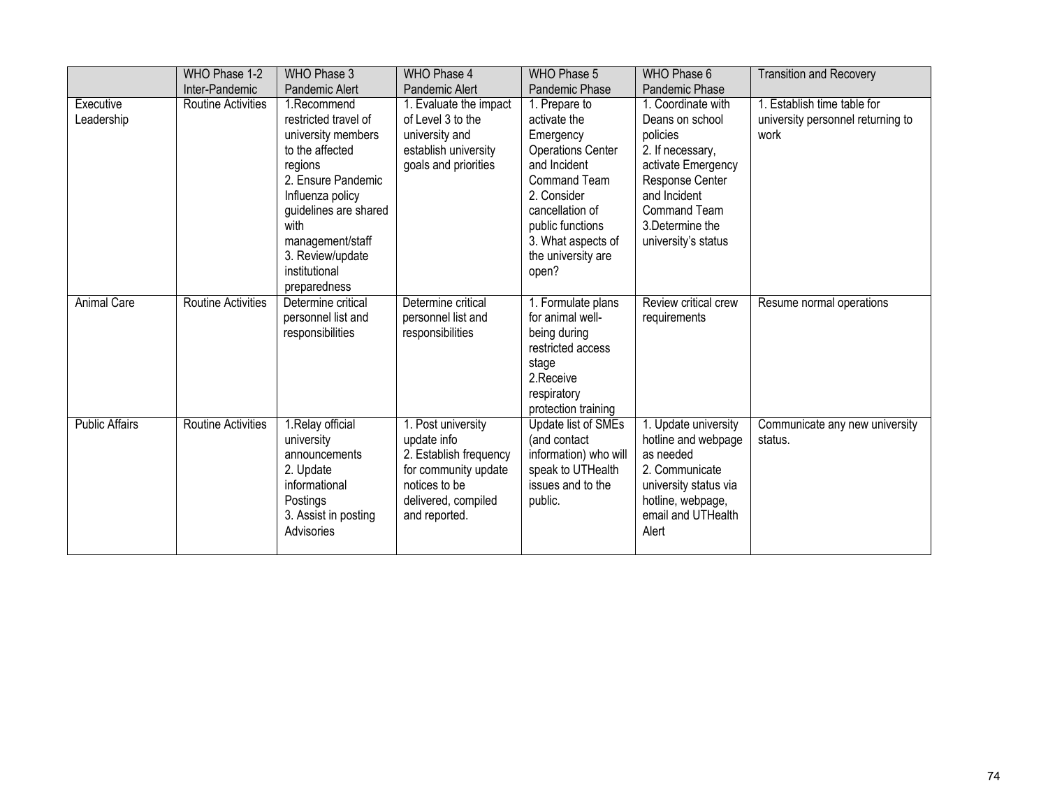| | WHO Phase 1-2 Inter-Pandemic | WHO Phase 3 Pandemic Alert | WHO Phase 4 Pandemic Alert | WHO Phase 5 Pandemic Phase | WHO Phase 6 Pandemic Phase | Transition and Recovery |
|---|---|---|---|---|---|---|
| Executive Leadership | Routine Activities | 1.Recommend restricted travel of university members to the affected regions<br>2. Ensure Pandemic Influenza policy guidelines are shared with management/staff<br>3. Review/update institutional preparedness | 1. Evaluate the impact of Level 3 to the university and establish university goals and priorities | 1. Prepare to activate the Emergency Operations Center and Incident Command Team<br>2. Consider cancellation of public functions<br>3. What aspects of the university are open? | 1. Coordinate with Deans on school policies<br>2. If necessary, activate Emergency Response Center and Incident Command Team<br>3.Determine the university's status | 1. Establish time table for university personnel returning to work |
| Animal Care | Routine Activities | Determine critical personnel list and responsibilities | Determine critical personnel list and responsibilities | 1. Formulate plans for animal well-being during restricted access stage<br>2.Receive respiratory protection training | Review critical crew requirements | Resume normal operations |
| Public Affairs | Routine Activities | 1.Relay official university announcements<br>2. Update informational Postings<br>3. Assist in posting Advisories | 1. Post university update info<br>2. Establish frequency for community update notices to be delivered, compiled and reported. | Update list of SMEs (and contact information) who will speak to UTHealth issues and to the public. | 1. Update university hotline and webpage as needed<br>2. Communicate university status via hotline, webpage, email and UTHealth Alert | Communicate any new university status. |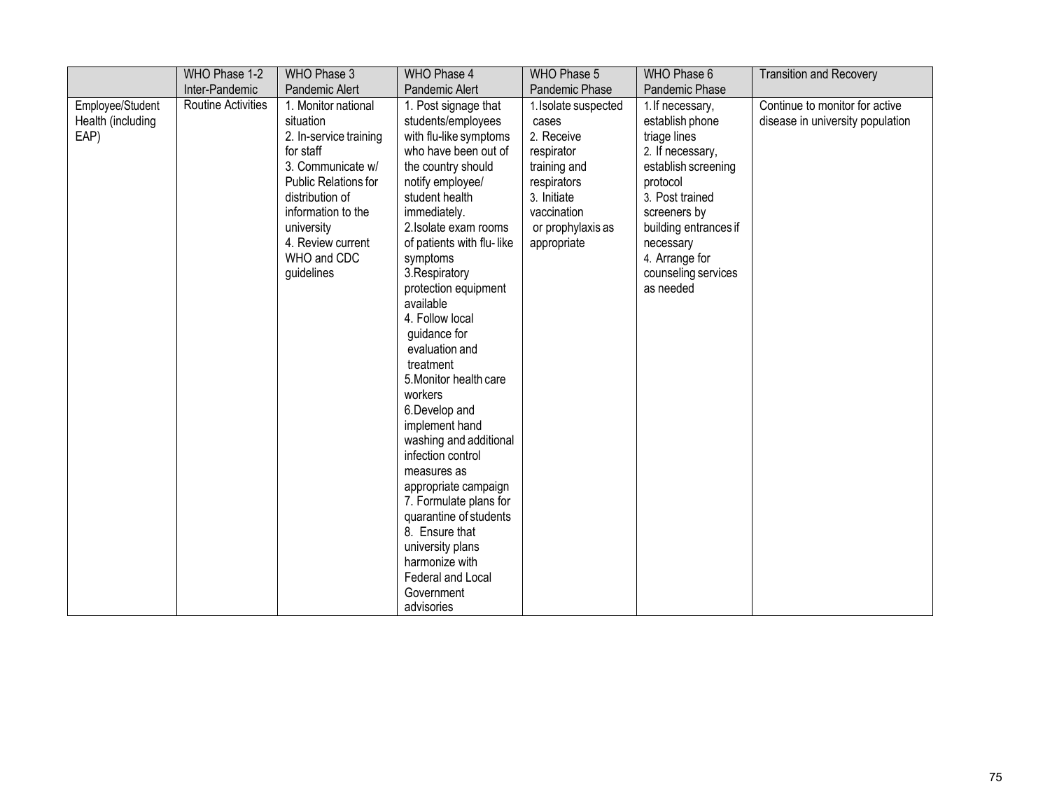| | WHO Phase 1-2 Inter-Pandemic | WHO Phase 3 Pandemic Alert | WHO Phase 4 Pandemic Alert | WHO Phase 5 Pandemic Phase | WHO Phase 6 Pandemic Phase | Transition and Recovery |
|---|---|---|---|---|---|---|
| Employee/Student Health (including EAP) | Routine Activities | 1. Monitor national situation<br>2. In-service training for staff<br>3. Communicate w/ Public Relations for distribution of information to the university<br>4. Review current WHO and CDC guidelines | 1. Post signage that students/employees with flu-like symptoms who have been out of the country should notify employee/ student health immediately.<br>2. Isolate exam rooms of patients with flu- like symptoms<br>3. Respiratory protection equipment available<br>4. Follow local guidance for evaluation and treatment<br>5. Monitor health care workers<br>6. Develop and implement hand washing and additional infection control measures as appropriate campaign<br>7. Formulate plans for quarantine of students<br>8. Ensure that university plans harmonize with Federal and Local Government advisories | 1. Isolate suspected cases<br>2. Receive respirator training and respirators<br>3. Initiate vaccination or prophylaxis as appropriate | 1. If necessary, establish phone triage lines<br>2. If necessary, establish screening protocol<br>3. Post trained screeners by building entrances if necessary<br>4. Arrange for counseling services as needed | Continue to monitor for active disease in university population |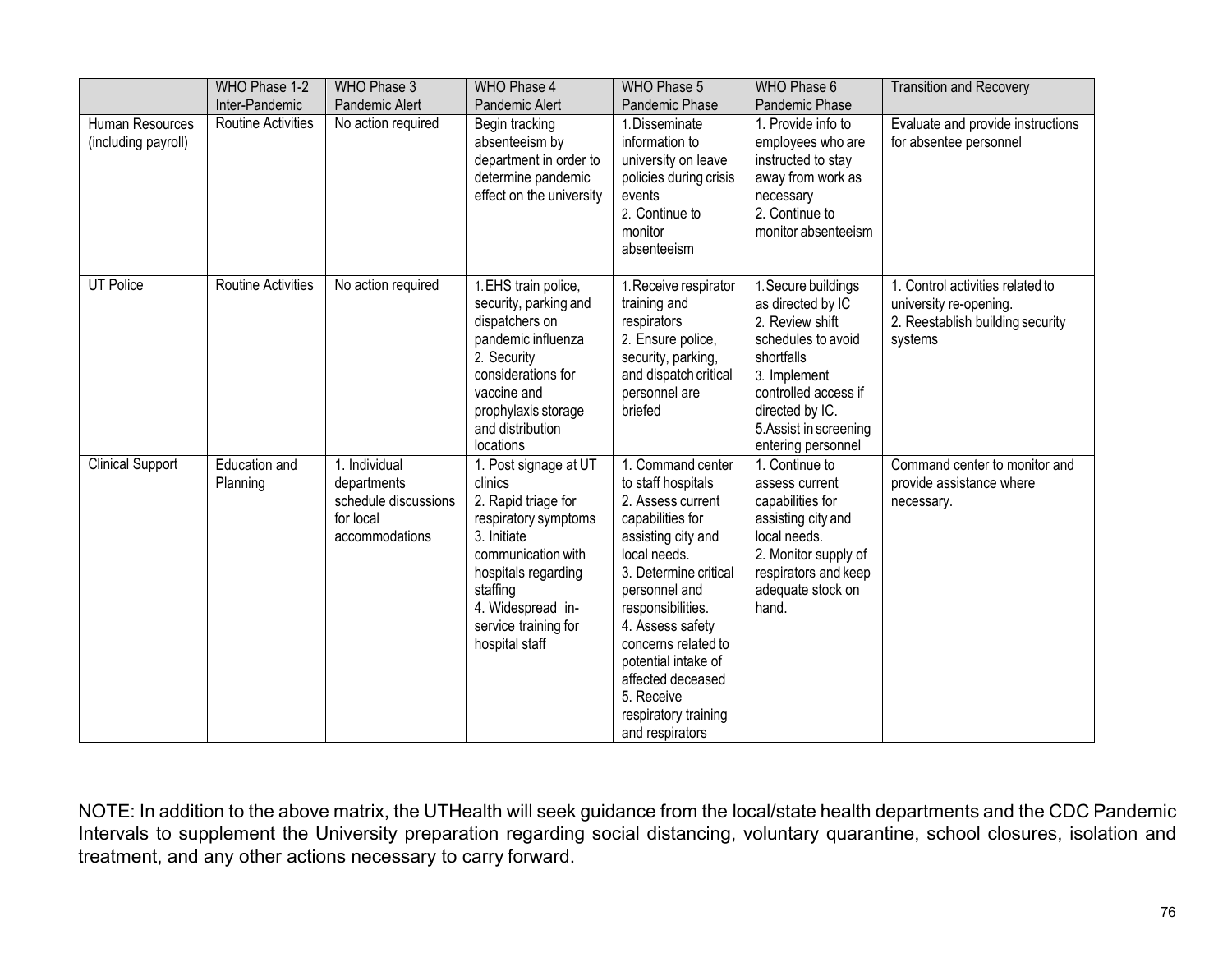| | WHO Phase 1-2 Inter-Pandemic | WHO Phase 3 Pandemic Alert | WHO Phase 4 Pandemic Alert | WHO Phase 5 Pandemic Phase | WHO Phase 6 Pandemic Phase | Transition and Recovery |
|---|---|---|---|---|---|---|
| Human Resources (including payroll) | Routine Activities | No action required | Begin tracking absenteeism by department in order to determine pandemic effect on the university | 1. Disseminate information to university on leave policies during crisis events<br>2. Continue to monitor absenteeism | 1. Provide info to employees who are instructed to stay away from work as necessary<br>2. Continue to monitor absenteeism | Evaluate and provide instructions for absentee personnel |
| UT Police | Routine Activities | No action required | 1. EHS train police, security, parking and dispatchers on pandemic influenza<br>2. Security considerations for vaccine and prophylaxis storage and distribution locations | 1. Receive respirator training and respirators<br>2. Ensure police, security, parking, and dispatch critical personnel are briefed | 1. Secure buildings as directed by IC<br>2. Review shift schedules to avoid shortfalls<br>3. Implement controlled access if directed by IC.<br>5. Assist in screening entering personnel | 1. Control activities related to university re-opening.<br>2. Reestablish building security systems |
| Clinical Support | Education and Planning | 1. Individual departments schedule discussions for local accommodations | 1. Post signage at UT clinics<br>2. Rapid triage for respiratory symptoms<br>3. Initiate communication with hospitals regarding staffing<br>4. Widespread in-service training for hospital staff | 1. Command center to staff hospitals<br>2. Assess current capabilities for assisting city and local needs.<br>3. Determine critical personnel and responsibilities.<br>4. Assess safety concerns related to potential intake of affected deceased<br>5. Receive respiratory training and respirators | 1. Continue to assess current capabilities for assisting city and local needs.<br>2. Monitor supply of respirators and keep adequate stock on hand. | Command center to monitor and provide assistance where necessary. |

NOTE: In addition to the above matrix, the UTHealth will seek guidance from the local/state health departments and the CDC Pandemic Intervals to supplement the University preparation regarding social distancing, voluntary quarantine, school closures, isolation and treatment, and any other actions necessary to carry forward.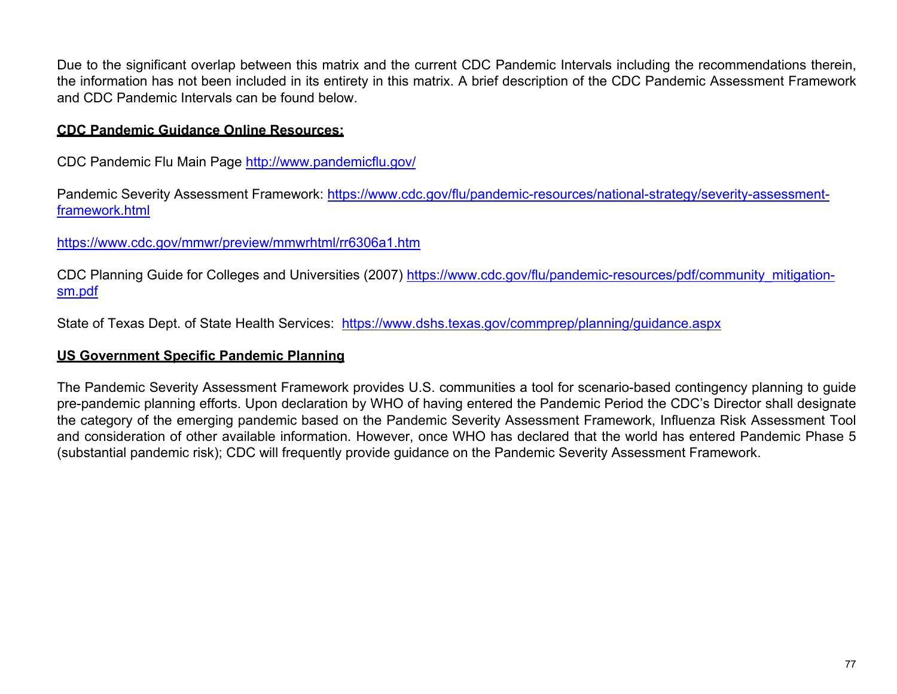Due to the significant overlap between this matrix and the current CDC Pandemic Intervals including the recommendations therein, the information has not been included in its entirety in this matrix. A brief description of the CDC Pandemic Assessment Framework and CDC Pandemic Intervals can be found below.

**CDC Pandemic Guidance Online Resources:**

CDC Pandemic Flu Main Page [http://www.pandemicflu.gov/](http://www.pandemicflu.gov/)

Pandemic Severity Assessment Framework: [https://www.cdc.gov/flu/pandemic-resources/national-strategy/severity-assessment-framework.html](https://www.cdc.gov/flu/pandemic-resources/national-strategy/severity-assessment-framework.html)

[https://www.cdc.gov/mmwr/preview/mmwrhtml/rr6306a1.htm](https://www.cdc.gov/mmwr/preview/mmwrhtml/rr6306a1.htm)

CDC Planning Guide for Colleges and Universities (2007) [https://www.cdc.gov/flu/pandemic-resources/pdf/community_mitigation-sm.pdf](https://www.cdc.gov/flu/pandemic-resources/pdf/community_mitigation-sm.pdf)

State of Texas Dept. of State Health Services: [https://www.dshs.texas.gov/commprep/planning/guidance.aspx](https://www.dshs.texas.gov/commprep/planning/guidance.aspx)

**US Government Specific Pandemic Planning**

The Pandemic Severity Assessment Framework provides U.S. communities a tool for scenario-based contingency planning to guide pre-pandemic planning efforts. Upon declaration by WHO of having entered the Pandemic Period the CDC's Director shall designate the category of the emerging pandemic based on the Pandemic Severity Assessment Framework, Influenza Risk Assessment Tool and consideration of other available information. However, once WHO has declared that the world has entered Pandemic Phase 5 (substantial pandemic risk); CDC will frequently provide guidance on the Pandemic Severity Assessment Framework.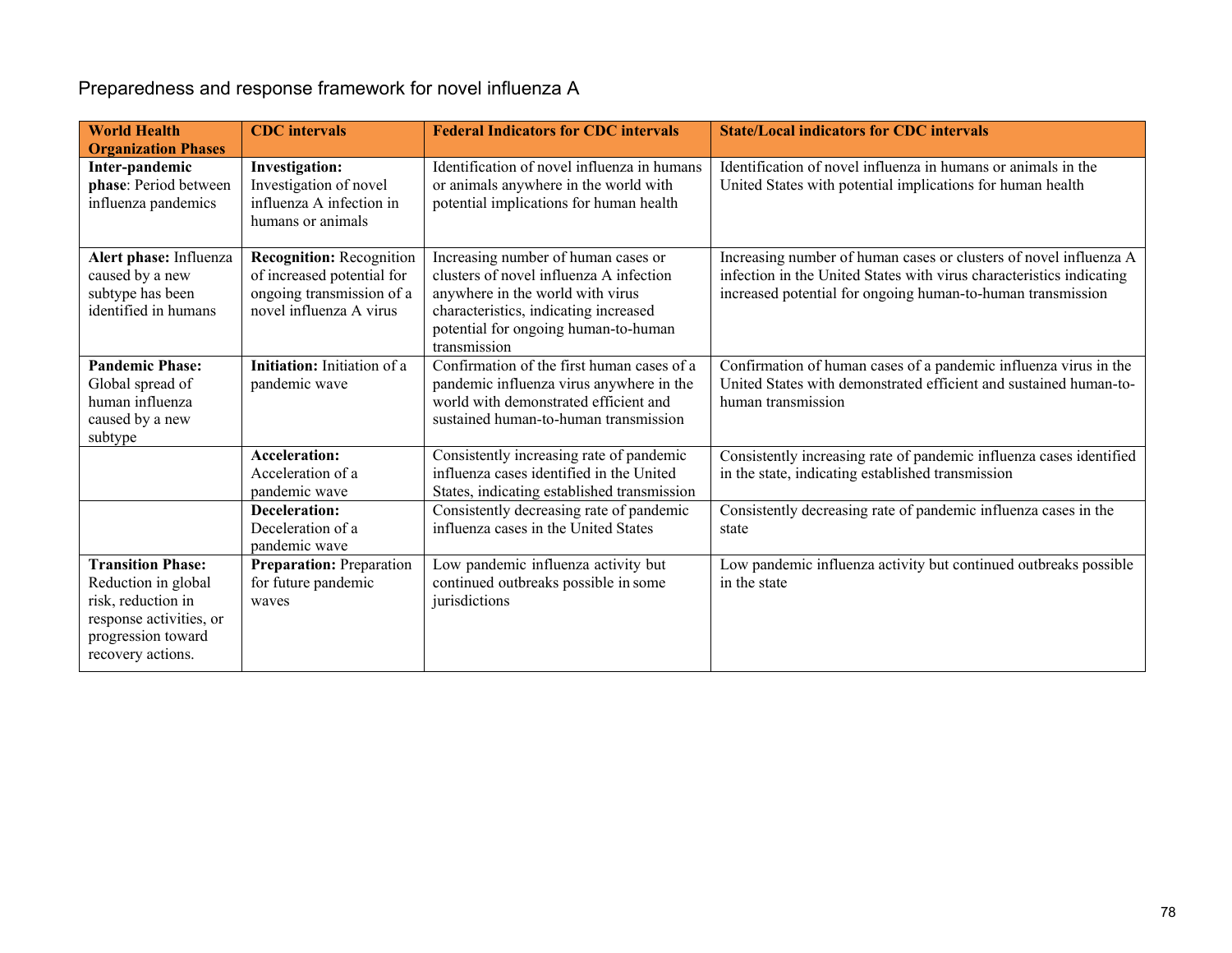Preparedness and response framework for novel influenza A

| World Health Organization Phases | CDC intervals | Federal Indicators for CDC intervals | State/Local indicators for CDC intervals |
|---|---|---|---|
| **Inter-pandemic phase**: Period between influenza pandemics | **Investigation:** Investigation of novel influenza A infection in humans or animals | Identification of novel influenza in humans or animals anywhere in the world with potential implications for human health | Identification of novel influenza in humans or animals in the United States with potential implications for human health |
| **Alert phase:** Influenza caused by a new subtype has been identified in humans | **Recognition:** Recognition of increased potential for ongoing transmission of a novel influenza A virus | Increasing number of human cases or clusters of novel influenza A infection anywhere in the world with virus characteristics, indicating increased potential for ongoing human-to-human transmission | Increasing number of human cases or clusters of novel influenza A infection in the United States with virus characteristics indicating increased potential for ongoing human-to-human transmission |
| **Pandemic Phase:** Global spread of human influenza caused by a new subtype | **Initiation:** Initiation of a pandemic wave | Confirmation of the first human cases of a pandemic influenza virus anywhere in the world with demonstrated efficient and sustained human-to-human transmission | Confirmation of human cases of a pandemic influenza virus in the United States with demonstrated efficient and sustained human-to-human transmission |
| | **Acceleration:** Acceleration of a pandemic wave | Consistently increasing rate of pandemic influenza cases identified in the United States, indicating established transmission | Consistently increasing rate of pandemic influenza cases identified in the state, indicating established transmission |
| | **Deceleration:** Deceleration of a pandemic wave | Consistently decreasing rate of pandemic influenza cases in the United States | Consistently decreasing rate of pandemic influenza cases in the state |
| **Transition Phase:** Reduction in global risk, reduction in response activities, or progression toward recovery actions. | **Preparation:** Preparation for future pandemic waves | Low pandemic influenza activity but continued outbreaks possible in some jurisdictions | Low pandemic influenza activity but continued outbreaks possible in the state |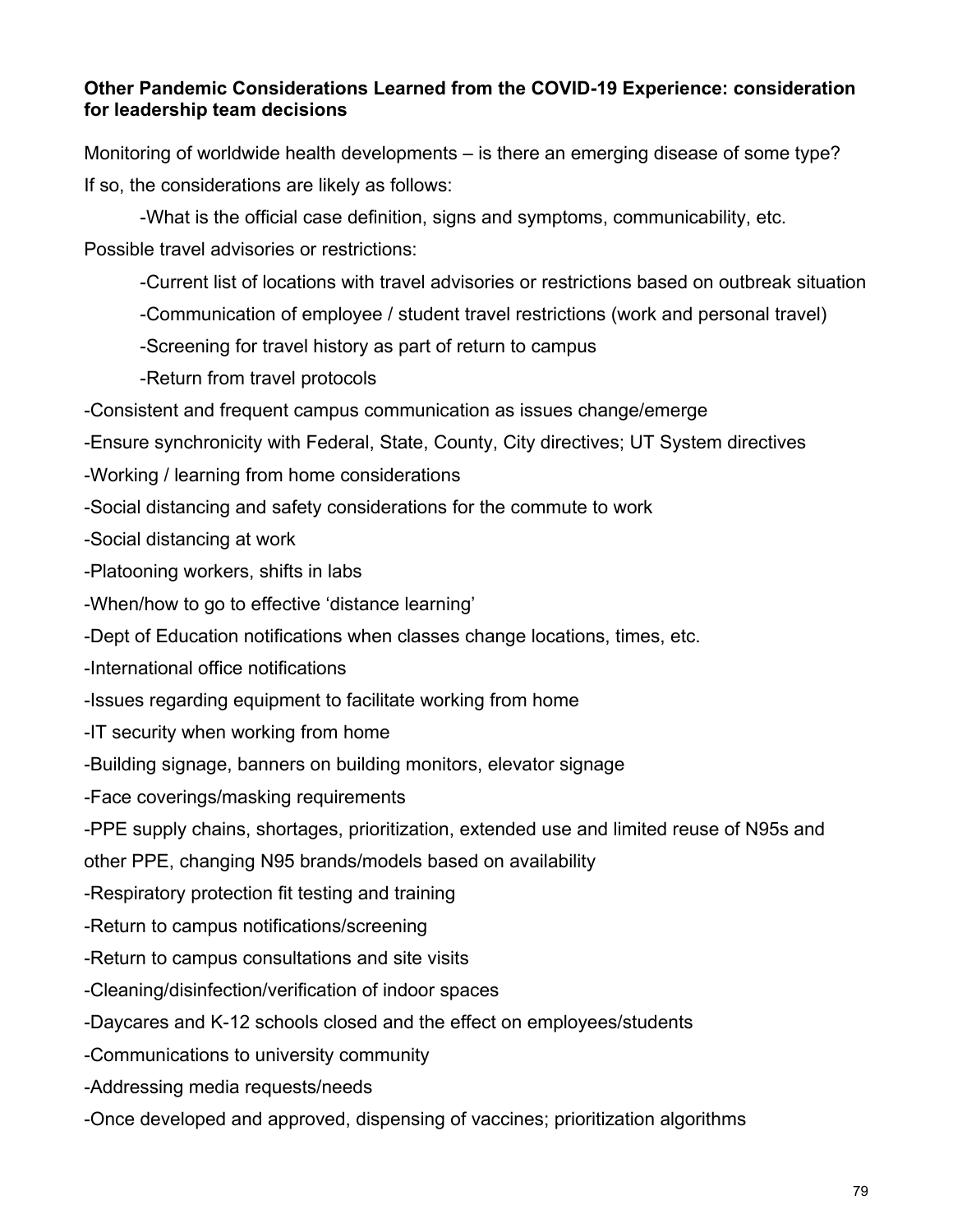**Other Pandemic Considerations Learned from the COVID-19 Experience: consideration for leadership team decisions**

Monitoring of worldwide health developments – is there an emerging disease of some type?

If so, the considerations are likely as follows:

-What is the official case definition, signs and symptoms, communicability, etc.

Possible travel advisories or restrictions:

-Current list of locations with travel advisories or restrictions based on outbreak situation

-Communication of employee / student travel restrictions (work and personal travel)

-Screening for travel history as part of return to campus

-Return from travel protocols

-Consistent and frequent campus communication as issues change/emerge

-Ensure synchronicity with Federal, State, County, City directives; UT System directives

-Working / learning from home considerations

-Social distancing and safety considerations for the commute to work

-Social distancing at work

-Platooning workers, shifts in labs

-When/how to go to effective 'distance learning'

-Dept of Education notifications when classes change locations, times, etc.

-International office notifications

-Issues regarding equipment to facilitate working from home

-IT security when working from home

-Building signage, banners on building monitors, elevator signage

-Face coverings/masking requirements

-PPE supply chains, shortages, prioritization, extended use and limited reuse of N95s and other PPE, changing N95 brands/models based on availability

-Respiratory protection fit testing and training

-Return to campus notifications/screening

-Return to campus consultations and site visits

-Cleaning/disinfection/verification of indoor spaces

-Daycares and K-12 schools closed and the effect on employees/students

-Communications to university community

-Addressing media requests/needs

-Once developed and approved, dispensing of vaccines; prioritization algorithms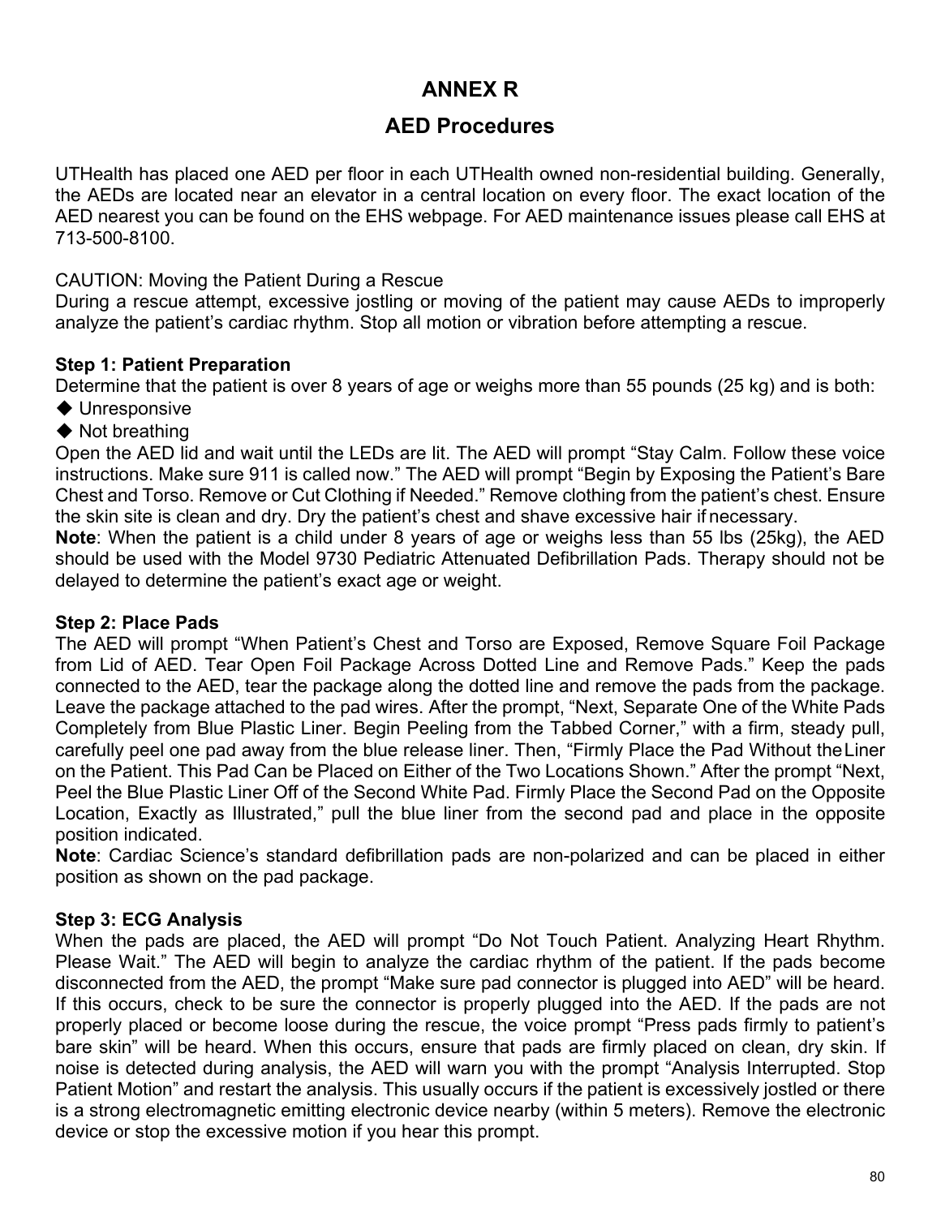# ANNEX R

## AED Procedures

UTHealth has placed one AED per floor in each UTHealth owned non-residential building. Generally, the AEDs are located near an elevator in a central location on every floor. The exact location of the AED nearest you can be found on the EHS webpage. For AED maintenance issues please call EHS at 713-500-8100.

CAUTION: Moving the Patient During a Rescue
During a rescue attempt, excessive jostling or moving of the patient may cause AEDs to improperly analyze the patient's cardiac rhythm. Stop all motion or vibration before attempting a rescue.

**Step 1: Patient Preparation**
Determine that the patient is over 8 years of age or weighs more than 55 pounds (25 kg) and is both:

- ◆ Unresponsive
- ◆ Not breathing

Open the AED lid and wait until the LEDs are lit. The AED will prompt "Stay Calm. Follow these voice instructions. Make sure 911 is called now." The AED will prompt "Begin by Exposing the Patient's Bare Chest and Torso. Remove or Cut Clothing if Needed." Remove clothing from the patient's chest. Ensure the skin site is clean and dry. Dry the patient's chest and shave excessive hair if necessary.
**Note**: When the patient is a child under 8 years of age or weighs less than 55 lbs (25kg), the AED should be used with the Model 9730 Pediatric Attenuated Defibrillation Pads. Therapy should not be delayed to determine the patient's exact age or weight.

**Step 2: Place Pads**
The AED will prompt "When Patient's Chest and Torso are Exposed, Remove Square Foil Package from Lid of AED. Tear Open Foil Package Across Dotted Line and Remove Pads." Keep the pads connected to the AED, tear the package along the dotted line and remove the pads from the package. Leave the package attached to the pad wires. After the prompt, "Next, Separate One of the White Pads Completely from Blue Plastic Liner. Begin Peeling from the Tabbed Corner," with a firm, steady pull, carefully peel one pad away from the blue release liner. Then, "Firmly Place the Pad Without the Liner on the Patient. This Pad Can be Placed on Either of the Two Locations Shown." After the prompt "Next, Peel the Blue Plastic Liner Off of the Second White Pad. Firmly Place the Second Pad on the Opposite Location, Exactly as Illustrated," pull the blue liner from the second pad and place in the opposite position indicated.
**Note**: Cardiac Science's standard defibrillation pads are non-polarized and can be placed in either position as shown on the pad package.

**Step 3: ECG Analysis**
When the pads are placed, the AED will prompt "Do Not Touch Patient. Analyzing Heart Rhythm. Please Wait." The AED will begin to analyze the cardiac rhythm of the patient. If the pads become disconnected from the AED, the prompt "Make sure pad connector is plugged into AED" will be heard. If this occurs, check to be sure the connector is properly plugged into the AED. If the pads are not properly placed or become loose during the rescue, the voice prompt "Press pads firmly to patient's bare skin" will be heard. When this occurs, ensure that pads are firmly placed on clean, dry skin. If noise is detected during analysis, the AED will warn you with the prompt "Analysis Interrupted. Stop Patient Motion" and restart the analysis. This usually occurs if the patient is excessively jostled or there is a strong electromagnetic emitting electronic device nearby (within 5 meters). Remove the electronic device or stop the excessive motion if you hear this prompt.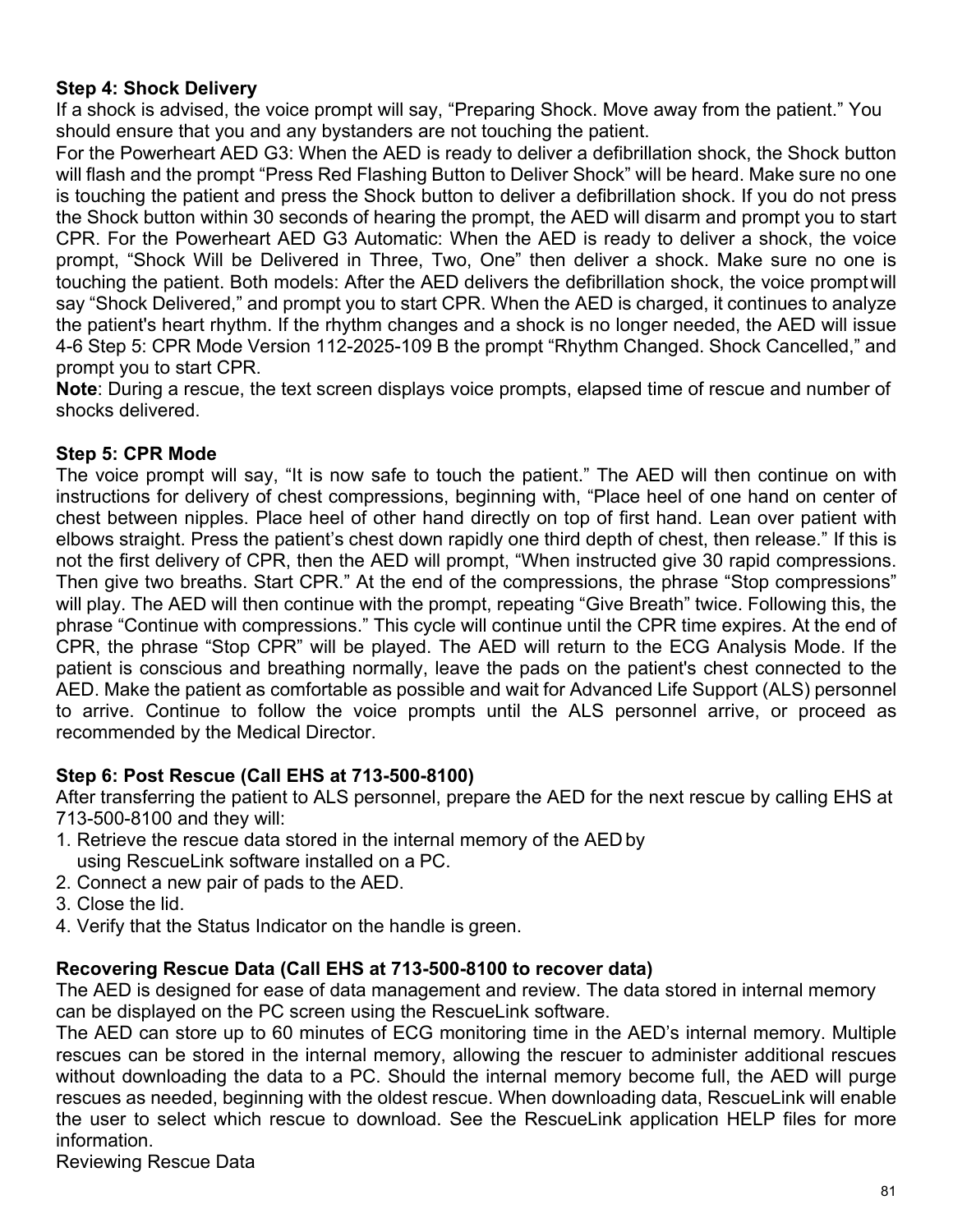**Step 4: Shock Delivery**

If a shock is advised, the voice prompt will say, "Preparing Shock. Move away from the patient." You should ensure that you and any bystanders are not touching the patient.

For the Powerheart AED G3: When the AED is ready to deliver a defibrillation shock, the Shock button will flash and the prompt "Press Red Flashing Button to Deliver Shock" will be heard. Make sure no one is touching the patient and press the Shock button to deliver a defibrillation shock. If you do not press the Shock button within 30 seconds of hearing the prompt, the AED will disarm and prompt you to start CPR. For the Powerheart AED G3 Automatic: When the AED is ready to deliver a shock, the voice prompt, "Shock Will be Delivered in Three, Two, One" then deliver a shock. Make sure no one is touching the patient. Both models: After the AED delivers the defibrillation shock, the voice prompt will say "Shock Delivered," and prompt you to start CPR. When the AED is charged, it continues to analyze the patient's heart rhythm. If the rhythm changes and a shock is no longer needed, the AED will issue 4-6 Step 5: CPR Mode Version 112-2025-109 B the prompt "Rhythm Changed. Shock Cancelled," and prompt you to start CPR.

**Note**: During a rescue, the text screen displays voice prompts, elapsed time of rescue and number of shocks delivered.

**Step 5: CPR Mode**

The voice prompt will say, "It is now safe to touch the patient." The AED will then continue on with instructions for delivery of chest compressions, beginning with, "Place heel of one hand on center of chest between nipples. Place heel of other hand directly on top of first hand. Lean over patient with elbows straight. Press the patient's chest down rapidly one third depth of chest, then release." If this is not the first delivery of CPR, then the AED will prompt, "When instructed give 30 rapid compressions. Then give two breaths. Start CPR." At the end of the compressions, the phrase "Stop compressions" will play. The AED will then continue with the prompt, repeating "Give Breath" twice. Following this, the phrase "Continue with compressions." This cycle will continue until the CPR time expires. At the end of CPR, the phrase "Stop CPR" will be played. The AED will return to the ECG Analysis Mode. If the patient is conscious and breathing normally, leave the pads on the patient's chest connected to the AED. Make the patient as comfortable as possible and wait for Advanced Life Support (ALS) personnel to arrive. Continue to follow the voice prompts until the ALS personnel arrive, or proceed as recommended by the Medical Director.

**Step 6: Post Rescue (Call EHS at 713-500-8100)**

After transferring the patient to ALS personnel, prepare the AED for the next rescue by calling EHS at 713-500-8100 and they will:

1. Retrieve the rescue data stored in the internal memory of the AED by using RescueLink software installed on a PC.
2. Connect a new pair of pads to the AED.
3. Close the lid.
4. Verify that the Status Indicator on the handle is green.

**Recovering Rescue Data (Call EHS at 713-500-8100 to recover data)**

The AED is designed for ease of data management and review. The data stored in internal memory can be displayed on the PC screen using the RescueLink software.

The AED can store up to 60 minutes of ECG monitoring time in the AED's internal memory. Multiple rescues can be stored in the internal memory, allowing the rescuer to administer additional rescues without downloading the data to a PC. Should the internal memory become full, the AED will purge rescues as needed, beginning with the oldest rescue. When downloading data, RescueLink will enable the user to select which rescue to download. See the RescueLink application HELP files for more information.

Reviewing Rescue Data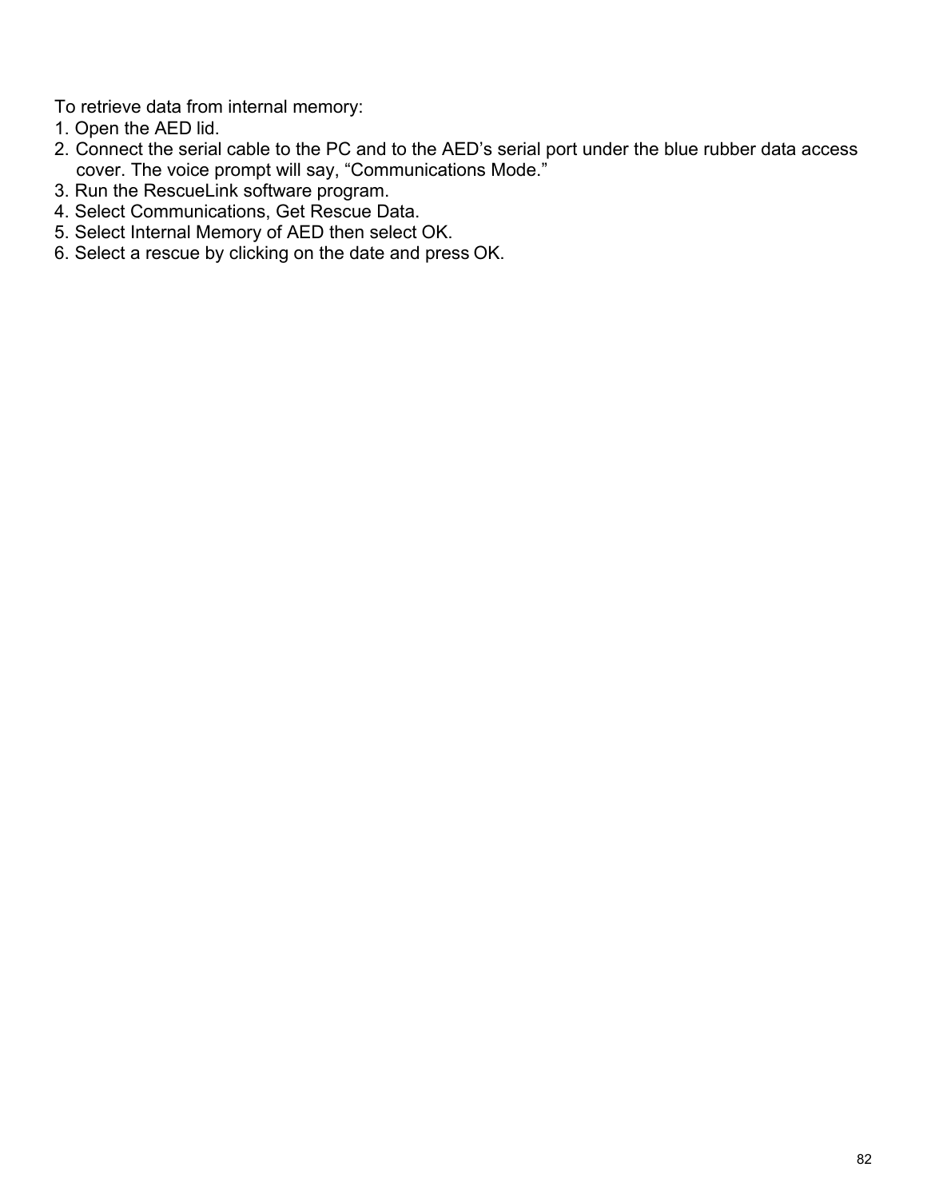To retrieve data from internal memory:

1. Open the AED lid.
2. Connect the serial cable to the PC and to the AED’s serial port under the blue rubber data access cover. The voice prompt will say, “Communications Mode.”
3. Run the RescueLink software program.
4. Select Communications, Get Rescue Data.
5. Select Internal Memory of AED then select OK.
6. Select a rescue by clicking on the date and press OK.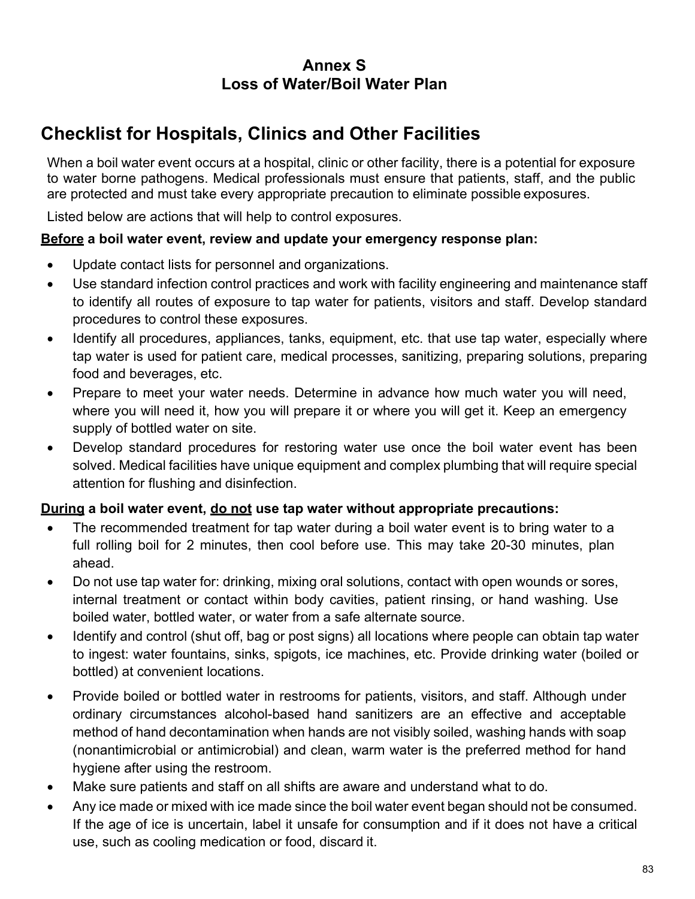# Annex S
# Loss of Water/Boil Water Plan

## Checklist for Hospitals, Clinics and Other Facilities

When a boil water event occurs at a hospital, clinic or other facility, there is a potential for exposure to water borne pathogens. Medical professionals must ensure that patients, staff, and the public are protected and must take every appropriate precaution to eliminate possible exposures.

Listed below are actions that will help to control exposures.

**<u>Before</u> a boil water event, review and update your emergency response plan:**

- Update contact lists for personnel and organizations.
- Use standard infection control practices and work with facility engineering and maintenance staff to identify all routes of exposure to tap water for patients, visitors and staff. Develop standard procedures to control these exposures.
- Identify all procedures, appliances, tanks, equipment, etc. that use tap water, especially where tap water is used for patient care, medical processes, sanitizing, preparing solutions, preparing food and beverages, etc.
- Prepare to meet your water needs. Determine in advance how much water you will need, where you will need it, how you will prepare it or where you will get it. Keep an emergency supply of bottled water on site.
- Develop standard procedures for restoring water use once the boil water event has been solved. Medical facilities have unique equipment and complex plumbing that will require special attention for flushing and disinfection.

**<u>During</u> a boil water event, <u>do not</u> use tap water without appropriate precautions:**

- The recommended treatment for tap water during a boil water event is to bring water to a full rolling boil for 2 minutes, then cool before use. This may take 20-30 minutes, plan ahead.
- Do not use tap water for: drinking, mixing oral solutions, contact with open wounds or sores, internal treatment or contact within body cavities, patient rinsing, or hand washing. Use boiled water, bottled water, or water from a safe alternate source.
- Identify and control (shut off, bag or post signs) all locations where people can obtain tap water to ingest: water fountains, sinks, spigots, ice machines, etc. Provide drinking water (boiled or bottled) at convenient locations.
- Provide boiled or bottled water in restrooms for patients, visitors, and staff. Although under ordinary circumstances alcohol-based hand sanitizers are an effective and acceptable method of hand decontamination when hands are not visibly soiled, washing hands with soap (nonantimicrobial or antimicrobial) and clean, warm water is the preferred method for hand hygiene after using the restroom.
- Make sure patients and staff on all shifts are aware and understand what to do.
- Any ice made or mixed with ice made since the boil water event began should not be consumed. If the age of ice is uncertain, label it unsafe for consumption and if it does not have a critical use, such as cooling medication or food, discard it.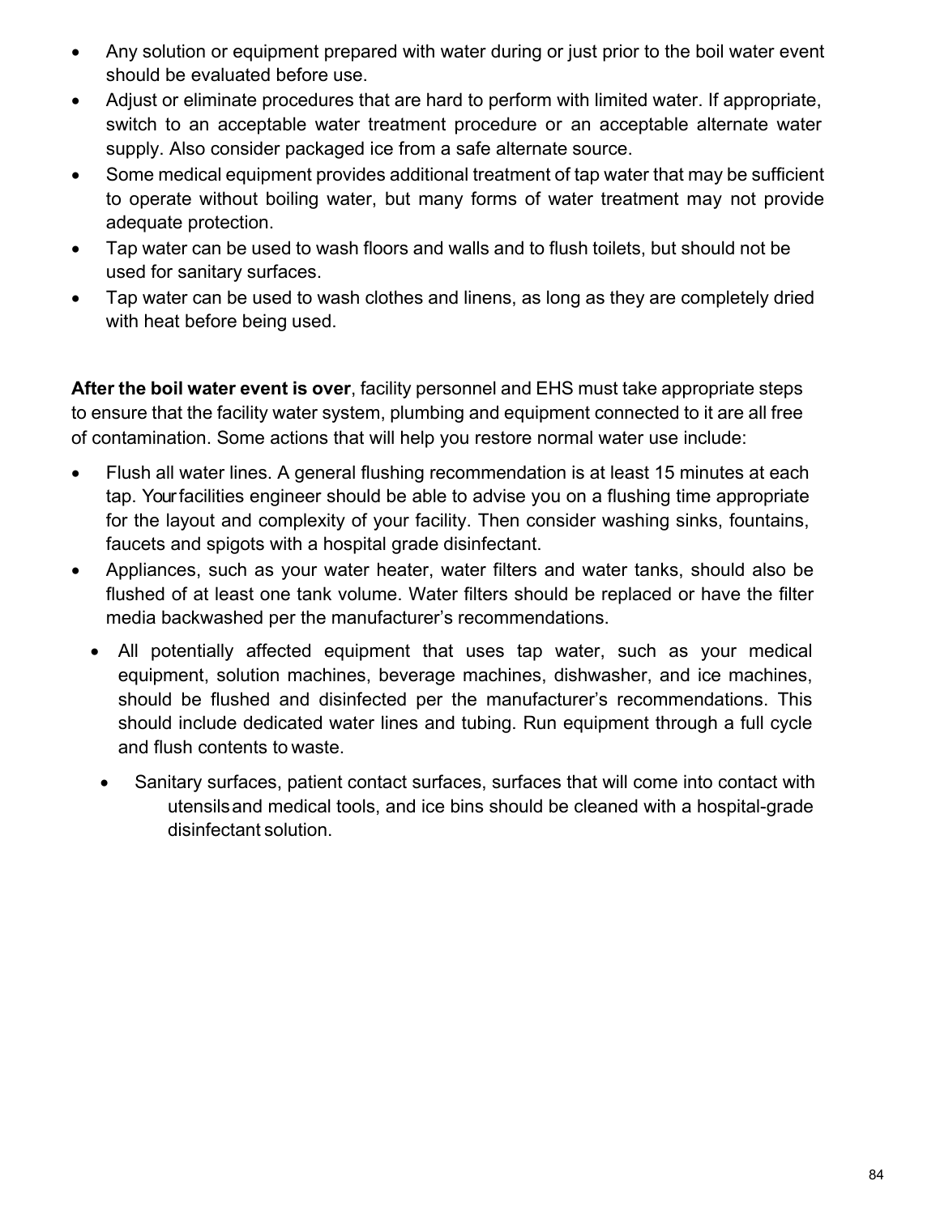- Any solution or equipment prepared with water during or just prior to the boil water event should be evaluated before use.
- Adjust or eliminate procedures that are hard to perform with limited water. If appropriate, switch to an acceptable water treatment procedure or an acceptable alternate water supply. Also consider packaged ice from a safe alternate source.
- Some medical equipment provides additional treatment of tap water that may be sufficient to operate without boiling water, but many forms of water treatment may not provide adequate protection.
- Tap water can be used to wash floors and walls and to flush toilets, but should not be used for sanitary surfaces.
- Tap water can be used to wash clothes and linens, as long as they are completely dried with heat before being used.

**After the boil water event is over**, facility personnel and EHS must take appropriate steps to ensure that the facility water system, plumbing and equipment connected to it are all free of contamination. Some actions that will help you restore normal water use include:

- Flush all water lines. A general flushing recommendation is at least 15 minutes at each tap. Your facilities engineer should be able to advise you on a flushing time appropriate for the layout and complexity of your facility. Then consider washing sinks, fountains, faucets and spigots with a hospital grade disinfectant.
- Appliances, such as your water heater, water filters and water tanks, should also be flushed of at least one tank volume. Water filters should be replaced or have the filter media backwashed per the manufacturer's recommendations.
- All potentially affected equipment that uses tap water, such as your medical equipment, solution machines, beverage machines, dishwasher, and ice machines, should be flushed and disinfected per the manufacturer's recommendations. This should include dedicated water lines and tubing. Run equipment through a full cycle and flush contents to waste.
- Sanitary surfaces, patient contact surfaces, surfaces that will come into contact with utensils and medical tools, and ice bins should be cleaned with a hospital-grade disinfectant solution.